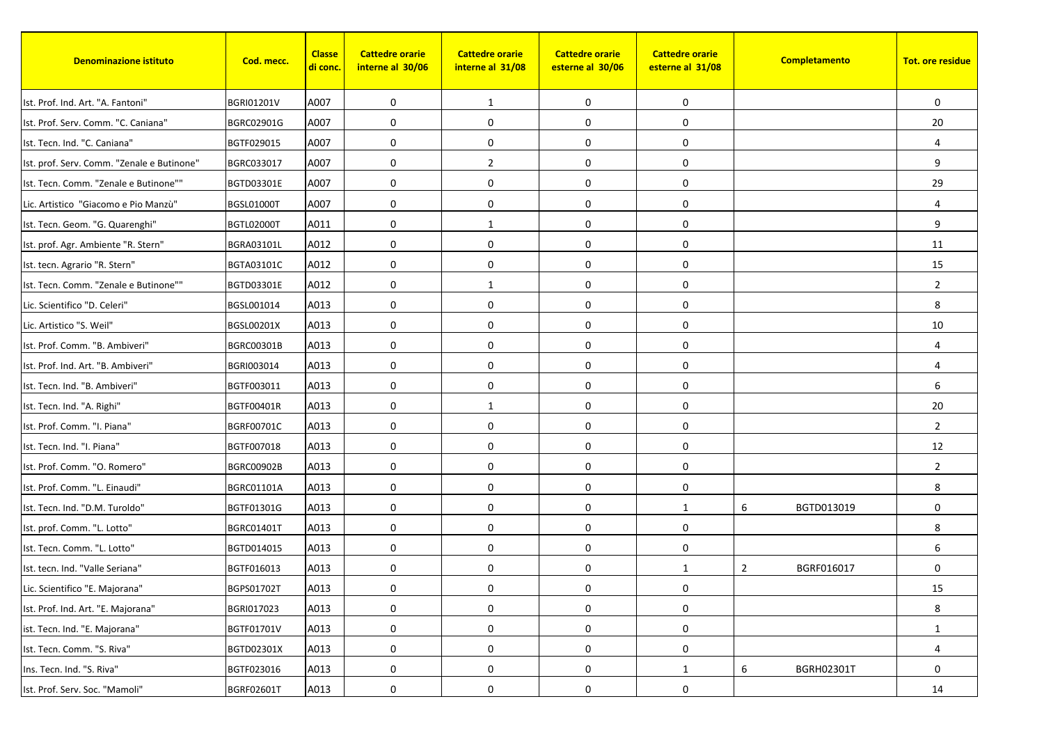| Denominazione istituto | Cod. mecc. | Classe di conc. | Cattedre orarie interne al 30/06 | Cattedre orarie interne al 31/08 | Cattedre orarie esterne al 30/06 | Cattedre orarie esterne al 31/08 | Completamento | | Tot. ore residue |
|---|---|---|---|---|---|---|---|---|---|
| Ist. Prof. Ind. Art. "A. Fantoni" | BGRI01201V | A007 | 0 | 1 | 0 | 0 | | | 0 |
| Ist. Prof. Serv. Comm. "C. Caniana" | BGRC02901G | A007 | 0 | 0 | 0 | 0 | | | 20 |
| Ist. Tecn. Ind. "C. Caniana" | BGTF029015 | A007 | 0 | 0 | 0 | 0 | | | 4 |
| Ist. prof. Serv. Comm. "Zenale e Butinone" | BGRC033017 | A007 | 0 | 2 | 0 | 0 | | | 9 |
| Ist. Tecn. Comm. "Zenale e Butinone"" | BGTD03301E | A007 | 0 | 0 | 0 | 0 | | | 29 |
| Lic. Artistico "Giacomo e Pio Manzù" | BGSL01000T | A007 | 0 | 0 | 0 | 0 | | | 4 |
| Ist. Tecn. Geom. "G. Quarenghi" | BGTL02000T | A011 | 0 | 1 | 0 | 0 | | | 9 |
| Ist. prof. Agr. Ambiente "R. Stern" | BGRA03101L | A012 | 0 | 0 | 0 | 0 | | | 11 |
| Ist. tecn. Agrario "R. Stern" | BGTA03101C | A012 | 0 | 0 | 0 | 0 | | | 15 |
| Ist. Tecn. Comm. "Zenale e Butinone"" | BGTD03301E | A012 | 0 | 1 | 0 | 0 | | | 2 |
| Lic. Scientifico "D. Celeri" | BGSL001014 | A013 | 0 | 0 | 0 | 0 | | | 8 |
| Lic. Artistico "S. Weil" | BGSL00201X | A013 | 0 | 0 | 0 | 0 | | | 10 |
| Ist. Prof. Comm. "B. Ambiveri" | BGRC00301B | A013 | 0 | 0 | 0 | 0 | | | 4 |
| Ist. Prof. Ind. Art. "B. Ambiveri" | BGRI003014 | A013 | 0 | 0 | 0 | 0 | | | 4 |
| Ist. Tecn. Ind. "B. Ambiveri" | BGTF003011 | A013 | 0 | 0 | 0 | 0 | | | 6 |
| Ist. Tecn. Ind. "A. Righi" | BGTF00401R | A013 | 0 | 1 | 0 | 0 | | | 20 |
| Ist. Prof. Comm. "I. Piana" | BGRF00701C | A013 | 0 | 0 | 0 | 0 | | | 2 |
| Ist. Tecn. Ind. "I. Piana" | BGTF007018 | A013 | 0 | 0 | 0 | 0 | | | 12 |
| Ist. Prof. Comm. "O. Romero" | BGRC00902B | A013 | 0 | 0 | 0 | 0 | | | 2 |
| Ist. Prof. Comm. "L. Einaudi" | BGRC01101A | A013 | 0 | 0 | 0 | 0 | | | 8 |
| Ist. Tecn. Ind. "D.M. Turoldo" | BGTF01301G | A013 | 0 | 0 | 0 | 1 | 6 | BGTD013019 | 0 |
| Ist. prof. Comm. "L. Lotto" | BGRC01401T | A013 | 0 | 0 | 0 | 0 | | | 8 |
| Ist. Tecn. Comm. "L. Lotto" | BGTD014015 | A013 | 0 | 0 | 0 | 0 | | | 6 |
| Ist. tecn. Ind. "Valle Seriana" | BGTF016013 | A013 | 0 | 0 | 0 | 1 | 2 | BGRF016017 | 0 |
| Lic. Scientifico "E. Majorana" | BGPS01702T | A013 | 0 | 0 | 0 | 0 | | | 15 |
| Ist. Prof. Ind. Art. "E. Majorana" | BGRI017023 | A013 | 0 | 0 | 0 | 0 | | | 8 |
| ist. Tecn. Ind. "E. Majorana" | BGTF01701V | A013 | 0 | 0 | 0 | 0 | | | 1 |
| Ist. Tecn. Comm. "S. Riva" | BGTD02301X | A013 | 0 | 0 | 0 | 0 | | | 4 |
| Ins. Tecn. Ind. "S. Riva" | BGTF023016 | A013 | 0 | 0 | 0 | 1 | 6 | BGRH02301T | 0 |
| Ist. Prof. Serv. Soc. "Mamoli" | BGRF02601T | A013 | 0 | 0 | 0 | 0 | | | 14 |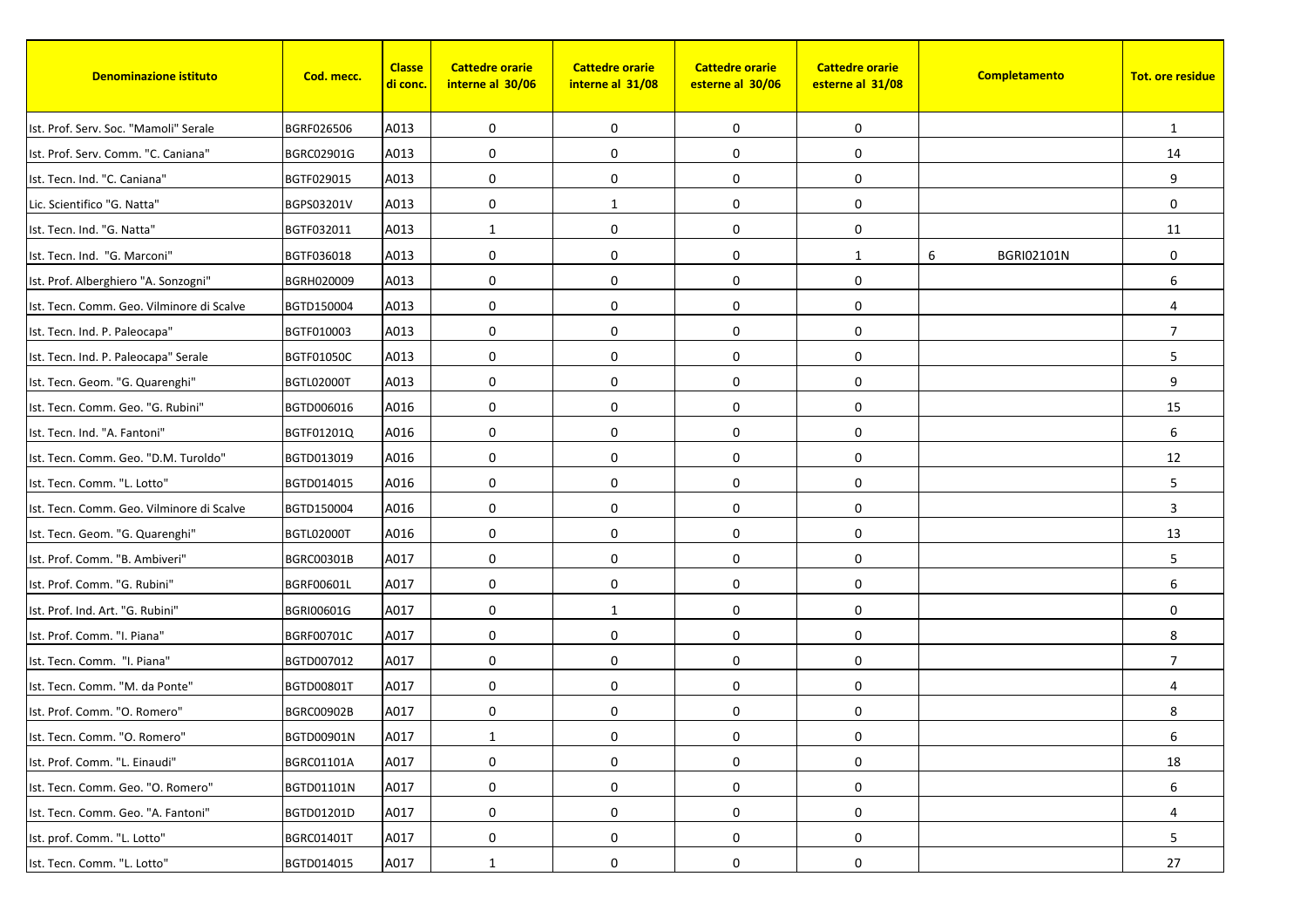| Denominazione istituto | Cod. mecc. | Classe di conc. | Cattedre orarie interne al 30/06 | Cattedre orarie interne al 31/08 | Cattedre orarie esterne al 30/06 | Cattedre orarie esterne al 31/08 | Completamento | Tot. ore residue |
|---|---|---|---|---|---|---|---|---|
| Ist. Prof. Serv. Soc. "Mamoli" Serale | BGRF026506 | A013 | 0 | 0 | 0 | 0 | | 1 |
| Ist. Prof. Serv. Comm. "C. Caniana" | BGRC02901G | A013 | 0 | 0 | 0 | 0 | | 14 |
| Ist. Tecn. Ind. "C. Caniana" | BGTF029015 | A013 | 0 | 0 | 0 | 0 | | 9 |
| Lic. Scientifico "G. Natta" | BGPS03201V | A013 | 0 | 1 | 0 | 0 | | 0 |
| Ist. Tecn. Ind. "G. Natta" | BGTF032011 | A013 | 1 | 0 | 0 | 0 | | 11 |
| Ist. Tecn. Ind. "G. Marconi" | BGTF036018 | A013 | 0 | 0 | 0 | 1 | 6 BGRI02101N | 0 |
| Ist. Prof. Alberghiero "A. Sonzogni" | BGRH020009 | A013 | 0 | 0 | 0 | 0 | | 6 |
| Ist. Tecn. Comm. Geo. Vilminore di Scalve | BGTD150004 | A013 | 0 | 0 | 0 | 0 | | 4 |
| Ist. Tecn. Ind. P. Paleocapa" | BGTF010003 | A013 | 0 | 0 | 0 | 0 | | 7 |
| Ist. Tecn. Ind. P. Paleocapa" Serale | BGTF01050C | A013 | 0 | 0 | 0 | 0 | | 5 |
| Ist. Tecn. Geom. "G. Quarenghi" | BGTL02000T | A013 | 0 | 0 | 0 | 0 | | 9 |
| Ist. Tecn. Comm. Geo. "G. Rubini" | BGTD006016 | A016 | 0 | 0 | 0 | 0 | | 15 |
| Ist. Tecn. Ind. "A. Fantoni" | BGTF01201Q | A016 | 0 | 0 | 0 | 0 | | 6 |
| Ist. Tecn. Comm. Geo. "D.M. Turoldo" | BGTD013019 | A016 | 0 | 0 | 0 | 0 | | 12 |
| Ist. Tecn. Comm. "L. Lotto" | BGTD014015 | A016 | 0 | 0 | 0 | 0 | | 5 |
| Ist. Tecn. Comm. Geo. Vilminore di Scalve | BGTD150004 | A016 | 0 | 0 | 0 | 0 | | 3 |
| Ist. Tecn. Geom. "G. Quarenghi" | BGTL02000T | A016 | 0 | 0 | 0 | 0 | | 13 |
| Ist. Prof. Comm. "B. Ambiveri" | BGRC00301B | A017 | 0 | 0 | 0 | 0 | | 5 |
| Ist. Prof. Comm. "G. Rubini" | BGRF00601L | A017 | 0 | 0 | 0 | 0 | | 6 |
| Ist. Prof. Ind. Art. "G. Rubini" | BGRI00601G | A017 | 0 | 1 | 0 | 0 | | 0 |
| Ist. Prof. Comm. "I. Piana" | BGRF00701C | A017 | 0 | 0 | 0 | 0 | | 8 |
| Ist. Tecn. Comm. "I. Piana" | BGTD007012 | A017 | 0 | 0 | 0 | 0 | | 7 |
| Ist. Tecn. Comm. "M. da Ponte" | BGTD00801T | A017 | 0 | 0 | 0 | 0 | | 4 |
| Ist. Prof. Comm. "O. Romero" | BGRC00902B | A017 | 0 | 0 | 0 | 0 | | 8 |
| Ist. Tecn. Comm. "O. Romero" | BGTD00901N | A017 | 1 | 0 | 0 | 0 | | 6 |
| Ist. Prof. Comm. "L. Einaudi" | BGRC01101A | A017 | 0 | 0 | 0 | 0 | | 18 |
| Ist. Tecn. Comm. Geo. "O. Romero" | BGTD01101N | A017 | 0 | 0 | 0 | 0 | | 6 |
| Ist. Tecn. Comm. Geo. "A. Fantoni" | BGTD01201D | A017 | 0 | 0 | 0 | 0 | | 4 |
| Ist. prof. Comm. "L. Lotto" | BGRC01401T | A017 | 0 | 0 | 0 | 0 | | 5 |
| Ist. Tecn. Comm. "L. Lotto" | BGTD014015 | A017 | 1 | 0 | 0 | 0 | | 27 |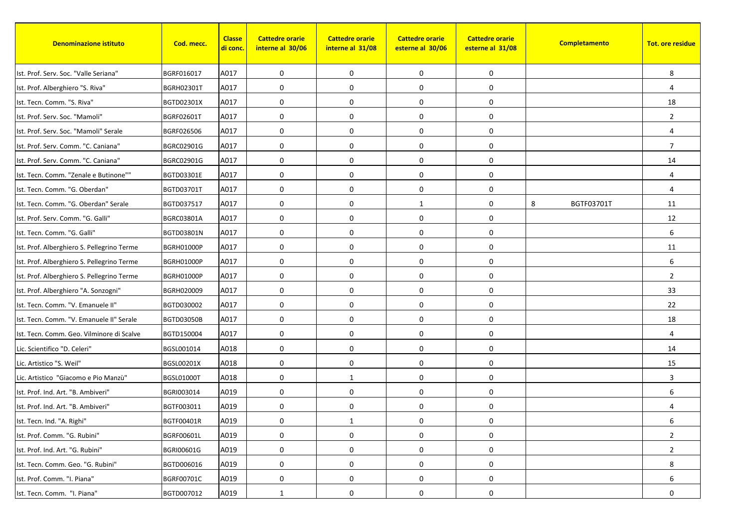| Denominazione istituto | Cod. mecc. | Classe di conc. | Cattedre orarie interne al 30/06 | Cattedre orarie interne al 31/08 | Cattedre orarie esterne al 30/06 | Cattedre orarie esterne al 31/08 | Completamento | Tot. ore residue |
|---|---|---|---|---|---|---|---|---|
| Ist. Prof. Serv. Soc. "Valle Seriana" | BGRF016017 | A017 | 0 | 0 | 0 | 0 | | 8 |
| Ist. Prof. Alberghiero "S. Riva" | BGRH02301T | A017 | 0 | 0 | 0 | 0 | | 4 |
| Ist. Tecn. Comm. "S. Riva" | BGTD02301X | A017 | 0 | 0 | 0 | 0 | | 18 |
| Ist. Prof. Serv. Soc. "Mamoli" | BGRF02601T | A017 | 0 | 0 | 0 | 0 | | 2 |
| Ist. Prof. Serv. Soc. "Mamoli" Serale | BGRF026506 | A017 | 0 | 0 | 0 | 0 | | 4 |
| Ist. Prof. Serv. Comm. "C. Caniana" | BGRC02901G | A017 | 0 | 0 | 0 | 0 | | 7 |
| Ist. Prof. Serv. Comm. "C. Caniana" | BGRC02901G | A017 | 0 | 0 | 0 | 0 | | 14 |
| Ist. Tecn. Comm. "Zenale e Butinone"" | BGTD03301E | A017 | 0 | 0 | 0 | 0 | | 4 |
| Ist. Tecn. Comm. "G. Oberdan" | BGTD03701T | A017 | 0 | 0 | 0 | 0 | | 4 |
| Ist. Tecn. Comm. "G. Oberdan" Serale | BGTD037517 | A017 | 0 | 0 | 1 | 0 | 8 BGTF03701T | 11 |
| Ist. Prof. Serv. Comm. "G. Galli" | BGRC03801A | A017 | 0 | 0 | 0 | 0 | | 12 |
| Ist. Tecn. Comm. "G. Galli" | BGTD03801N | A017 | 0 | 0 | 0 | 0 | | 6 |
| Ist. Prof. Alberghiero S. Pellegrino Terme | BGRH01000P | A017 | 0 | 0 | 0 | 0 | | 11 |
| Ist. Prof. Alberghiero S. Pellegrino Terme | BGRH01000P | A017 | 0 | 0 | 0 | 0 | | 6 |
| Ist. Prof. Alberghiero S. Pellegrino Terme | BGRH01000P | A017 | 0 | 0 | 0 | 0 | | 2 |
| Ist. Prof. Alberghiero "A. Sonzogni" | BGRH020009 | A017 | 0 | 0 | 0 | 0 | | 33 |
| Ist. Tecn. Comm. "V. Emanuele II" | BGTD030002 | A017 | 0 | 0 | 0 | 0 | | 22 |
| Ist. Tecn. Comm. "V. Emanuele II" Serale | BGTD03050B | A017 | 0 | 0 | 0 | 0 | | 18 |
| Ist. Tecn. Comm. Geo. Vilminore di Scalve | BGTD150004 | A017 | 0 | 0 | 0 | 0 | | 4 |
| Lic. Scientifico "D. Celeri" | BGSL001014 | A018 | 0 | 0 | 0 | 0 | | 14 |
| Lic. Artistico "S. Weil" | BGSL00201X | A018 | 0 | 0 | 0 | 0 | | 15 |
| Lic. Artistico "Giacomo e Pio Manzù" | BGSL01000T | A018 | 0 | 1 | 0 | 0 | | 3 |
| Ist. Prof. Ind. Art. "B. Ambiveri" | BGRI003014 | A019 | 0 | 0 | 0 | 0 | | 6 |
| Ist. Prof. Ind. Art. "B. Ambiveri" | BGTF003011 | A019 | 0 | 0 | 0 | 0 | | 4 |
| Ist. Tecn. Ind. "A. Righi" | BGTF00401R | A019 | 0 | 1 | 0 | 0 | | 6 |
| Ist. Prof. Comm. "G. Rubini" | BGRF00601L | A019 | 0 | 0 | 0 | 0 | | 2 |
| Ist. Prof. Ind. Art. "G. Rubini" | BGRI00601G | A019 | 0 | 0 | 0 | 0 | | 2 |
| Ist. Tecn. Comm. Geo. "G. Rubini" | BGTD006016 | A019 | 0 | 0 | 0 | 0 | | 8 |
| Ist. Prof. Comm. "I. Piana" | BGRF00701C | A019 | 0 | 0 | 0 | 0 | | 6 |
| Ist. Tecn. Comm. "I. Piana" | BGTD007012 | A019 | 1 | 0 | 0 | 0 | | 0 |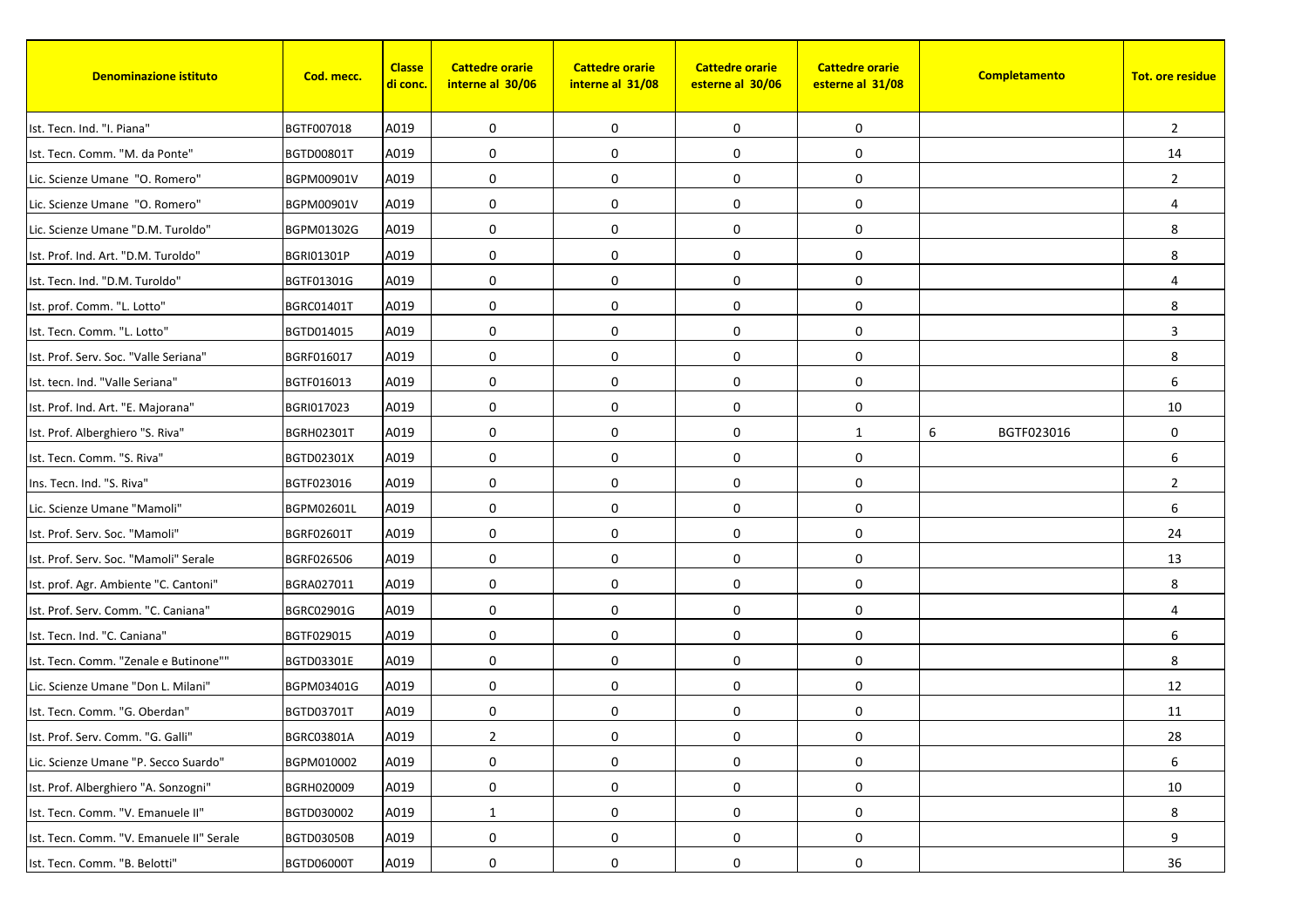| Denominazione istituto | Cod. mecc. | Classe di conc. | Cattedre orarie interne al 30/06 | Cattedre orarie interne al 31/08 | Cattedre orarie esterne al 30/06 | Cattedre orarie esterne al 31/08 | Completamento | Tot. ore residue |
|---|---|---|---|---|---|---|---|---|
| Ist. Tecn. Ind. "I. Piana" | BGTF007018 | A019 | 0 | 0 | 0 | 0 | | 2 |
| Ist. Tecn. Comm. "M. da Ponte" | BGTD00801T | A019 | 0 | 0 | 0 | 0 | | 14 |
| Lic. Scienze Umane "O. Romero" | BGPM00901V | A019 | 0 | 0 | 0 | 0 | | 2 |
| Lic. Scienze Umane "O. Romero" | BGPM00901V | A019 | 0 | 0 | 0 | 0 | | 4 |
| Lic. Scienze Umane "D.M. Turoldo" | BGPM01302G | A019 | 0 | 0 | 0 | 0 | | 8 |
| Ist. Prof. Ind. Art. "D.M. Turoldo" | BGRI01301P | A019 | 0 | 0 | 0 | 0 | | 8 |
| Ist. Tecn. Ind. "D.M. Turoldo" | BGTF01301G | A019 | 0 | 0 | 0 | 0 | | 4 |
| Ist. prof. Comm. "L. Lotto" | BGRC01401T | A019 | 0 | 0 | 0 | 0 | | 8 |
| Ist. Tecn. Comm. "L. Lotto" | BGTD014015 | A019 | 0 | 0 | 0 | 0 | | 3 |
| Ist. Prof. Serv. Soc. "Valle Seriana" | BGRF016017 | A019 | 0 | 0 | 0 | 0 | | 8 |
| Ist. tecn. Ind. "Valle Seriana" | BGTF016013 | A019 | 0 | 0 | 0 | 0 | | 6 |
| Ist. Prof. Ind. Art. "E. Majorana" | BGRI017023 | A019 | 0 | 0 | 0 | 0 | | 10 |
| Ist. Prof. Alberghiero "S. Riva" | BGRH02301T | A019 | 0 | 0 | 0 | 1 | 6 BGTF023016 | 0 |
| Ist. Tecn. Comm. "S. Riva" | BGTD02301X | A019 | 0 | 0 | 0 | 0 | | 6 |
| Ins. Tecn. Ind. "S. Riva" | BGTF023016 | A019 | 0 | 0 | 0 | 0 | | 2 |
| Lic. Scienze Umane "Mamoli" | BGPM02601L | A019 | 0 | 0 | 0 | 0 | | 6 |
| Ist. Prof. Serv. Soc. "Mamoli" | BGRF02601T | A019 | 0 | 0 | 0 | 0 | | 24 |
| Ist. Prof. Serv. Soc. "Mamoli" Serale | BGRF026506 | A019 | 0 | 0 | 0 | 0 | | 13 |
| Ist. prof. Agr. Ambiente "C. Cantoni" | BGRA027011 | A019 | 0 | 0 | 0 | 0 | | 8 |
| Ist. Prof. Serv. Comm. "C. Caniana" | BGRC02901G | A019 | 0 | 0 | 0 | 0 | | 4 |
| Ist. Tecn. Ind. "C. Caniana" | BGTF029015 | A019 | 0 | 0 | 0 | 0 | | 6 |
| Ist. Tecn. Comm. "Zenale e Butinone"" | BGTD03301E | A019 | 0 | 0 | 0 | 0 | | 8 |
| Lic. Scienze Umane "Don L. Milani" | BGPM03401G | A019 | 0 | 0 | 0 | 0 | | 12 |
| Ist. Tecn. Comm. "G. Oberdan" | BGTD03701T | A019 | 0 | 0 | 0 | 0 | | 11 |
| Ist. Prof. Serv. Comm. "G. Galli" | BGRC03801A | A019 | 2 | 0 | 0 | 0 | | 28 |
| Lic. Scienze Umane "P. Secco Suardo" | BGPM010002 | A019 | 0 | 0 | 0 | 0 | | 6 |
| Ist. Prof. Alberghiero "A. Sonzogni" | BGRH020009 | A019 | 0 | 0 | 0 | 0 | | 10 |
| Ist. Tecn. Comm. "V. Emanuele II" | BGTD030002 | A019 | 1 | 0 | 0 | 0 | | 8 |
| Ist. Tecn. Comm. "V. Emanuele II" Serale | BGTD03050B | A019 | 0 | 0 | 0 | 0 | | 9 |
| Ist. Tecn. Comm. "B. Belotti" | BGTD06000T | A019 | 0 | 0 | 0 | 0 | | 36 |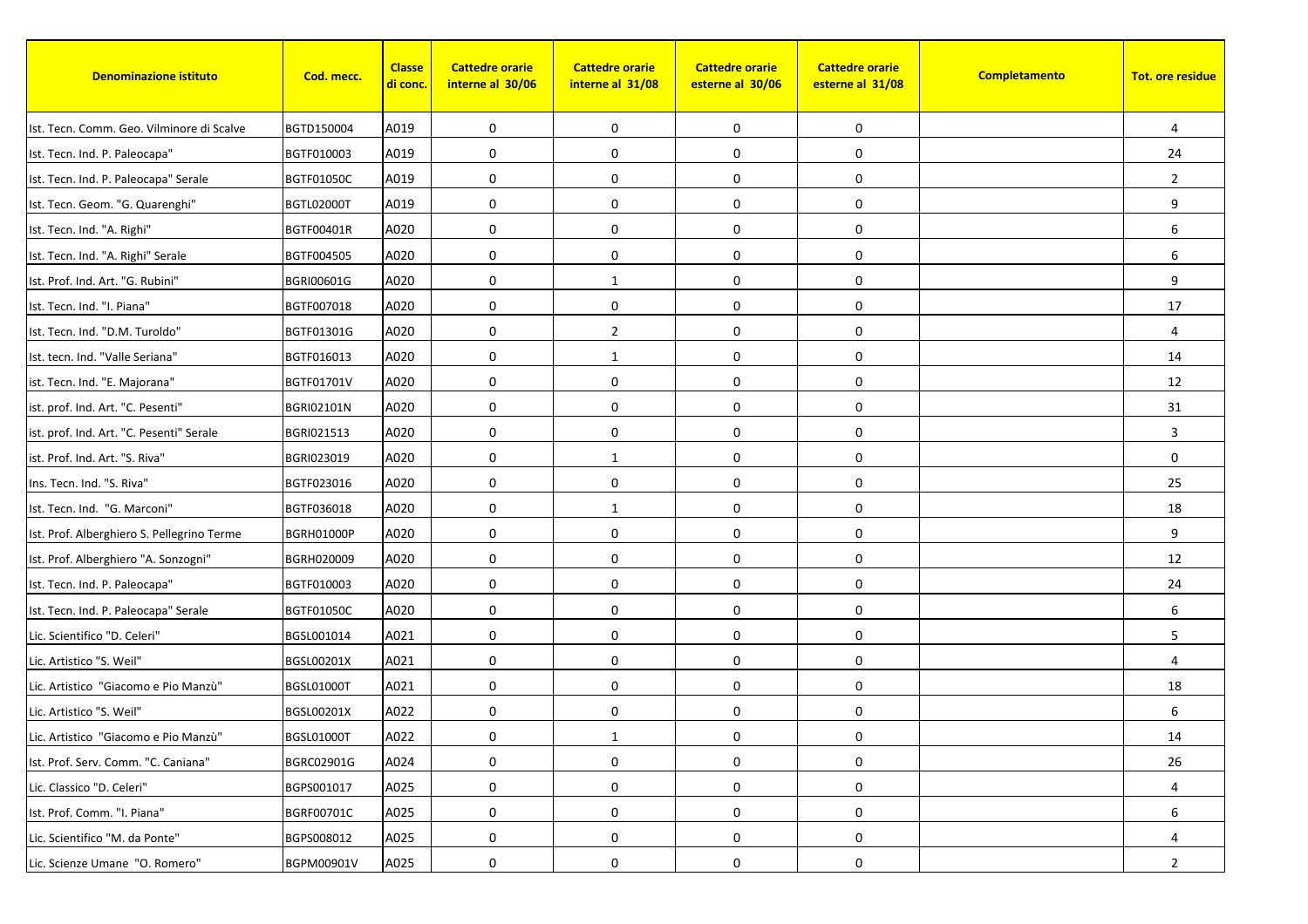| Denominazione istituto | Cod. mecc. | Classe di conc. | Cattedre orarie interne al 30/06 | Cattedre orarie interne al 31/08 | Cattedre orarie esterne al 30/06 | Cattedre orarie esterne al 31/08 | Completamento | Tot. ore residue |
|---|---|---|---|---|---|---|---|---|
| Ist. Tecn. Comm. Geo. Vilminore di Scalve | BGTD150004 | A019 | 0 | 0 | 0 | 0 | | 4 |
| Ist. Tecn. Ind. P. Paleocapa" | BGTF010003 | A019 | 0 | 0 | 0 | 0 | | 24 |
| Ist. Tecn. Ind. P. Paleocapa" Serale | BGTF01050C | A019 | 0 | 0 | 0 | 0 | | 2 |
| Ist. Tecn. Geom. "G. Quarenghi" | BGTL02000T | A019 | 0 | 0 | 0 | 0 | | 9 |
| Ist. Tecn. Ind. "A. Righi" | BGTF00401R | A020 | 0 | 0 | 0 | 0 | | 6 |
| Ist. Tecn. Ind. "A. Righi" Serale | BGTF004505 | A020 | 0 | 0 | 0 | 0 | | 6 |
| Ist. Prof. Ind. Art. "G. Rubini" | BGRI00601G | A020 | 0 | 1 | 0 | 0 | | 9 |
| Ist. Tecn. Ind. "I. Piana" | BGTF007018 | A020 | 0 | 0 | 0 | 0 | | 17 |
| Ist. Tecn. Ind. "D.M. Turoldo" | BGTF01301G | A020 | 0 | 2 | 0 | 0 | | 4 |
| Ist. tecn. Ind. "Valle Seriana" | BGTF016013 | A020 | 0 | 1 | 0 | 0 | | 14 |
| ist. Tecn. Ind. "E. Majorana" | BGTF01701V | A020 | 0 | 0 | 0 | 0 | | 12 |
| ist. prof. Ind. Art. "C. Pesenti" | BGRI02101N | A020 | 0 | 0 | 0 | 0 | | 31 |
| ist. prof. Ind. Art. "C. Pesenti" Serale | BGRI021513 | A020 | 0 | 0 | 0 | 0 | | 3 |
| ist. Prof. Ind. Art. "S. Riva" | BGRI023019 | A020 | 0 | 1 | 0 | 0 | | 0 |
| Ins. Tecn. Ind. "S. Riva" | BGTF023016 | A020 | 0 | 0 | 0 | 0 | | 25 |
| Ist. Tecn. Ind. "G. Marconi" | BGTF036018 | A020 | 0 | 1 | 0 | 0 | | 18 |
| Ist. Prof. Alberghiero S. Pellegrino Terme | BGRH01000P | A020 | 0 | 0 | 0 | 0 | | 9 |
| Ist. Prof. Alberghiero "A. Sonzogni" | BGRH020009 | A020 | 0 | 0 | 0 | 0 | | 12 |
| Ist. Tecn. Ind. P. Paleocapa" | BGTF010003 | A020 | 0 | 0 | 0 | 0 | | 24 |
| Ist. Tecn. Ind. P. Paleocapa" Serale | BGTF01050C | A020 | 0 | 0 | 0 | 0 | | 6 |
| Lic. Scientifico "D. Celeri" | BGSL001014 | A021 | 0 | 0 | 0 | 0 | | 5 |
| Lic. Artistico "S. Weil" | BGSL00201X | A021 | 0 | 0 | 0 | 0 | | 4 |
| Lic. Artistico "Giacomo e Pio Manzù" | BGSL01000T | A021 | 0 | 0 | 0 | 0 | | 18 |
| Lic. Artistico "S. Weil" | BGSL00201X | A022 | 0 | 0 | 0 | 0 | | 6 |
| Lic. Artistico "Giacomo e Pio Manzù" | BGSL01000T | A022 | 0 | 1 | 0 | 0 | | 14 |
| Ist. Prof. Serv. Comm. "C. Caniana" | BGRC02901G | A024 | 0 | 0 | 0 | 0 | | 26 |
| Lic. Classico "D. Celeri" | BGPS001017 | A025 | 0 | 0 | 0 | 0 | | 4 |
| Ist. Prof. Comm. "I. Piana" | BGRF00701C | A025 | 0 | 0 | 0 | 0 | | 6 |
| Lic. Scientifico "M. da Ponte" | BGPS008012 | A025 | 0 | 0 | 0 | 0 | | 4 |
| Lic. Scienze Umane "O. Romero" | BGPM00901V | A025 | 0 | 0 | 0 | 0 | | 2 |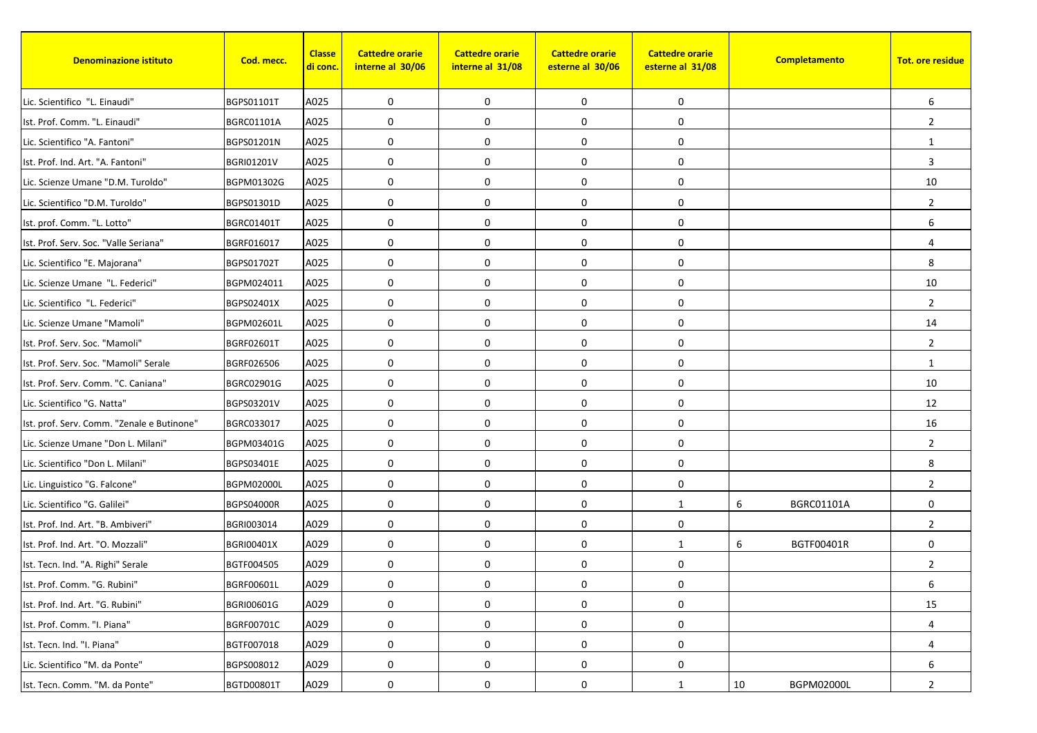| Denominazione istituto | Cod. mecc. | Classe di conc. | Cattedre orarie interne al 30/06 | Cattedre orarie interne al 31/08 | Cattedre orarie esterne al 30/06 | Cattedre orarie esterne al 31/08 | Completamento | Tot. ore residue |
|---|---|---|---|---|---|---|---|---|
| Lic. Scientifico "L. Einaudi" | BGPS01101T | A025 | 0 | 0 | 0 | 0 | | 6 |
| Ist. Prof. Comm. "L. Einaudi" | BGRC01101A | A025 | 0 | 0 | 0 | 0 | | 2 |
| Lic. Scientifico "A. Fantoni" | BGPS01201N | A025 | 0 | 0 | 0 | 0 | | 1 |
| Ist. Prof. Ind. Art. "A. Fantoni" | BGRI01201V | A025 | 0 | 0 | 0 | 0 | | 3 |
| Lic. Scienze Umane "D.M. Turoldo" | BGPM01302G | A025 | 0 | 0 | 0 | 0 | | 10 |
| Lic. Scientifico "D.M. Turoldo" | BGPS01301D | A025 | 0 | 0 | 0 | 0 | | 2 |
| Ist. prof. Comm. "L. Lotto" | BGRC01401T | A025 | 0 | 0 | 0 | 0 | | 6 |
| Ist. Prof. Serv. Soc. "Valle Seriana" | BGRF016017 | A025 | 0 | 0 | 0 | 0 | | 4 |
| Lic. Scientifico "E. Majorana" | BGPS01702T | A025 | 0 | 0 | 0 | 0 | | 8 |
| Lic. Scienze Umane "L. Federici" | BGPM024011 | A025 | 0 | 0 | 0 | 0 | | 10 |
| Lic. Scientifico "L. Federici" | BGPS02401X | A025 | 0 | 0 | 0 | 0 | | 2 |
| Lic. Scienze Umane "Mamoli" | BGPM02601L | A025 | 0 | 0 | 0 | 0 | | 14 |
| Ist. Prof. Serv. Soc. "Mamoli" | BGRF02601T | A025 | 0 | 0 | 0 | 0 | | 2 |
| Ist. Prof. Serv. Soc. "Mamoli" Serale | BGRF026506 | A025 | 0 | 0 | 0 | 0 | | 1 |
| Ist. Prof. Serv. Comm. "C. Caniana" | BGRC02901G | A025 | 0 | 0 | 0 | 0 | | 10 |
| Lic. Scientifico "G. Natta" | BGPS03201V | A025 | 0 | 0 | 0 | 0 | | 12 |
| Ist. prof. Serv. Comm. "Zenale e Butinone" | BGRC033017 | A025 | 0 | 0 | 0 | 0 | | 16 |
| Lic. Scienze Umane "Don L. Milani" | BGPM03401G | A025 | 0 | 0 | 0 | 0 | | 2 |
| Lic. Scientifico "Don L. Milani" | BGPS03401E | A025 | 0 | 0 | 0 | 0 | | 8 |
| Lic. Linguistico "G. Falcone" | BGPM02000L | A025 | 0 | 0 | 0 | 0 | | 2 |
| Lic. Scientifico "G. Galilei" | BGPS04000R | A025 | 0 | 0 | 0 | 1 | 6 BGRC01101A | 0 |
| Ist. Prof. Ind. Art. "B. Ambiveri" | BGRI003014 | A029 | 0 | 0 | 0 | 0 | | 2 |
| Ist. Prof. Ind. Art. "O. Mozzali" | BGRI00401X | A029 | 0 | 0 | 0 | 1 | 6 BGTF00401R | 0 |
| Ist. Tecn. Ind. "A. Righi" Serale | BGTF004505 | A029 | 0 | 0 | 0 | 0 | | 2 |
| Ist. Prof. Comm. "G. Rubini" | BGRF00601L | A029 | 0 | 0 | 0 | 0 | | 6 |
| Ist. Prof. Ind. Art. "G. Rubini" | BGRI00601G | A029 | 0 | 0 | 0 | 0 | | 15 |
| Ist. Prof. Comm. "I. Piana" | BGRF00701C | A029 | 0 | 0 | 0 | 0 | | 4 |
| Ist. Tecn. Ind. "I. Piana" | BGTF007018 | A029 | 0 | 0 | 0 | 0 | | 4 |
| Lic. Scientifico "M. da Ponte" | BGPS008012 | A029 | 0 | 0 | 0 | 0 | | 6 |
| Ist. Tecn. Comm. "M. da Ponte" | BGTD00801T | A029 | 0 | 0 | 0 | 1 | 10 BGPM02000L | 2 |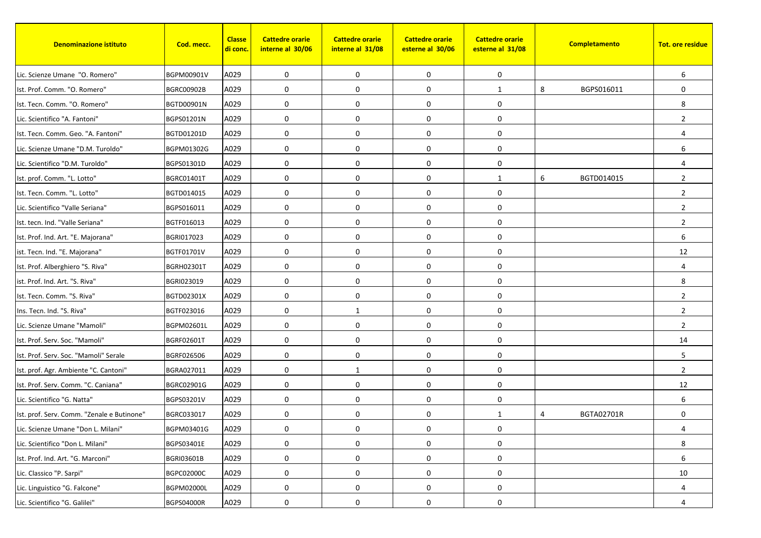| Denominazione istituto | Cod. mecc. | Classe di conc. | Cattedre orarie interne al 30/06 | Cattedre orarie interne al 31/08 | Cattedre orarie esterne al 30/06 | Cattedre orarie esterne al 31/08 | Completamento | | Tot. ore residue |
|---|---|---|---|---|---|---|---|---|---|
| Lic. Scienze Umane "O. Romero" | BGPM00901V | A029 | 0 | 0 | 0 | 0 | | | 6 |
| Ist. Prof. Comm. "O. Romero" | BGRC00902B | A029 | 0 | 0 | 0 | 1 | 8 | BGPS016011 | 0 |
| Ist. Tecn. Comm. "O. Romero" | BGTD00901N | A029 | 0 | 0 | 0 | 0 | | | 8 |
| Lic. Scientifico "A. Fantoni" | BGPS01201N | A029 | 0 | 0 | 0 | 0 | | | 2 |
| Ist. Tecn. Comm. Geo. "A. Fantoni" | BGTD01201D | A029 | 0 | 0 | 0 | 0 | | | 4 |
| Lic. Scienze Umane "D.M. Turoldo" | BGPM01302G | A029 | 0 | 0 | 0 | 0 | | | 6 |
| Lic. Scientifico "D.M. Turoldo" | BGPS01301D | A029 | 0 | 0 | 0 | 0 | | | 4 |
| Ist. prof. Comm. "L. Lotto" | BGRC01401T | A029 | 0 | 0 | 0 | 1 | 6 | BGTD014015 | 2 |
| Ist. Tecn. Comm. "L. Lotto" | BGTD014015 | A029 | 0 | 0 | 0 | 0 | | | 2 |
| Lic. Scientifico "Valle Seriana" | BGPS016011 | A029 | 0 | 0 | 0 | 0 | | | 2 |
| Ist. tecn. Ind. "Valle Seriana" | BGTF016013 | A029 | 0 | 0 | 0 | 0 | | | 2 |
| Ist. Prof. Ind. Art. "E. Majorana" | BGRI017023 | A029 | 0 | 0 | 0 | 0 | | | 6 |
| ist. Tecn. Ind. "E. Majorana" | BGTF01701V | A029 | 0 | 0 | 0 | 0 | | | 12 |
| Ist. Prof. Alberghiero "S. Riva" | BGRH02301T | A029 | 0 | 0 | 0 | 0 | | | 4 |
| ist. Prof. Ind. Art. "S. Riva" | BGRI023019 | A029 | 0 | 0 | 0 | 0 | | | 8 |
| Ist. Tecn. Comm. "S. Riva" | BGTD02301X | A029 | 0 | 0 | 0 | 0 | | | 2 |
| Ins. Tecn. Ind. "S. Riva" | BGTF023016 | A029 | 0 | 1 | 0 | 0 | | | 2 |
| Lic. Scienze Umane "Mamoli" | BGPM02601L | A029 | 0 | 0 | 0 | 0 | | | 2 |
| Ist. Prof. Serv. Soc. "Mamoli" | BGRF02601T | A029 | 0 | 0 | 0 | 0 | | | 14 |
| Ist. Prof. Serv. Soc. "Mamoli" Serale | BGRF026506 | A029 | 0 | 0 | 0 | 0 | | | 5 |
| Ist. prof. Agr. Ambiente "C. Cantoni" | BGRA027011 | A029 | 0 | 1 | 0 | 0 | | | 2 |
| Ist. Prof. Serv. Comm. "C. Caniana" | BGRC02901G | A029 | 0 | 0 | 0 | 0 | | | 12 |
| Lic. Scientifico "G. Natta" | BGPS03201V | A029 | 0 | 0 | 0 | 0 | | | 6 |
| Ist. prof. Serv. Comm. "Zenale e Butinone" | BGRC033017 | A029 | 0 | 0 | 0 | 1 | 4 | BGTA02701R | 0 |
| Lic. Scienze Umane "Don L. Milani" | BGPM03401G | A029 | 0 | 0 | 0 | 0 | | | 4 |
| Lic. Scientifico "Don L. Milani" | BGPS03401E | A029 | 0 | 0 | 0 | 0 | | | 8 |
| Ist. Prof. Ind. Art. "G. Marconi" | BGRI03601B | A029 | 0 | 0 | 0 | 0 | | | 6 |
| Lic. Classico "P. Sarpi" | BGPC02000C | A029 | 0 | 0 | 0 | 0 | | | 10 |
| Lic. Linguistico "G. Falcone" | BGPM02000L | A029 | 0 | 0 | 0 | 0 | | | 4 |
| Lic. Scientifico "G. Galilei" | BGPS04000R | A029 | 0 | 0 | 0 | 0 | | | 4 |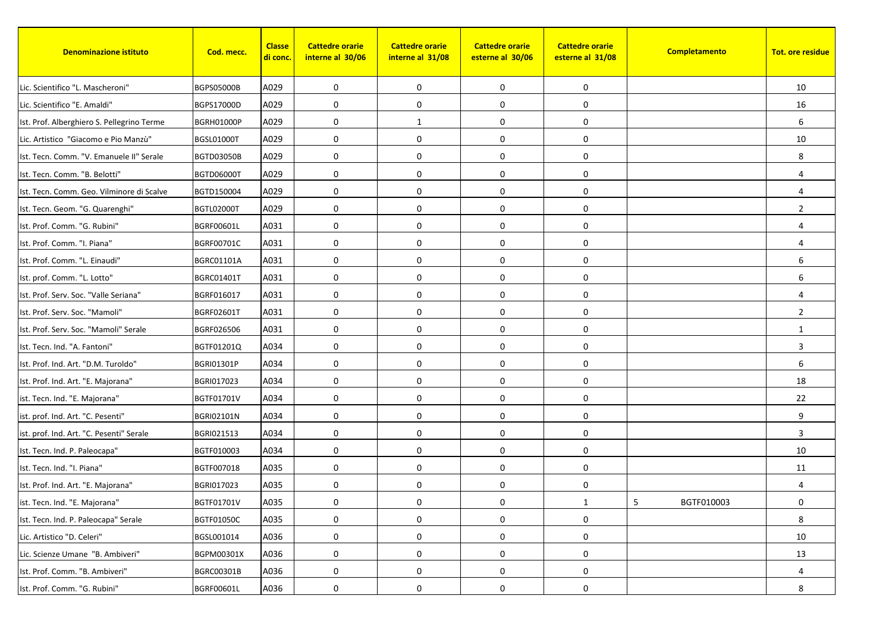| Denominazione istituto | Cod. mecc. | Classe di conc. | Cattedre orarie interne al 30/06 | Cattedre orarie interne al 31/08 | Cattedre orarie esterne al 30/06 | Cattedre orarie esterne al 31/08 | Completamento | Tot. ore residue |
|---|---|---|---|---|---|---|---|---|
| Lic. Scientifico "L. Mascheroni" | BGPS05000B | A029 | 0 | 0 | 0 | 0 | | 10 |
| Lic. Scientifico "E. Amaldi" | BGPS17000D | A029 | 0 | 0 | 0 | 0 | | 16 |
| Ist. Prof. Alberghiero S. Pellegrino Terme | BGRH01000P | A029 | 0 | 1 | 0 | 0 | | 6 |
| Lic. Artistico "Giacomo e Pio Manzù" | BGSL01000T | A029 | 0 | 0 | 0 | 0 | | 10 |
| Ist. Tecn. Comm. "V. Emanuele II" Serale | BGTD03050B | A029 | 0 | 0 | 0 | 0 | | 8 |
| Ist. Tecn. Comm. "B. Belotti" | BGTD06000T | A029 | 0 | 0 | 0 | 0 | | 4 |
| Ist. Tecn. Comm. Geo. Vilminore di Scalve | BGTD150004 | A029 | 0 | 0 | 0 | 0 | | 4 |
| Ist. Tecn. Geom. "G. Quarenghi" | BGTL02000T | A029 | 0 | 0 | 0 | 0 | | 2 |
| Ist. Prof. Comm. "G. Rubini" | BGRF00601L | A031 | 0 | 0 | 0 | 0 | | 4 |
| Ist. Prof. Comm. "I. Piana" | BGRF00701C | A031 | 0 | 0 | 0 | 0 | | 4 |
| Ist. Prof. Comm. "L. Einaudi" | BGRC01101A | A031 | 0 | 0 | 0 | 0 | | 6 |
| Ist. prof. Comm. "L. Lotto" | BGRC01401T | A031 | 0 | 0 | 0 | 0 | | 6 |
| Ist. Prof. Serv. Soc. "Valle Seriana" | BGRF016017 | A031 | 0 | 0 | 0 | 0 | | 4 |
| Ist. Prof. Serv. Soc. "Mamoli" | BGRF02601T | A031 | 0 | 0 | 0 | 0 | | 2 |
| Ist. Prof. Serv. Soc. "Mamoli" Serale | BGRF026506 | A031 | 0 | 0 | 0 | 0 | | 1 |
| Ist. Tecn. Ind. "A. Fantoni" | BGTF01201Q | A034 | 0 | 0 | 0 | 0 | | 3 |
| Ist. Prof. Ind. Art. "D.M. Turoldo" | BGRI01301P | A034 | 0 | 0 | 0 | 0 | | 6 |
| Ist. Prof. Ind. Art. "E. Majorana" | BGRI017023 | A034 | 0 | 0 | 0 | 0 | | 18 |
| ist. Tecn. Ind. "E. Majorana" | BGTF01701V | A034 | 0 | 0 | 0 | 0 | | 22 |
| ist. prof. Ind. Art. "C. Pesenti" | BGRI02101N | A034 | 0 | 0 | 0 | 0 | | 9 |
| ist. prof. Ind. Art. "C. Pesenti" Serale | BGRI021513 | A034 | 0 | 0 | 0 | 0 | | 3 |
| Ist. Tecn. Ind. P. Paleocapa" | BGTF010003 | A034 | 0 | 0 | 0 | 0 | | 10 |
| Ist. Tecn. Ind. "I. Piana" | BGTF007018 | A035 | 0 | 0 | 0 | 0 | | 11 |
| Ist. Prof. Ind. Art. "E. Majorana" | BGRI017023 | A035 | 0 | 0 | 0 | 0 | | 4 |
| ist. Tecn. Ind. "E. Majorana" | BGTF01701V | A035 | 0 | 0 | 0 | 1 | 5 BGTF010003 | 0 |
| Ist. Tecn. Ind. P. Paleocapa" Serale | BGTF01050C | A035 | 0 | 0 | 0 | 0 | | 8 |
| Lic. Artistico "D. Celeri" | BGSL001014 | A036 | 0 | 0 | 0 | 0 | | 10 |
| Lic. Scienze Umane "B. Ambiveri" | BGPM00301X | A036 | 0 | 0 | 0 | 0 | | 13 |
| Ist. Prof. Comm. "B. Ambiveri" | BGRC00301B | A036 | 0 | 0 | 0 | 0 | | 4 |
| Ist. Prof. Comm. "G. Rubini" | BGRF00601L | A036 | 0 | 0 | 0 | 0 | | 8 |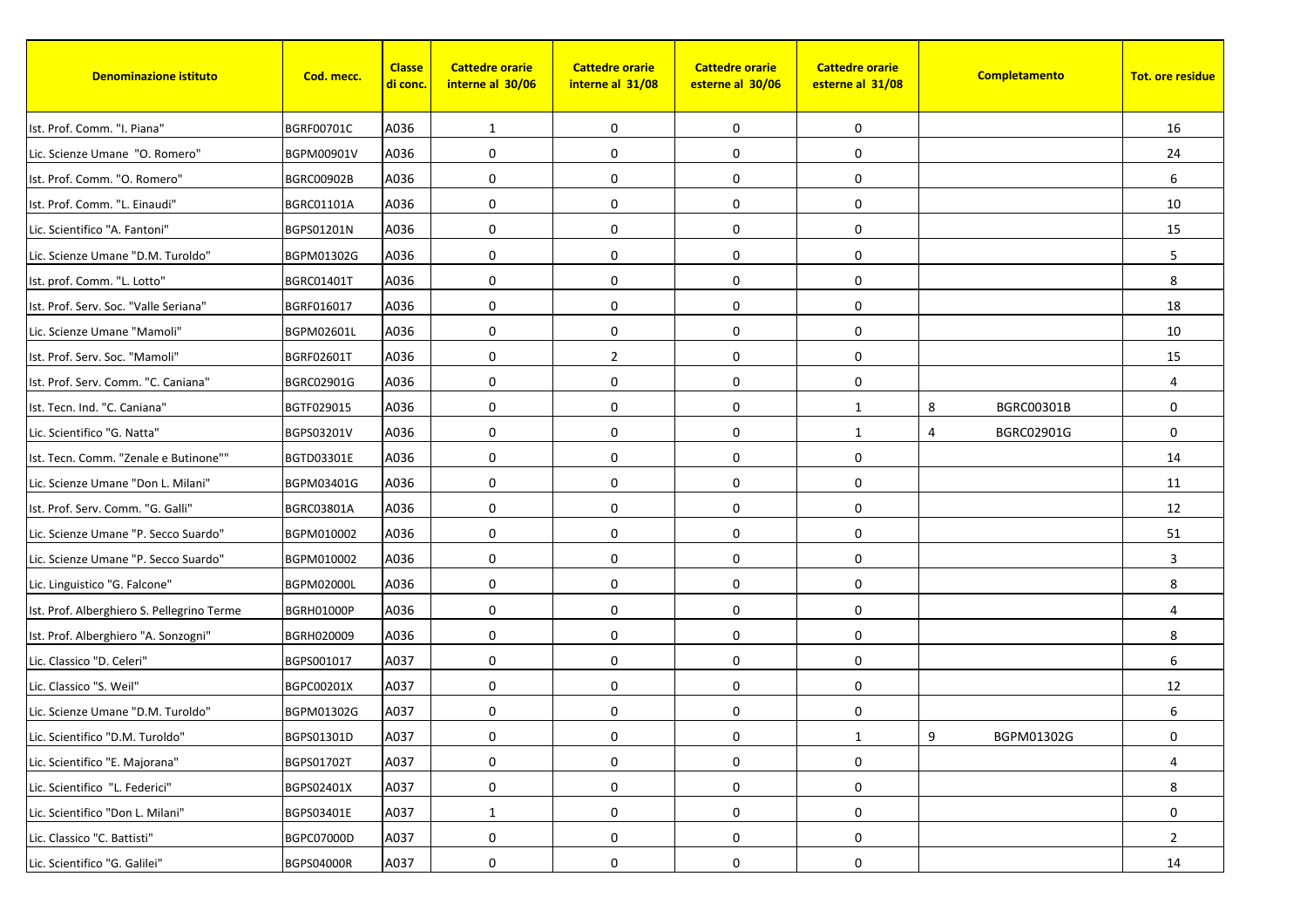| Denominazione istituto | Cod. mecc. | Classe di conc. | Cattedre orarie interne al 30/06 | Cattedre orarie interne al 31/08 | Cattedre orarie esterne al 30/06 | Cattedre orarie esterne al 31/08 | Completamento | | Tot. ore residue |
|---|---|---|---|---|---|---|---|---|---|
| Ist. Prof. Comm. "I. Piana" | BGRF00701C | A036 | 1 | 0 | 0 | 0 | | | 16 |
| Lic. Scienze Umane "O. Romero" | BGPM00901V | A036 | 0 | 0 | 0 | 0 | | | 24 |
| Ist. Prof. Comm. "O. Romero" | BGRC00902B | A036 | 0 | 0 | 0 | 0 | | | 6 |
| Ist. Prof. Comm. "L. Einaudi" | BGRC01101A | A036 | 0 | 0 | 0 | 0 | | | 10 |
| Lic. Scientifico "A. Fantoni" | BGPS01201N | A036 | 0 | 0 | 0 | 0 | | | 15 |
| Lic. Scienze Umane "D.M. Turoldo" | BGPM01302G | A036 | 0 | 0 | 0 | 0 | | | 5 |
| Ist. prof. Comm. "L. Lotto" | BGRC01401T | A036 | 0 | 0 | 0 | 0 | | | 8 |
| Ist. Prof. Serv. Soc. "Valle Seriana" | BGRF016017 | A036 | 0 | 0 | 0 | 0 | | | 18 |
| Lic. Scienze Umane "Mamoli" | BGPM02601L | A036 | 0 | 0 | 0 | 0 | | | 10 |
| Ist. Prof. Serv. Soc. "Mamoli" | BGRF02601T | A036 | 0 | 2 | 0 | 0 | | | 15 |
| Ist. Prof. Serv. Comm. "C. Caniana" | BGRC02901G | A036 | 0 | 0 | 0 | 0 | | | 4 |
| Ist. Tecn. Ind. "C. Caniana" | BGTF029015 | A036 | 0 | 0 | 0 | 1 | 8 | BGRC00301B | 0 |
| Lic. Scientifico "G. Natta" | BGPS03201V | A036 | 0 | 0 | 0 | 1 | 4 | BGRC02901G | 0 |
| Ist. Tecn. Comm. "Zenale e Butinone"" | BGTD03301E | A036 | 0 | 0 | 0 | 0 | | | 14 |
| Lic. Scienze Umane "Don L. Milani" | BGPM03401G | A036 | 0 | 0 | 0 | 0 | | | 11 |
| Ist. Prof. Serv. Comm. "G. Galli" | BGRC03801A | A036 | 0 | 0 | 0 | 0 | | | 12 |
| Lic. Scienze Umane "P. Secco Suardo" | BGPM010002 | A036 | 0 | 0 | 0 | 0 | | | 51 |
| Lic. Scienze Umane "P. Secco Suardo" | BGPM010002 | A036 | 0 | 0 | 0 | 0 | | | 3 |
| Lic. Linguistico "G. Falcone" | BGPM02000L | A036 | 0 | 0 | 0 | 0 | | | 8 |
| Ist. Prof. Alberghiero S. Pellegrino Terme | BGRH01000P | A036 | 0 | 0 | 0 | 0 | | | 4 |
| Ist. Prof. Alberghiero "A. Sonzogni" | BGRH020009 | A036 | 0 | 0 | 0 | 0 | | | 8 |
| Lic. Classico "D. Celeri" | BGPS001017 | A037 | 0 | 0 | 0 | 0 | | | 6 |
| Lic. Classico "S. Weil" | BGPC00201X | A037 | 0 | 0 | 0 | 0 | | | 12 |
| Lic. Scienze Umane "D.M. Turoldo" | BGPM01302G | A037 | 0 | 0 | 0 | 0 | | | 6 |
| Lic. Scientifico "D.M. Turoldo" | BGPS01301D | A037 | 0 | 0 | 0 | 1 | 9 | BGPM01302G | 0 |
| Lic. Scientifico "E. Majorana" | BGPS01702T | A037 | 0 | 0 | 0 | 0 | | | 4 |
| Lic. Scientifico "L. Federici" | BGPS02401X | A037 | 0 | 0 | 0 | 0 | | | 8 |
| Lic. Scientifico "Don L. Milani" | BGPS03401E | A037 | 1 | 0 | 0 | 0 | | | 0 |
| Lic. Classico "C. Battisti" | BGPC07000D | A037 | 0 | 0 | 0 | 0 | | | 2 |
| Lic. Scientifico "G. Galilei" | BGPS04000R | A037 | 0 | 0 | 0 | 0 | | | 14 |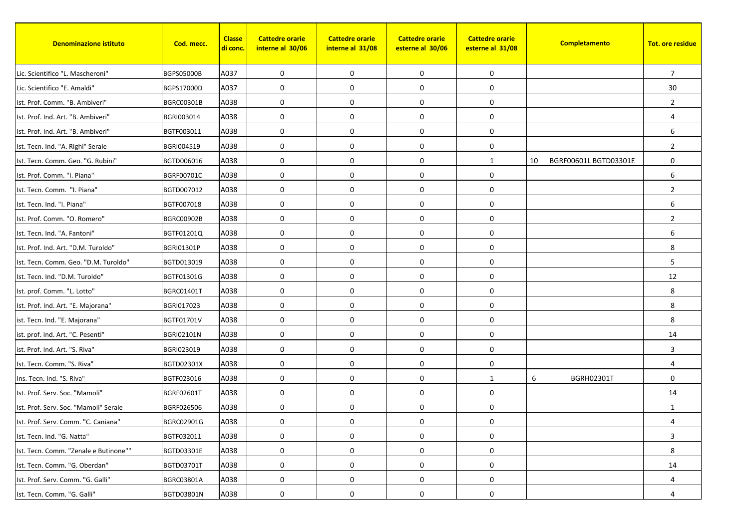| Denominazione istituto | Cod. mecc. | Classe di conc. | Cattedre orarie interne al 30/06 | Cattedre orarie interne al 31/08 | Cattedre orarie esterne al 30/06 | Cattedre orarie esterne al 31/08 | Completamento | Tot. ore residue |
|---|---|---|---|---|---|---|---|---|
| Lic. Scientifico "L. Mascheroni" | BGPS05000B | A037 | 0 | 0 | 0 | 0 | | 7 |
| Lic. Scientifico "E. Amaldi" | BGPS17000D | A037 | 0 | 0 | 0 | 0 | | 30 |
| Ist. Prof. Comm. "B. Ambiveri" | BGRC00301B | A038 | 0 | 0 | 0 | 0 | | 2 |
| Ist. Prof. Ind. Art. "B. Ambiveri" | BGRI003014 | A038 | 0 | 0 | 0 | 0 | | 4 |
| Ist. Prof. Ind. Art. "B. Ambiveri" | BGTF003011 | A038 | 0 | 0 | 0 | 0 | | 6 |
| Ist. Tecn. Ind. "A. Righi" Serale | BGRI004519 | A038 | 0 | 0 | 0 | 0 | | 2 |
| Ist. Tecn. Comm. Geo. "G. Rubini" | BGTD006016 | A038 | 0 | 0 | 0 | 1 | 10 BGRF00601L BGTD03301E | 0 |
| Ist. Prof. Comm. "I. Piana" | BGRF00701C | A038 | 0 | 0 | 0 | 0 | | 6 |
| Ist. Tecn. Comm. "I. Piana" | BGTD007012 | A038 | 0 | 0 | 0 | 0 | | 2 |
| Ist. Tecn. Ind. "I. Piana" | BGTF007018 | A038 | 0 | 0 | 0 | 0 | | 6 |
| Ist. Prof. Comm. "O. Romero" | BGRC00902B | A038 | 0 | 0 | 0 | 0 | | 2 |
| Ist. Tecn. Ind. "A. Fantoni" | BGTF01201Q | A038 | 0 | 0 | 0 | 0 | | 6 |
| Ist. Prof. Ind. Art. "D.M. Turoldo" | BGRI01301P | A038 | 0 | 0 | 0 | 0 | | 8 |
| Ist. Tecn. Comm. Geo. "D.M. Turoldo" | BGTD013019 | A038 | 0 | 0 | 0 | 0 | | 5 |
| Ist. Tecn. Ind. "D.M. Turoldo" | BGTF01301G | A038 | 0 | 0 | 0 | 0 | | 12 |
| Ist. prof. Comm. "L. Lotto" | BGRC01401T | A038 | 0 | 0 | 0 | 0 | | 8 |
| Ist. Prof. Ind. Art. "E. Majorana" | BGRI017023 | A038 | 0 | 0 | 0 | 0 | | 8 |
| ist. Tecn. Ind. "E. Majorana" | BGTF01701V | A038 | 0 | 0 | 0 | 0 | | 8 |
| ist. prof. Ind. Art. "C. Pesenti" | BGRI02101N | A038 | 0 | 0 | 0 | 0 | | 14 |
| ist. Prof. Ind. Art. "S. Riva" | BGRI023019 | A038 | 0 | 0 | 0 | 0 | | 3 |
| Ist. Tecn. Comm. "S. Riva" | BGTD02301X | A038 | 0 | 0 | 0 | 0 | | 4 |
| Ins. Tecn. Ind. "S. Riva" | BGTF023016 | A038 | 0 | 0 | 0 | 1 | 6 BGRH02301T | 0 |
| Ist. Prof. Serv. Soc. "Mamoli" | BGRF02601T | A038 | 0 | 0 | 0 | 0 | | 14 |
| Ist. Prof. Serv. Soc. "Mamoli" Serale | BGRF026506 | A038 | 0 | 0 | 0 | 0 | | 1 |
| Ist. Prof. Serv. Comm. "C. Caniana" | BGRC02901G | A038 | 0 | 0 | 0 | 0 | | 4 |
| Ist. Tecn. Ind. "G. Natta" | BGTF032011 | A038 | 0 | 0 | 0 | 0 | | 3 |
| Ist. Tecn. Comm. "Zenale e Butinone"" | BGTD03301E | A038 | 0 | 0 | 0 | 0 | | 8 |
| Ist. Tecn. Comm. "G. Oberdan" | BGTD03701T | A038 | 0 | 0 | 0 | 0 | | 14 |
| Ist. Prof. Serv. Comm. "G. Galli" | BGRC03801A | A038 | 0 | 0 | 0 | 0 | | 4 |
| Ist. Tecn. Comm. "G. Galli" | BGTD03801N | A038 | 0 | 0 | 0 | 0 | | 4 |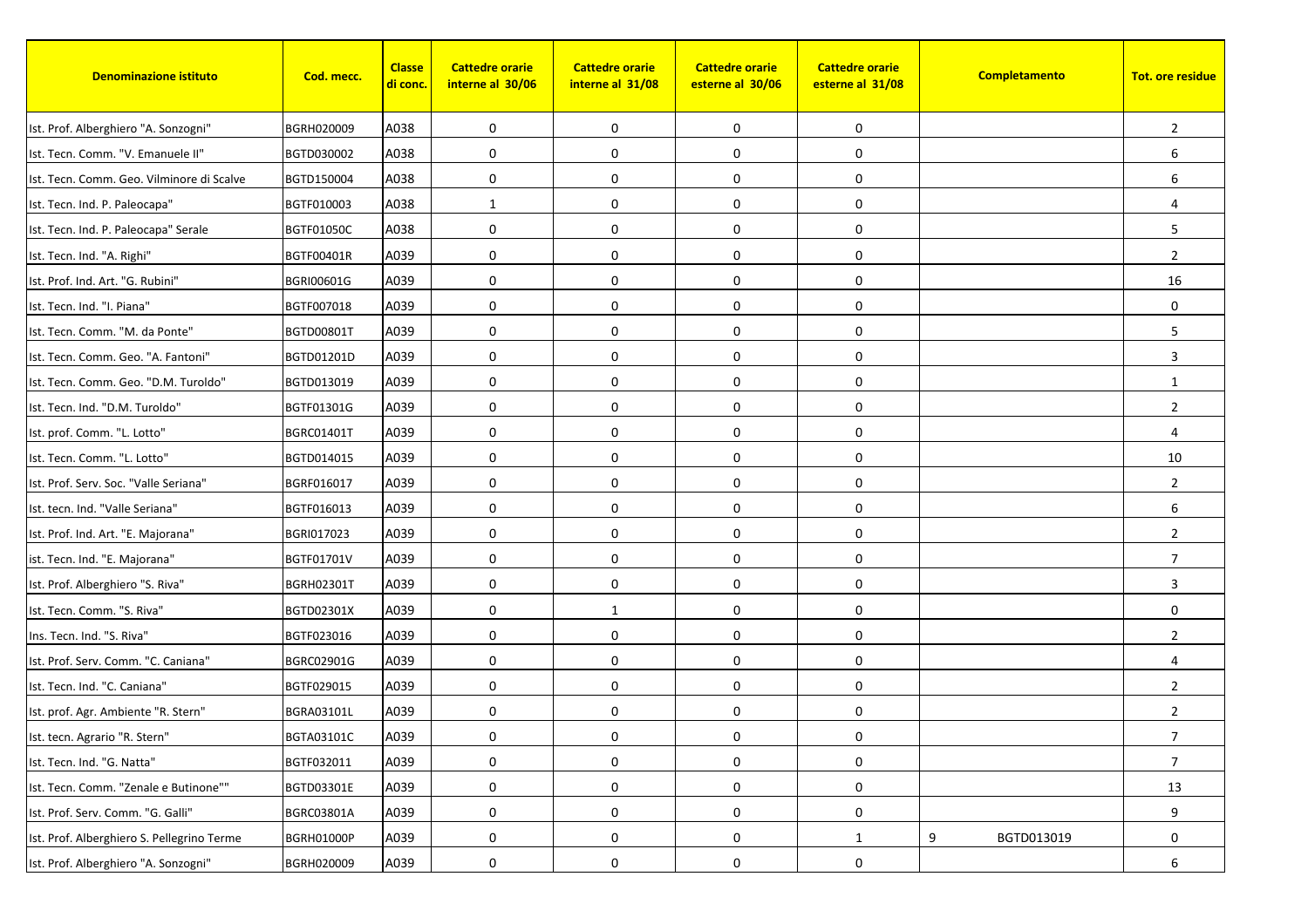| Denominazione istituto | Cod. mecc. | Classe di conc. | Cattedre orarie interne al 30/06 | Cattedre orarie interne al 31/08 | Cattedre orarie esterne al 30/06 | Cattedre orarie esterne al 31/08 | Completamento | Tot. ore residue |
|---|---|---|---|---|---|---|---|---|
| Ist. Prof. Alberghiero "A. Sonzogni" | BGRH020009 | A038 | 0 | 0 | 0 | 0 | | 2 |
| Ist. Tecn. Comm. "V. Emanuele II" | BGTD030002 | A038 | 0 | 0 | 0 | 0 | | 6 |
| Ist. Tecn. Comm. Geo. Vilminore di Scalve | BGTD150004 | A038 | 0 | 0 | 0 | 0 | | 6 |
| Ist. Tecn. Ind. P. Paleocapa" | BGTF010003 | A038 | 1 | 0 | 0 | 0 | | 4 |
| Ist. Tecn. Ind. P. Paleocapa" Serale | BGTF01050C | A038 | 0 | 0 | 0 | 0 | | 5 |
| Ist. Tecn. Ind. "A. Righi" | BGTF00401R | A039 | 0 | 0 | 0 | 0 | | 2 |
| Ist. Prof. Ind. Art. "G. Rubini" | BGRI00601G | A039 | 0 | 0 | 0 | 0 | | 16 |
| Ist. Tecn. Ind. "I. Piana" | BGTF007018 | A039 | 0 | 0 | 0 | 0 | | 0 |
| Ist. Tecn. Comm. "M. da Ponte" | BGTD00801T | A039 | 0 | 0 | 0 | 0 | | 5 |
| Ist. Tecn. Comm. Geo. "A. Fantoni" | BGTD01201D | A039 | 0 | 0 | 0 | 0 | | 3 |
| Ist. Tecn. Comm. Geo. "D.M. Turoldo" | BGTD013019 | A039 | 0 | 0 | 0 | 0 | | 1 |
| Ist. Tecn. Ind. "D.M. Turoldo" | BGTF01301G | A039 | 0 | 0 | 0 | 0 | | 2 |
| Ist. prof. Comm. "L. Lotto" | BGRC01401T | A039 | 0 | 0 | 0 | 0 | | 4 |
| Ist. Tecn. Comm. "L. Lotto" | BGTD014015 | A039 | 0 | 0 | 0 | 0 | | 10 |
| Ist. Prof. Serv. Soc. "Valle Seriana" | BGRF016017 | A039 | 0 | 0 | 0 | 0 | | 2 |
| Ist. tecn. Ind. "Valle Seriana" | BGTF016013 | A039 | 0 | 0 | 0 | 0 | | 6 |
| Ist. Prof. Ind. Art. "E. Majorana" | BGRI017023 | A039 | 0 | 0 | 0 | 0 | | 2 |
| ist. Tecn. Ind. "E. Majorana" | BGTF01701V | A039 | 0 | 0 | 0 | 0 | | 7 |
| Ist. Prof. Alberghiero "S. Riva" | BGRH02301T | A039 | 0 | 0 | 0 | 0 | | 3 |
| Ist. Tecn. Comm. "S. Riva" | BGTD02301X | A039 | 0 | 1 | 0 | 0 | | 0 |
| Ins. Tecn. Ind. "S. Riva" | BGTF023016 | A039 | 0 | 0 | 0 | 0 | | 2 |
| Ist. Prof. Serv. Comm. "C. Caniana" | BGRC02901G | A039 | 0 | 0 | 0 | 0 | | 4 |
| Ist. Tecn. Ind. "C. Caniana" | BGTF029015 | A039 | 0 | 0 | 0 | 0 | | 2 |
| Ist. prof. Agr. Ambiente "R. Stern" | BGRA03101L | A039 | 0 | 0 | 0 | 0 | | 2 |
| Ist. tecn. Agrario "R. Stern" | BGTA03101C | A039 | 0 | 0 | 0 | 0 | | 7 |
| Ist. Tecn. Ind. "G. Natta" | BGTF032011 | A039 | 0 | 0 | 0 | 0 | | 7 |
| Ist. Tecn. Comm. "Zenale e Butinone"" | BGTD03301E | A039 | 0 | 0 | 0 | 0 | | 13 |
| Ist. Prof. Serv. Comm. "G. Galli" | BGRC03801A | A039 | 0 | 0 | 0 | 0 | | 9 |
| Ist. Prof. Alberghiero S. Pellegrino Terme | BGRH01000P | A039 | 0 | 0 | 0 | 1 | 9 BGTD013019 | 0 |
| Ist. Prof. Alberghiero "A. Sonzogni" | BGRH020009 | A039 | 0 | 0 | 0 | 0 | | 6 |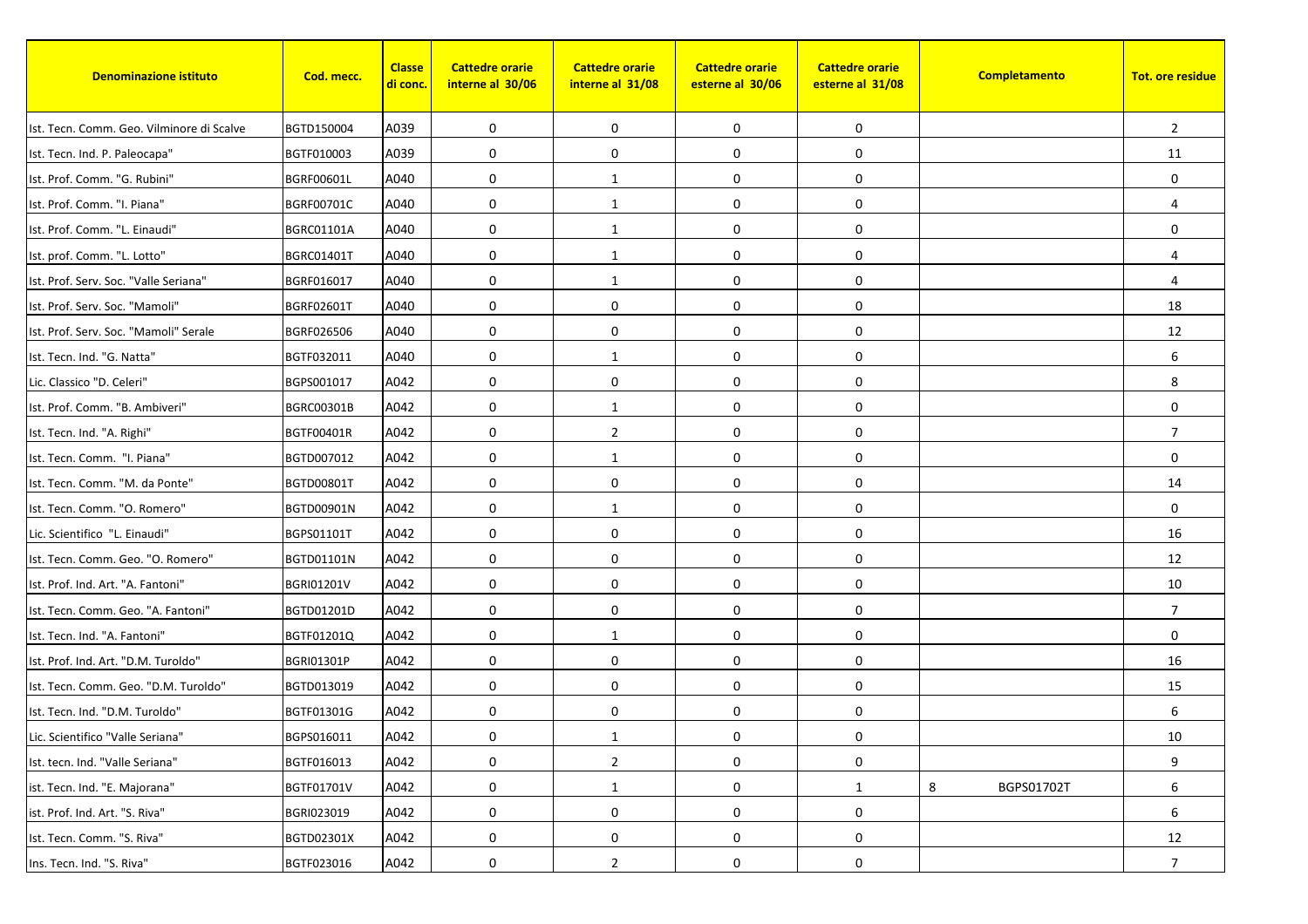| Denominazione istituto | Cod. mecc. | Classe di conc. | Cattedre orarie interne al 30/06 | Cattedre orarie interne al 31/08 | Cattedre orarie esterne al 30/06 | Cattedre orarie esterne al 31/08 | Completamento | Tot. ore residue |
|---|---|---|---|---|---|---|---|---|
| Ist. Tecn. Comm. Geo. Vilminore di Scalve | BGTD150004 | A039 | 0 | 0 | 0 | 0 | | 2 |
| Ist. Tecn. Ind. P. Paleocapa" | BGTF010003 | A039 | 0 | 0 | 0 | 0 | | 11 |
| Ist. Prof. Comm. "G. Rubini" | BGRF00601L | A040 | 0 | 1 | 0 | 0 | | 0 |
| Ist. Prof. Comm. "I. Piana" | BGRF00701C | A040 | 0 | 1 | 0 | 0 | | 4 |
| Ist. Prof. Comm. "L. Einaudi" | BGRC01101A | A040 | 0 | 1 | 0 | 0 | | 0 |
| Ist. prof. Comm. "L. Lotto" | BGRC01401T | A040 | 0 | 1 | 0 | 0 | | 4 |
| Ist. Prof. Serv. Soc. "Valle Seriana" | BGRF016017 | A040 | 0 | 1 | 0 | 0 | | 4 |
| Ist. Prof. Serv. Soc. "Mamoli" | BGRF02601T | A040 | 0 | 0 | 0 | 0 | | 18 |
| Ist. Prof. Serv. Soc. "Mamoli" Serale | BGRF026506 | A040 | 0 | 0 | 0 | 0 | | 12 |
| Ist. Tecn. Ind. "G. Natta" | BGTF032011 | A040 | 0 | 1 | 0 | 0 | | 6 |
| Lic. Classico "D. Celeri" | BGPS001017 | A042 | 0 | 0 | 0 | 0 | | 8 |
| Ist. Prof. Comm. "B. Ambiveri" | BGRC00301B | A042 | 0 | 1 | 0 | 0 | | 0 |
| Ist. Tecn. Ind. "A. Righi" | BGTF00401R | A042 | 0 | 2 | 0 | 0 | | 7 |
| Ist. Tecn. Comm. "I. Piana" | BGTD007012 | A042 | 0 | 1 | 0 | 0 | | 0 |
| Ist. Tecn. Comm. "M. da Ponte" | BGTD00801T | A042 | 0 | 0 | 0 | 0 | | 14 |
| Ist. Tecn. Comm. "O. Romero" | BGTD00901N | A042 | 0 | 1 | 0 | 0 | | 0 |
| Lic. Scientifico "L. Einaudi" | BGPS01101T | A042 | 0 | 0 | 0 | 0 | | 16 |
| Ist. Tecn. Comm. Geo. "O. Romero" | BGTD01101N | A042 | 0 | 0 | 0 | 0 | | 12 |
| Ist. Prof. Ind. Art. "A. Fantoni" | BGRI01201V | A042 | 0 | 0 | 0 | 0 | | 10 |
| Ist. Tecn. Comm. Geo. "A. Fantoni" | BGTD01201D | A042 | 0 | 0 | 0 | 0 | | 7 |
| Ist. Tecn. Ind. "A. Fantoni" | BGTF01201Q | A042 | 0 | 1 | 0 | 0 | | 0 |
| Ist. Prof. Ind. Art. "D.M. Turoldo" | BGRI01301P | A042 | 0 | 0 | 0 | 0 | | 16 |
| Ist. Tecn. Comm. Geo. "D.M. Turoldo" | BGTD013019 | A042 | 0 | 0 | 0 | 0 | | 15 |
| Ist. Tecn. Ind. "D.M. Turoldo" | BGTF01301G | A042 | 0 | 0 | 0 | 0 | | 6 |
| Lic. Scientifico "Valle Seriana" | BGPS016011 | A042 | 0 | 1 | 0 | 0 | | 10 |
| Ist. tecn. Ind. "Valle Seriana" | BGTF016013 | A042 | 0 | 2 | 0 | 0 | | 9 |
| ist. Tecn. Ind. "E. Majorana" | BGTF01701V | A042 | 0 | 1 | 0 | 1 | 8 BGPS01702T | 6 |
| ist. Prof. Ind. Art. "S. Riva" | BGRI023019 | A042 | 0 | 0 | 0 | 0 | | 6 |
| Ist. Tecn. Comm. "S. Riva" | BGTD02301X | A042 | 0 | 0 | 0 | 0 | | 12 |
| Ins. Tecn. Ind. "S. Riva" | BGTF023016 | A042 | 0 | 2 | 0 | 0 | | 7 |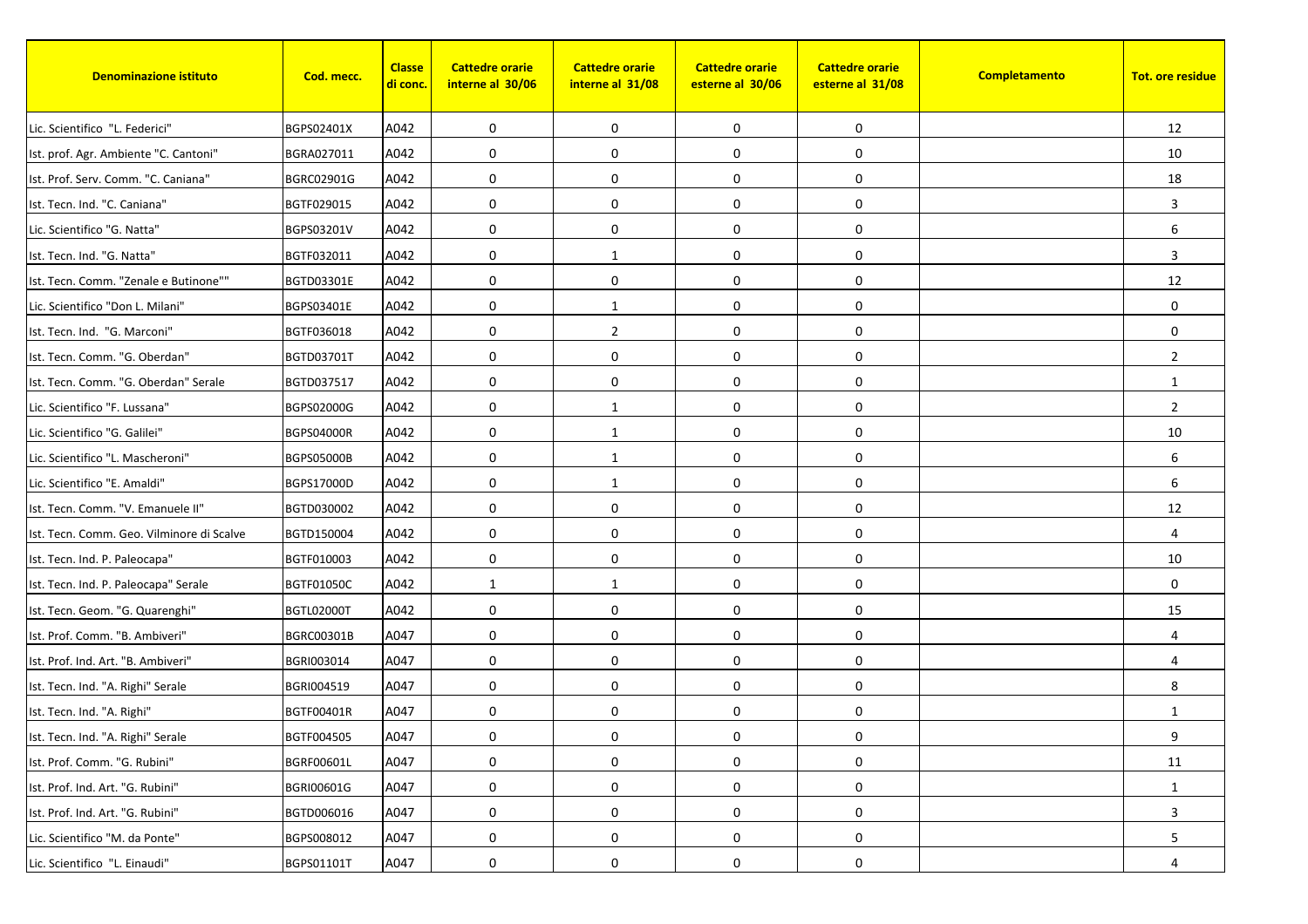| Denominazione istituto | Cod. mecc. | Classe di conc. | Cattedre orarie interne al 30/06 | Cattedre orarie interne al 31/08 | Cattedre orarie esterne al 30/06 | Cattedre orarie esterne al 31/08 | Completamento | Tot. ore residue |
|---|---|---|---|---|---|---|---|---|
| Lic. Scientifico "L. Federici" | BGPS02401X | A042 | 0 | 0 | 0 | 0 | | 12 |
| Ist. prof. Agr. Ambiente "C. Cantoni" | BGRA027011 | A042 | 0 | 0 | 0 | 0 | | 10 |
| Ist. Prof. Serv. Comm. "C. Caniana" | BGRC02901G | A042 | 0 | 0 | 0 | 0 | | 18 |
| Ist. Tecn. Ind. "C. Caniana" | BGTF029015 | A042 | 0 | 0 | 0 | 0 | | 3 |
| Lic. Scientifico "G. Natta" | BGPS03201V | A042 | 0 | 0 | 0 | 0 | | 6 |
| Ist. Tecn. Ind. "G. Natta" | BGTF032011 | A042 | 0 | 1 | 0 | 0 | | 3 |
| Ist. Tecn. Comm. "Zenale e Butinone"" | BGTD03301E | A042 | 0 | 0 | 0 | 0 | | 12 |
| Lic. Scientifico "Don L. Milani" | BGPS03401E | A042 | 0 | 1 | 0 | 0 | | 0 |
| Ist. Tecn. Ind. "G. Marconi" | BGTF036018 | A042 | 0 | 2 | 0 | 0 | | 0 |
| Ist. Tecn. Comm. "G. Oberdan" | BGTD03701T | A042 | 0 | 0 | 0 | 0 | | 2 |
| Ist. Tecn. Comm. "G. Oberdan" Serale | BGTD037517 | A042 | 0 | 0 | 0 | 0 | | 1 |
| Lic. Scientifico "F. Lussana" | BGPS02000G | A042 | 0 | 1 | 0 | 0 | | 2 |
| Lic. Scientifico "G. Galilei" | BGPS04000R | A042 | 0 | 1 | 0 | 0 | | 10 |
| Lic. Scientifico "L. Mascheroni" | BGPS05000B | A042 | 0 | 1 | 0 | 0 | | 6 |
| Lic. Scientifico "E. Amaldi" | BGPS17000D | A042 | 0 | 1 | 0 | 0 | | 6 |
| Ist. Tecn. Comm. "V. Emanuele II" | BGTD030002 | A042 | 0 | 0 | 0 | 0 | | 12 |
| Ist. Tecn. Comm. Geo. Vilminore di Scalve | BGTD150004 | A042 | 0 | 0 | 0 | 0 | | 4 |
| Ist. Tecn. Ind. P. Paleocapa" | BGTF010003 | A042 | 0 | 0 | 0 | 0 | | 10 |
| Ist. Tecn. Ind. P. Paleocapa" Serale | BGTF01050C | A042 | 1 | 1 | 0 | 0 | | 0 |
| Ist. Tecn. Geom. "G. Quarenghi" | BGTL02000T | A042 | 0 | 0 | 0 | 0 | | 15 |
| Ist. Prof. Comm. "B. Ambiveri" | BGRC00301B | A047 | 0 | 0 | 0 | 0 | | 4 |
| Ist. Prof. Ind. Art. "B. Ambiveri" | BGRI003014 | A047 | 0 | 0 | 0 | 0 | | 4 |
| Ist. Tecn. Ind. "A. Righi" Serale | BGRI004519 | A047 | 0 | 0 | 0 | 0 | | 8 |
| Ist. Tecn. Ind. "A. Righi" | BGTF00401R | A047 | 0 | 0 | 0 | 0 | | 1 |
| Ist. Tecn. Ind. "A. Righi" Serale | BGTF004505 | A047 | 0 | 0 | 0 | 0 | | 9 |
| Ist. Prof. Comm. "G. Rubini" | BGRF00601L | A047 | 0 | 0 | 0 | 0 | | 11 |
| Ist. Prof. Ind. Art. "G. Rubini" | BGRI00601G | A047 | 0 | 0 | 0 | 0 | | 1 |
| Ist. Prof. Ind. Art. "G. Rubini" | BGTD006016 | A047 | 0 | 0 | 0 | 0 | | 3 |
| Lic. Scientifico "M. da Ponte" | BGPS008012 | A047 | 0 | 0 | 0 | 0 | | 5 |
| Lic. Scientifico "L. Einaudi" | BGPS01101T | A047 | 0 | 0 | 0 | 0 | | 4 |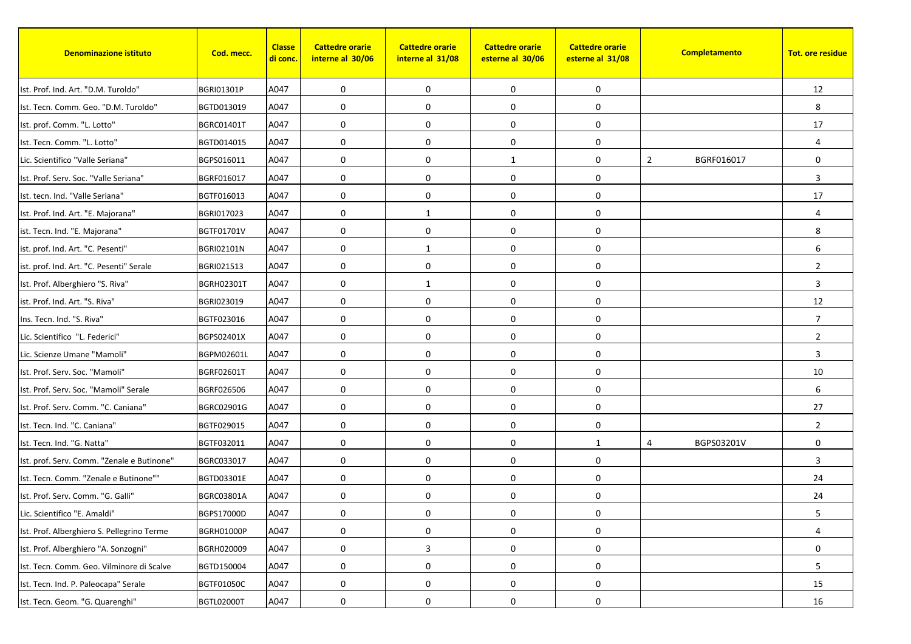| Denominazione istituto | Cod. mecc. | Classe di conc. | Cattedre orarie interne al 30/06 | Cattedre orarie interne al 31/08 | Cattedre orarie esterne al 30/06 | Cattedre orarie esterne al 31/08 | Completamento | | Tot. ore residue |
|---|---|---|---|---|---|---|---|---|---|
| Ist. Prof. Ind. Art. "D.M. Turoldo" | BGRI01301P | A047 | 0 | 0 | 0 | 0 | | | 12 |
| Ist. Tecn. Comm. Geo. "D.M. Turoldo" | BGTD013019 | A047 | 0 | 0 | 0 | 0 | | | 8 |
| Ist. prof. Comm. "L. Lotto" | BGRC01401T | A047 | 0 | 0 | 0 | 0 | | | 17 |
| Ist. Tecn. Comm. "L. Lotto" | BGTD014015 | A047 | 0 | 0 | 0 | 0 | | | 4 |
| Lic. Scientifico "Valle Seriana" | BGPS016011 | A047 | 0 | 0 | 1 | 0 | 2 | BGRF016017 | 0 |
| Ist. Prof. Serv. Soc. "Valle Seriana" | BGRF016017 | A047 | 0 | 0 | 0 | 0 | | | 3 |
| Ist. tecn. Ind. "Valle Seriana" | BGTF016013 | A047 | 0 | 0 | 0 | 0 | | | 17 |
| Ist. Prof. Ind. Art. "E. Majorana" | BGRI017023 | A047 | 0 | 1 | 0 | 0 | | | 4 |
| ist. Tecn. Ind. "E. Majorana" | BGTF01701V | A047 | 0 | 0 | 0 | 0 | | | 8 |
| ist. prof. Ind. Art. "C. Pesenti" | BGRI02101N | A047 | 0 | 1 | 0 | 0 | | | 6 |
| ist. prof. Ind. Art. "C. Pesenti" Serale | BGRI021513 | A047 | 0 | 0 | 0 | 0 | | | 2 |
| Ist. Prof. Alberghiero "S. Riva" | BGRH02301T | A047 | 0 | 1 | 0 | 0 | | | 3 |
| ist. Prof. Ind. Art. "S. Riva" | BGRI023019 | A047 | 0 | 0 | 0 | 0 | | | 12 |
| Ins. Tecn. Ind. "S. Riva" | BGTF023016 | A047 | 0 | 0 | 0 | 0 | | | 7 |
| Lic. Scientifico "L. Federici" | BGPS02401X | A047 | 0 | 0 | 0 | 0 | | | 2 |
| Lic. Scienze Umane "Mamoli" | BGPM02601L | A047 | 0 | 0 | 0 | 0 | | | 3 |
| Ist. Prof. Serv. Soc. "Mamoli" | BGRF02601T | A047 | 0 | 0 | 0 | 0 | | | 10 |
| Ist. Prof. Serv. Soc. "Mamoli" Serale | BGRF026506 | A047 | 0 | 0 | 0 | 0 | | | 6 |
| Ist. Prof. Serv. Comm. "C. Caniana" | BGRC02901G | A047 | 0 | 0 | 0 | 0 | | | 27 |
| Ist. Tecn. Ind. "C. Caniana" | BGTF029015 | A047 | 0 | 0 | 0 | 0 | | | 2 |
| Ist. Tecn. Ind. "G. Natta" | BGTF032011 | A047 | 0 | 0 | 0 | 1 | 4 | BGPS03201V | 0 |
| Ist. prof. Serv. Comm. "Zenale e Butinone" | BGRC033017 | A047 | 0 | 0 | 0 | 0 | | | 3 |
| Ist. Tecn. Comm. "Zenale e Butinone"" | BGTD03301E | A047 | 0 | 0 | 0 | 0 | | | 24 |
| Ist. Prof. Serv. Comm. "G. Galli" | BGRC03801A | A047 | 0 | 0 | 0 | 0 | | | 24 |
| Lic. Scientifico "E. Amaldi" | BGPS17000D | A047 | 0 | 0 | 0 | 0 | | | 5 |
| Ist. Prof. Alberghiero S. Pellegrino Terme | BGRH01000P | A047 | 0 | 0 | 0 | 0 | | | 4 |
| Ist. Prof. Alberghiero "A. Sonzogni" | BGRH020009 | A047 | 0 | 3 | 0 | 0 | | | 0 |
| Ist. Tecn. Comm. Geo. Vilminore di Scalve | BGTD150004 | A047 | 0 | 0 | 0 | 0 | | | 5 |
| Ist. Tecn. Ind. P. Paleocapa" Serale | BGTF01050C | A047 | 0 | 0 | 0 | 0 | | | 15 |
| Ist. Tecn. Geom. "G. Quarenghi" | BGTL02000T | A047 | 0 | 0 | 0 | 0 | | | 16 |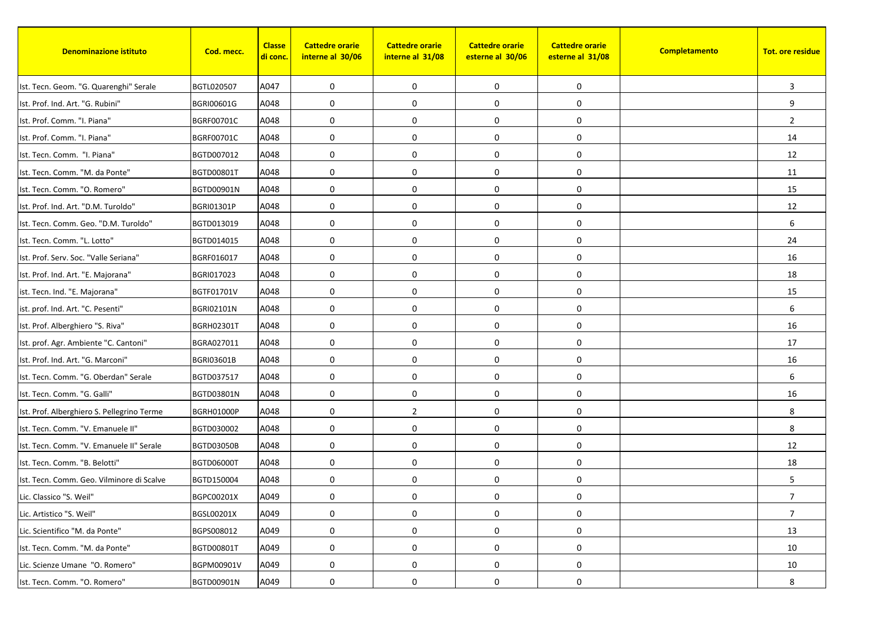| Denominazione istituto | Cod. mecc. | Classe di conc. | Cattedre orarie interne al 30/06 | Cattedre orarie interne al 31/08 | Cattedre orarie esterne al 30/06 | Cattedre orarie esterne al 31/08 | Completamento | Tot. ore residue |
|---|---|---|---|---|---|---|---|---|
| Ist. Tecn. Geom. "G. Quarenghi" Serale | BGTL020507 | A047 | 0 | 0 | 0 | 0 | | 3 |
| Ist. Prof. Ind. Art. "G. Rubini" | BGRI00601G | A048 | 0 | 0 | 0 | 0 | | 9 |
| Ist. Prof. Comm. "I. Piana" | BGRF00701C | A048 | 0 | 0 | 0 | 0 | | 2 |
| Ist. Prof. Comm. "I. Piana" | BGRF00701C | A048 | 0 | 0 | 0 | 0 | | 14 |
| Ist. Tecn. Comm. "I. Piana" | BGTD007012 | A048 | 0 | 0 | 0 | 0 | | 12 |
| Ist. Tecn. Comm. "M. da Ponte" | BGTD00801T | A048 | 0 | 0 | 0 | 0 | | 11 |
| Ist. Tecn. Comm. "O. Romero" | BGTD00901N | A048 | 0 | 0 | 0 | 0 | | 15 |
| Ist. Prof. Ind. Art. "D.M. Turoldo" | BGRI01301P | A048 | 0 | 0 | 0 | 0 | | 12 |
| Ist. Tecn. Comm. Geo. "D.M. Turoldo" | BGTD013019 | A048 | 0 | 0 | 0 | 0 | | 6 |
| Ist. Tecn. Comm. "L. Lotto" | BGTD014015 | A048 | 0 | 0 | 0 | 0 | | 24 |
| Ist. Prof. Serv. Soc. "Valle Seriana" | BGRF016017 | A048 | 0 | 0 | 0 | 0 | | 16 |
| Ist. Prof. Ind. Art. "E. Majorana" | BGRI017023 | A048 | 0 | 0 | 0 | 0 | | 18 |
| ist. Tecn. Ind. "E. Majorana" | BGTF01701V | A048 | 0 | 0 | 0 | 0 | | 15 |
| ist. prof. Ind. Art. "C. Pesenti" | BGRI02101N | A048 | 0 | 0 | 0 | 0 | | 6 |
| Ist. Prof. Alberghiero "S. Riva" | BGRH02301T | A048 | 0 | 0 | 0 | 0 | | 16 |
| Ist. prof. Agr. Ambiente "C. Cantoni" | BGRA027011 | A048 | 0 | 0 | 0 | 0 | | 17 |
| Ist. Prof. Ind. Art. "G. Marconi" | BGRI03601B | A048 | 0 | 0 | 0 | 0 | | 16 |
| Ist. Tecn. Comm. "G. Oberdan" Serale | BGTD037517 | A048 | 0 | 0 | 0 | 0 | | 6 |
| Ist. Tecn. Comm. "G. Galli" | BGTD03801N | A048 | 0 | 0 | 0 | 0 | | 16 |
| Ist. Prof. Alberghiero S. Pellegrino Terme | BGRH01000P | A048 | 0 | 2 | 0 | 0 | | 8 |
| Ist. Tecn. Comm. "V. Emanuele II" | BGTD030002 | A048 | 0 | 0 | 0 | 0 | | 8 |
| Ist. Tecn. Comm. "V. Emanuele II" Serale | BGTD03050B | A048 | 0 | 0 | 0 | 0 | | 12 |
| Ist. Tecn. Comm. "B. Belotti" | BGTD06000T | A048 | 0 | 0 | 0 | 0 | | 18 |
| Ist. Tecn. Comm. Geo. Vilminore di Scalve | BGTD150004 | A048 | 0 | 0 | 0 | 0 | | 5 |
| Lic. Classico "S. Weil" | BGPC00201X | A049 | 0 | 0 | 0 | 0 | | 7 |
| Lic. Artistico "S. Weil" | BGSL00201X | A049 | 0 | 0 | 0 | 0 | | 7 |
| Lic. Scientifico "M. da Ponte" | BGPS008012 | A049 | 0 | 0 | 0 | 0 | | 13 |
| Ist. Tecn. Comm. "M. da Ponte" | BGTD00801T | A049 | 0 | 0 | 0 | 0 | | 10 |
| Lic. Scienze Umane "O. Romero" | BGPM00901V | A049 | 0 | 0 | 0 | 0 | | 10 |
| Ist. Tecn. Comm. "O. Romero" | BGTD00901N | A049 | 0 | 0 | 0 | 0 | | 8 |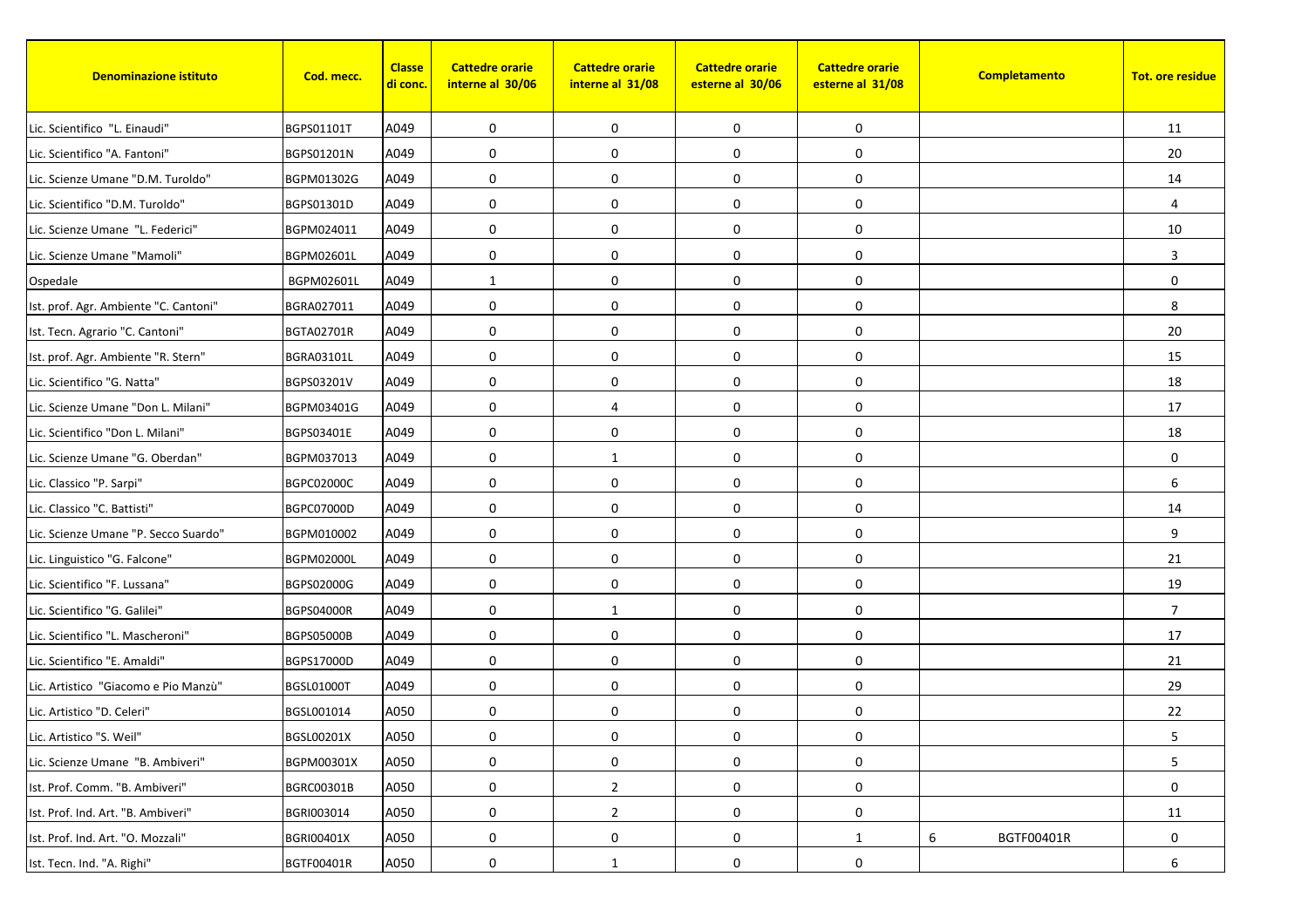| Denominazione istituto | Cod. mecc. | Classe di conc. | Cattedre orarie interne al 30/06 | Cattedre orarie interne al 31/08 | Cattedre orarie esterne al 30/06 | Cattedre orarie esterne al 31/08 | Completamento | Tot. ore residue |
|---|---|---|---|---|---|---|---|---|
| Lic. Scientifico "L. Einaudi" | BGPS01101T | A049 | 0 | 0 | 0 | 0 | | 11 |
| Lic. Scientifico "A. Fantoni" | BGPS01201N | A049 | 0 | 0 | 0 | 0 | | 20 |
| Lic. Scienze Umane "D.M. Turoldo" | BGPM01302G | A049 | 0 | 0 | 0 | 0 | | 14 |
| Lic. Scientifico "D.M. Turoldo" | BGPS01301D | A049 | 0 | 0 | 0 | 0 | | 4 |
| Lic. Scienze Umane "L. Federici" | BGPM024011 | A049 | 0 | 0 | 0 | 0 | | 10 |
| Lic. Scienze Umane "Mamoli" | BGPM02601L | A049 | 0 | 0 | 0 | 0 | | 3 |
| Ospedale | BGPM02601L | A049 | 1 | 0 | 0 | 0 | | 0 |
| Ist. prof. Agr. Ambiente "C. Cantoni" | BGRA027011 | A049 | 0 | 0 | 0 | 0 | | 8 |
| Ist. Tecn. Agrario "C. Cantoni" | BGTA02701R | A049 | 0 | 0 | 0 | 0 | | 20 |
| Ist. prof. Agr. Ambiente "R. Stern" | BGRA03101L | A049 | 0 | 0 | 0 | 0 | | 15 |
| Lic. Scientifico "G. Natta" | BGPS03201V | A049 | 0 | 0 | 0 | 0 | | 18 |
| Lic. Scienze Umane "Don L. Milani" | BGPM03401G | A049 | 0 | 4 | 0 | 0 | | 17 |
| Lic. Scientifico "Don L. Milani" | BGPS03401E | A049 | 0 | 0 | 0 | 0 | | 18 |
| Lic. Scienze Umane "G. Oberdan" | BGPM037013 | A049 | 0 | 1 | 0 | 0 | | 0 |
| Lic. Classico "P. Sarpi" | BGPC02000C | A049 | 0 | 0 | 0 | 0 | | 6 |
| Lic. Classico "C. Battisti" | BGPC07000D | A049 | 0 | 0 | 0 | 0 | | 14 |
| Lic. Scienze Umane "P. Secco Suardo" | BGPM010002 | A049 | 0 | 0 | 0 | 0 | | 9 |
| Lic. Linguistico "G. Falcone" | BGPM02000L | A049 | 0 | 0 | 0 | 0 | | 21 |
| Lic. Scientifico "F. Lussana" | BGPS02000G | A049 | 0 | 0 | 0 | 0 | | 19 |
| Lic. Scientifico "G. Galilei" | BGPS04000R | A049 | 0 | 1 | 0 | 0 | | 7 |
| Lic. Scientifico "L. Mascheroni" | BGPS05000B | A049 | 0 | 0 | 0 | 0 | | 17 |
| Lic. Scientifico "E. Amaldi" | BGPS17000D | A049 | 0 | 0 | 0 | 0 | | 21 |
| Lic. Artistico "Giacomo e Pio Manzù" | BGSL01000T | A049 | 0 | 0 | 0 | 0 | | 29 |
| Lic. Artistico "D. Celeri" | BGSL001014 | A050 | 0 | 0 | 0 | 0 | | 22 |
| Lic. Artistico "S. Weil" | BGSL00201X | A050 | 0 | 0 | 0 | 0 | | 5 |
| Lic. Scienze Umane "B. Ambiveri" | BGPM00301X | A050 | 0 | 0 | 0 | 0 | | 5 |
| Ist. Prof. Comm. "B. Ambiveri" | BGRC00301B | A050 | 0 | 2 | 0 | 0 | | 0 |
| Ist. Prof. Ind. Art. "B. Ambiveri" | BGRI003014 | A050 | 0 | 2 | 0 | 0 | | 11 |
| Ist. Prof. Ind. Art. "O. Mozzali" | BGRI00401X | A050 | 0 | 0 | 0 | 1 | 6 BGTF00401R | 0 |
| Ist. Tecn. Ind. "A. Righi" | BGTF00401R | A050 | 0 | 1 | 0 | 0 | | 6 |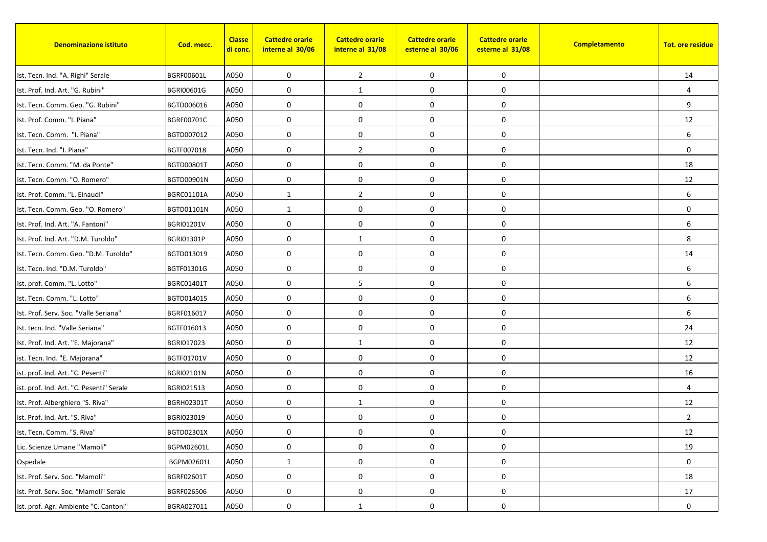| Denominazione istituto | Cod. mecc. | Classe di conc. | Cattedre orarie interne al 30/06 | Cattedre orarie interne al 31/08 | Cattedre orarie esterne al 30/06 | Cattedre orarie esterne al 31/08 | Completamento | Tot. ore residue |
|---|---|---|---|---|---|---|---|---|
| Ist. Tecn. Ind. "A. Righi" Serale | BGRF00601L | A050 | 0 | 2 | 0 | 0 | | 14 |
| Ist. Prof. Ind. Art. "G. Rubini" | BGRI00601G | A050 | 0 | 1 | 0 | 0 | | 4 |
| Ist. Tecn. Comm. Geo. "G. Rubini" | BGTD006016 | A050 | 0 | 0 | 0 | 0 | | 9 |
| Ist. Prof. Comm. "I. Piana" | BGRF00701C | A050 | 0 | 0 | 0 | 0 | | 12 |
| Ist. Tecn. Comm. "I. Piana" | BGTD007012 | A050 | 0 | 0 | 0 | 0 | | 6 |
| Ist. Tecn. Ind. "I. Piana" | BGTF007018 | A050 | 0 | 2 | 0 | 0 | | 0 |
| Ist. Tecn. Comm. "M. da Ponte" | BGTD00801T | A050 | 0 | 0 | 0 | 0 | | 18 |
| Ist. Tecn. Comm. "O. Romero" | BGTD00901N | A050 | 0 | 0 | 0 | 0 | | 12 |
| Ist. Prof. Comm. "L. Einaudi" | BGRC01101A | A050 | 1 | 2 | 0 | 0 | | 6 |
| Ist. Tecn. Comm. Geo. "O. Romero" | BGTD01101N | A050 | 1 | 0 | 0 | 0 | | 0 |
| Ist. Prof. Ind. Art. "A. Fantoni" | BGRI01201V | A050 | 0 | 0 | 0 | 0 | | 6 |
| Ist. Prof. Ind. Art. "D.M. Turoldo" | BGRI01301P | A050 | 0 | 1 | 0 | 0 | | 8 |
| Ist. Tecn. Comm. Geo. "D.M. Turoldo" | BGTD013019 | A050 | 0 | 0 | 0 | 0 | | 14 |
| Ist. Tecn. Ind. "D.M. Turoldo" | BGTF01301G | A050 | 0 | 0 | 0 | 0 | | 6 |
| Ist. prof. Comm. "L. Lotto" | BGRC01401T | A050 | 0 | 5 | 0 | 0 | | 6 |
| Ist. Tecn. Comm. "L. Lotto" | BGTD014015 | A050 | 0 | 0 | 0 | 0 | | 6 |
| Ist. Prof. Serv. Soc. "Valle Seriana" | BGRF016017 | A050 | 0 | 0 | 0 | 0 | | 6 |
| Ist. tecn. Ind. "Valle Seriana" | BGTF016013 | A050 | 0 | 0 | 0 | 0 | | 24 |
| Ist. Prof. Ind. Art. "E. Majorana" | BGRI017023 | A050 | 0 | 1 | 0 | 0 | | 12 |
| ist. Tecn. Ind. "E. Majorana" | BGTF01701V | A050 | 0 | 0 | 0 | 0 | | 12 |
| ist. prof. Ind. Art. "C. Pesenti" | BGRI02101N | A050 | 0 | 0 | 0 | 0 | | 16 |
| ist. prof. Ind. Art. "C. Pesenti" Serale | BGRI021513 | A050 | 0 | 0 | 0 | 0 | | 4 |
| Ist. Prof. Alberghiero "S. Riva" | BGRH02301T | A050 | 0 | 1 | 0 | 0 | | 12 |
| ist. Prof. Ind. Art. "S. Riva" | BGRI023019 | A050 | 0 | 0 | 0 | 0 | | 2 |
| Ist. Tecn. Comm. "S. Riva" | BGTD02301X | A050 | 0 | 0 | 0 | 0 | | 12 |
| Lic. Scienze Umane "Mamoli" | BGPM02601L | A050 | 0 | 0 | 0 | 0 | | 19 |
| Ospedale | BGPM02601L | A050 | 1 | 0 | 0 | 0 | | 0 |
| Ist. Prof. Serv. Soc. "Mamoli" | BGRF02601T | A050 | 0 | 0 | 0 | 0 | | 18 |
| Ist. Prof. Serv. Soc. "Mamoli" Serale | BGRF026506 | A050 | 0 | 0 | 0 | 0 | | 17 |
| Ist. prof. Agr. Ambiente "C. Cantoni" | BGRA027011 | A050 | 0 | 1 | 0 | 0 | | 0 |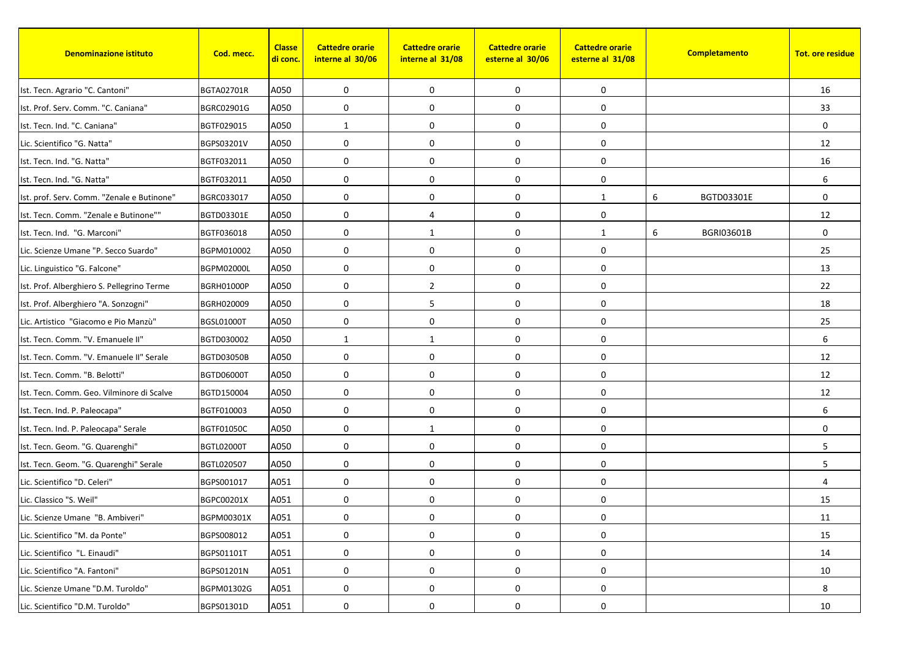| Denominazione istituto | Cod. mecc. | Classe di conc. | Cattedre orarie interne al 30/06 | Cattedre orarie interne al 31/08 | Cattedre orarie esterne al 30/06 | Cattedre orarie esterne al 31/08 | Completamento | Tot. ore residue |
|---|---|---|---|---|---|---|---|---|
| Ist. Tecn. Agrario "C. Cantoni" | BGTA02701R | A050 | 0 | 0 | 0 | 0 | | 16 |
| Ist. Prof. Serv. Comm. "C. Caniana" | BGRC02901G | A050 | 0 | 0 | 0 | 0 | | 33 |
| Ist. Tecn. Ind. "C. Caniana" | BGTF029015 | A050 | 1 | 0 | 0 | 0 | | 0 |
| Lic. Scientifico "G. Natta" | BGPS03201V | A050 | 0 | 0 | 0 | 0 | | 12 |
| Ist. Tecn. Ind. "G. Natta" | BGTF032011 | A050 | 0 | 0 | 0 | 0 | | 16 |
| Ist. Tecn. Ind. "G. Natta" | BGTF032011 | A050 | 0 | 0 | 0 | 0 | | 6 |
| Ist. prof. Serv. Comm. "Zenale e Butinone" | BGRC033017 | A050 | 0 | 0 | 0 | 1 | 6 BGTD03301E | 0 |
| Ist. Tecn. Comm. "Zenale e Butinone"" | BGTD03301E | A050 | 0 | 4 | 0 | 0 | | 12 |
| Ist. Tecn. Ind. "G. Marconi" | BGTF036018 | A050 | 0 | 1 | 0 | 1 | 6 BGRI03601B | 0 |
| Lic. Scienze Umane "P. Secco Suardo" | BGPM010002 | A050 | 0 | 0 | 0 | 0 | | 25 |
| Lic. Linguistico "G. Falcone" | BGPM02000L | A050 | 0 | 0 | 0 | 0 | | 13 |
| Ist. Prof. Alberghiero S. Pellegrino Terme | BGRH01000P | A050 | 0 | 2 | 0 | 0 | | 22 |
| Ist. Prof. Alberghiero "A. Sonzogni" | BGRH020009 | A050 | 0 | 5 | 0 | 0 | | 18 |
| Lic. Artistico "Giacomo e Pio Manzù" | BGSL01000T | A050 | 0 | 0 | 0 | 0 | | 25 |
| Ist. Tecn. Comm. "V. Emanuele II" | BGTD030002 | A050 | 1 | 1 | 0 | 0 | | 6 |
| Ist. Tecn. Comm. "V. Emanuele II" Serale | BGTD03050B | A050 | 0 | 0 | 0 | 0 | | 12 |
| Ist. Tecn. Comm. "B. Belotti" | BGTD06000T | A050 | 0 | 0 | 0 | 0 | | 12 |
| Ist. Tecn. Comm. Geo. Vilminore di Scalve | BGTD150004 | A050 | 0 | 0 | 0 | 0 | | 12 |
| Ist. Tecn. Ind. P. Paleocapa" | BGTF010003 | A050 | 0 | 0 | 0 | 0 | | 6 |
| Ist. Tecn. Ind. P. Paleocapa" Serale | BGTF01050C | A050 | 0 | 1 | 0 | 0 | | 0 |
| Ist. Tecn. Geom. "G. Quarenghi" | BGTL02000T | A050 | 0 | 0 | 0 | 0 | | 5 |
| Ist. Tecn. Geom. "G. Quarenghi" Serale | BGTL020507 | A050 | 0 | 0 | 0 | 0 | | 5 |
| Lic. Scientifico "D. Celeri" | BGPS001017 | A051 | 0 | 0 | 0 | 0 | | 4 |
| Lic. Classico "S. Weil" | BGPC00201X | A051 | 0 | 0 | 0 | 0 | | 15 |
| Lic. Scienze Umane "B. Ambiveri" | BGPM00301X | A051 | 0 | 0 | 0 | 0 | | 11 |
| Lic. Scientifico "M. da Ponte" | BGPS008012 | A051 | 0 | 0 | 0 | 0 | | 15 |
| Lic. Scientifico "L. Einaudi" | BGPS01101T | A051 | 0 | 0 | 0 | 0 | | 14 |
| Lic. Scientifico "A. Fantoni" | BGPS01201N | A051 | 0 | 0 | 0 | 0 | | 10 |
| Lic. Scienze Umane "D.M. Turoldo" | BGPM01302G | A051 | 0 | 0 | 0 | 0 | | 8 |
| Lic. Scientifico "D.M. Turoldo" | BGPS01301D | A051 | 0 | 0 | 0 | 0 | | 10 |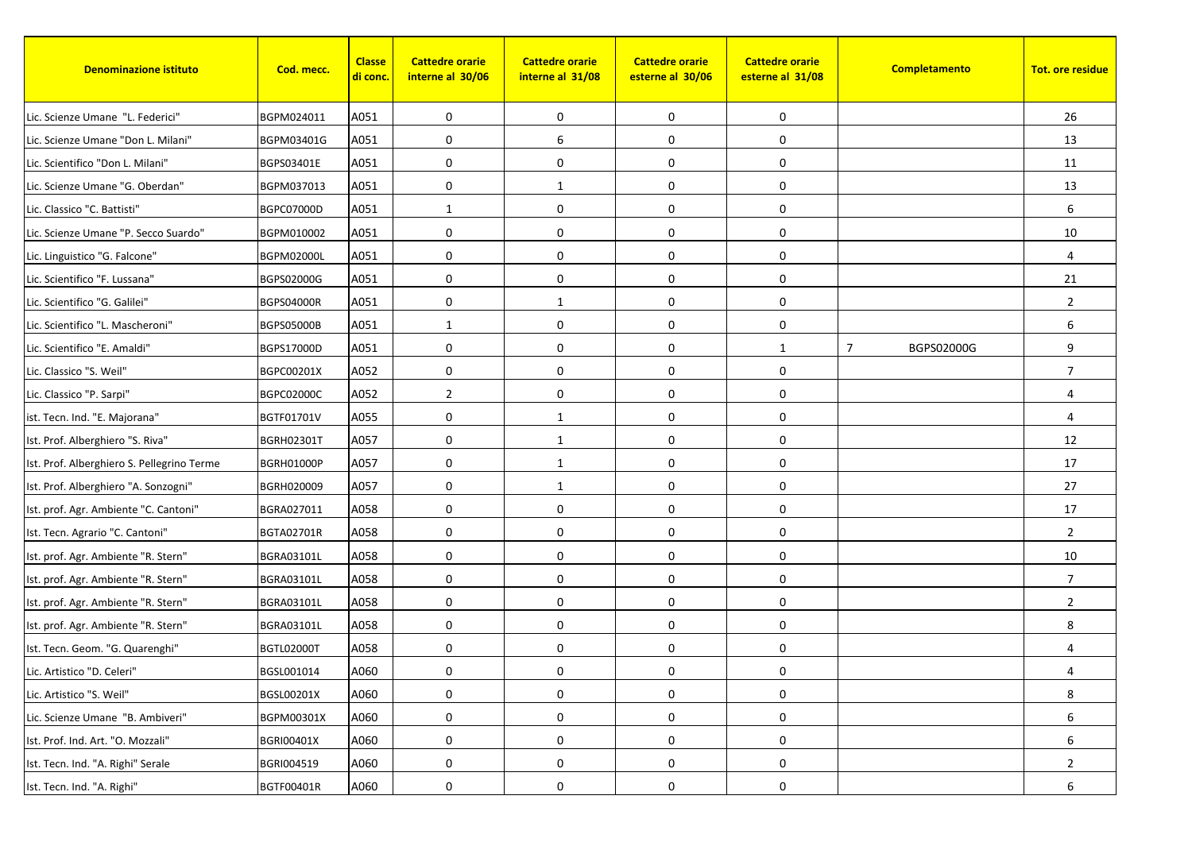| Denominazione istituto | Cod. mecc. | Classe di conc. | Cattedre orarie interne al 30/06 | Cattedre orarie interne al 31/08 | Cattedre orarie esterne al 30/06 | Cattedre orarie esterne al 31/08 | Completamento | Tot. ore residue |
|---|---|---|---|---|---|---|---|---|
| Lic. Scienze Umane "L. Federici" | BGPM024011 | A051 | 0 | 0 | 0 | 0 | | 26 |
| Lic. Scienze Umane "Don L. Milani" | BGPM03401G | A051 | 0 | 6 | 0 | 0 | | 13 |
| Lic. Scientifico "Don L. Milani" | BGPS03401E | A051 | 0 | 0 | 0 | 0 | | 11 |
| Lic. Scienze Umane "G. Oberdan" | BGPM037013 | A051 | 0 | 1 | 0 | 0 | | 13 |
| Lic. Classico "C. Battisti" | BGPC07000D | A051 | 1 | 0 | 0 | 0 | | 6 |
| Lic. Scienze Umane "P. Secco Suardo" | BGPM010002 | A051 | 0 | 0 | 0 | 0 | | 10 |
| Lic. Linguistico "G. Falcone" | BGPM02000L | A051 | 0 | 0 | 0 | 0 | | 4 |
| Lic. Scientifico "F. Lussana" | BGPS02000G | A051 | 0 | 0 | 0 | 0 | | 21 |
| Lic. Scientifico "G. Galilei" | BGPS04000R | A051 | 0 | 1 | 0 | 0 | | 2 |
| Lic. Scientifico "L. Mascheroni" | BGPS05000B | A051 | 1 | 0 | 0 | 0 | | 6 |
| Lic. Scientifico "E. Amaldi" | BGPS17000D | A051 | 0 | 0 | 0 | 1 | 7 BGPS02000G | 9 |
| Lic. Classico "S. Weil" | BGPC00201X | A052 | 0 | 0 | 0 | 0 | | 7 |
| Lic. Classico "P. Sarpi" | BGPC02000C | A052 | 2 | 0 | 0 | 0 | | 4 |
| ist. Tecn. Ind. "E. Majorana" | BGTF01701V | A055 | 0 | 1 | 0 | 0 | | 4 |
| Ist. Prof. Alberghiero "S. Riva" | BGRH02301T | A057 | 0 | 1 | 0 | 0 | | 12 |
| Ist. Prof. Alberghiero S. Pellegrino Terme | BGRH01000P | A057 | 0 | 1 | 0 | 0 | | 17 |
| Ist. Prof. Alberghiero "A. Sonzogni" | BGRH020009 | A057 | 0 | 1 | 0 | 0 | | 27 |
| Ist. prof. Agr. Ambiente "C. Cantoni" | BGRA027011 | A058 | 0 | 0 | 0 | 0 | | 17 |
| Ist. Tecn. Agrario "C. Cantoni" | BGTA02701R | A058 | 0 | 0 | 0 | 0 | | 2 |
| Ist. prof. Agr. Ambiente "R. Stern" | BGRA03101L | A058 | 0 | 0 | 0 | 0 | | 10 |
| Ist. prof. Agr. Ambiente "R. Stern" | BGRA03101L | A058 | 0 | 0 | 0 | 0 | | 7 |
| Ist. prof. Agr. Ambiente "R. Stern" | BGRA03101L | A058 | 0 | 0 | 0 | 0 | | 2 |
| Ist. prof. Agr. Ambiente "R. Stern" | BGRA03101L | A058 | 0 | 0 | 0 | 0 | | 8 |
| Ist. Tecn. Geom. "G. Quarenghi" | BGTL02000T | A058 | 0 | 0 | 0 | 0 | | 4 |
| Lic. Artistico "D. Celeri" | BGSL001014 | A060 | 0 | 0 | 0 | 0 | | 4 |
| Lic. Artistico "S. Weil" | BGSL00201X | A060 | 0 | 0 | 0 | 0 | | 8 |
| Lic. Scienze Umane "B. Ambiveri" | BGPM00301X | A060 | 0 | 0 | 0 | 0 | | 6 |
| Ist. Prof. Ind. Art. "O. Mozzali" | BGRI00401X | A060 | 0 | 0 | 0 | 0 | | 6 |
| Ist. Tecn. Ind. "A. Righi" Serale | BGRI004519 | A060 | 0 | 0 | 0 | 0 | | 2 |
| Ist. Tecn. Ind. "A. Righi" | BGTF00401R | A060 | 0 | 0 | 0 | 0 | | 6 |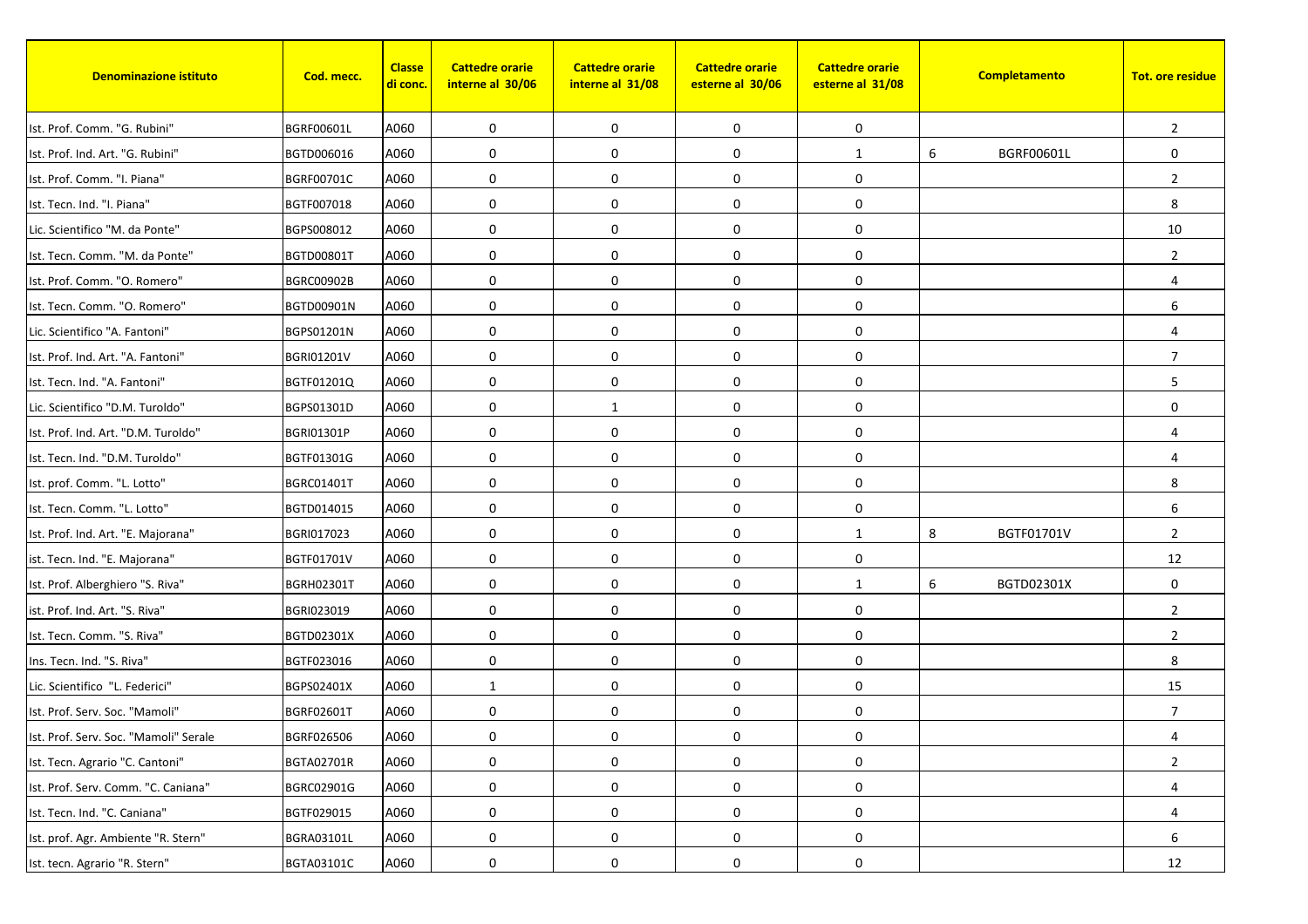| Denominazione istituto | Cod. mecc. | Classe di conc. | Cattedre orarie interne al 30/06 | Cattedre orarie interne al 31/08 | Cattedre orarie esterne al 30/06 | Cattedre orarie esterne al 31/08 | Completamento | | Tot. ore residue |
|---|---|---|---|---|---|---|---|---|---|
| Ist. Prof. Comm. "G. Rubini" | BGRF00601L | A060 | 0 | 0 | 0 | 0 | | | 2 |
| Ist. Prof. Ind. Art. "G. Rubini" | BGTD006016 | A060 | 0 | 0 | 0 | 1 | 6 | BGRF00601L | 0 |
| Ist. Prof. Comm. "I. Piana" | BGRF00701C | A060 | 0 | 0 | 0 | 0 | | | 2 |
| Ist. Tecn. Ind. "I. Piana" | BGTF007018 | A060 | 0 | 0 | 0 | 0 | | | 8 |
| Lic. Scientifico "M. da Ponte" | BGPS008012 | A060 | 0 | 0 | 0 | 0 | | | 10 |
| Ist. Tecn. Comm. "M. da Ponte" | BGTD00801T | A060 | 0 | 0 | 0 | 0 | | | 2 |
| Ist. Prof. Comm. "O. Romero" | BGRC00902B | A060 | 0 | 0 | 0 | 0 | | | 4 |
| Ist. Tecn. Comm. "O. Romero" | BGTD00901N | A060 | 0 | 0 | 0 | 0 | | | 6 |
| Lic. Scientifico "A. Fantoni" | BGPS01201N | A060 | 0 | 0 | 0 | 0 | | | 4 |
| Ist. Prof. Ind. Art. "A. Fantoni" | BGRI01201V | A060 | 0 | 0 | 0 | 0 | | | 7 |
| Ist. Tecn. Ind. "A. Fantoni" | BGTF01201Q | A060 | 0 | 0 | 0 | 0 | | | 5 |
| Lic. Scientifico "D.M. Turoldo" | BGPS01301D | A060 | 0 | 1 | 0 | 0 | | | 0 |
| Ist. Prof. Ind. Art. "D.M. Turoldo" | BGRI01301P | A060 | 0 | 0 | 0 | 0 | | | 4 |
| Ist. Tecn. Ind. "D.M. Turoldo" | BGTF01301G | A060 | 0 | 0 | 0 | 0 | | | 4 |
| Ist. prof. Comm. "L. Lotto" | BGRC01401T | A060 | 0 | 0 | 0 | 0 | | | 8 |
| Ist. Tecn. Comm. "L. Lotto" | BGTD014015 | A060 | 0 | 0 | 0 | 0 | | | 6 |
| Ist. Prof. Ind. Art. "E. Majorana" | BGRI017023 | A060 | 0 | 0 | 0 | 1 | 8 | BGTF01701V | 2 |
| ist. Tecn. Ind. "E. Majorana" | BGTF01701V | A060 | 0 | 0 | 0 | 0 | | | 12 |
| Ist. Prof. Alberghiero "S. Riva" | BGRH02301T | A060 | 0 | 0 | 0 | 1 | 6 | BGTD02301X | 0 |
| ist. Prof. Ind. Art. "S. Riva" | BGRI023019 | A060 | 0 | 0 | 0 | 0 | | | 2 |
| Ist. Tecn. Comm. "S. Riva" | BGTD02301X | A060 | 0 | 0 | 0 | 0 | | | 2 |
| Ins. Tecn. Ind. "S. Riva" | BGTF023016 | A060 | 0 | 0 | 0 | 0 | | | 8 |
| Lic. Scientifico "L. Federici" | BGPS02401X | A060 | 1 | 0 | 0 | 0 | | | 15 |
| Ist. Prof. Serv. Soc. "Mamoli" | BGRF02601T | A060 | 0 | 0 | 0 | 0 | | | 7 |
| Ist. Prof. Serv. Soc. "Mamoli" Serale | BGRF026506 | A060 | 0 | 0 | 0 | 0 | | | 4 |
| Ist. Tecn. Agrario "C. Cantoni" | BGTA02701R | A060 | 0 | 0 | 0 | 0 | | | 2 |
| Ist. Prof. Serv. Comm. "C. Caniana" | BGRC02901G | A060 | 0 | 0 | 0 | 0 | | | 4 |
| Ist. Tecn. Ind. "C. Caniana" | BGTF029015 | A060 | 0 | 0 | 0 | 0 | | | 4 |
| Ist. prof. Agr. Ambiente "R. Stern" | BGRA03101L | A060 | 0 | 0 | 0 | 0 | | | 6 |
| Ist. tecn. Agrario "R. Stern" | BGTA03101C | A060 | 0 | 0 | 0 | 0 | | | 12 |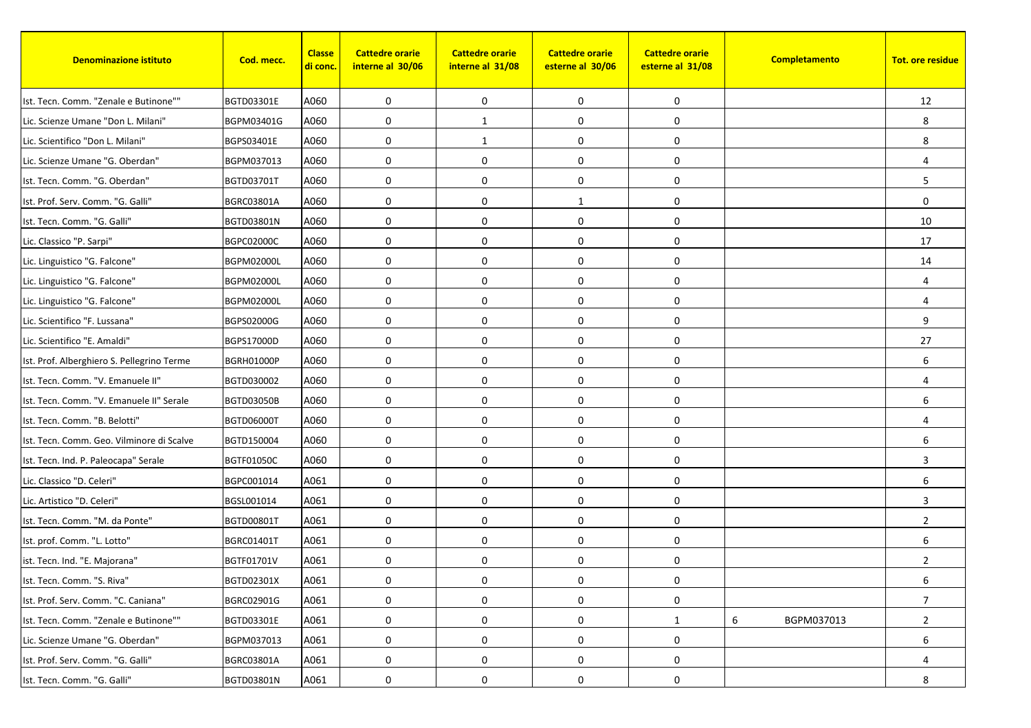| Denominazione istituto | Cod. mecc. | Classe di conc. | Cattedre orarie interne al 30/06 | Cattedre orarie interne al 31/08 | Cattedre orarie esterne al 30/06 | Cattedre orarie esterne al 31/08 | Completamento | Tot. ore residue |
|---|---|---|---|---|---|---|---|---|
| Ist. Tecn. Comm. "Zenale e Butinone"" | BGTD03301E | A060 | 0 | 0 | 0 | 0 | | 12 |
| Lic. Scienze Umane "Don L. Milani" | BGPM03401G | A060 | 0 | 1 | 0 | 0 | | 8 |
| Lic. Scientifico "Don L. Milani" | BGPS03401E | A060 | 0 | 1 | 0 | 0 | | 8 |
| Lic. Scienze Umane "G. Oberdan" | BGPM037013 | A060 | 0 | 0 | 0 | 0 | | 4 |
| Ist. Tecn. Comm. "G. Oberdan" | BGTD03701T | A060 | 0 | 0 | 0 | 0 | | 5 |
| Ist. Prof. Serv. Comm. "G. Galli" | BGRC03801A | A060 | 0 | 0 | 1 | 0 | | 0 |
| Ist. Tecn. Comm. "G. Galli" | BGTD03801N | A060 | 0 | 0 | 0 | 0 | | 10 |
| Lic. Classico "P. Sarpi" | BGPC02000C | A060 | 0 | 0 | 0 | 0 | | 17 |
| Lic. Linguistico "G. Falcone" | BGPM02000L | A060 | 0 | 0 | 0 | 0 | | 14 |
| Lic. Linguistico "G. Falcone" | BGPM02000L | A060 | 0 | 0 | 0 | 0 | | 4 |
| Lic. Linguistico "G. Falcone" | BGPM02000L | A060 | 0 | 0 | 0 | 0 | | 4 |
| Lic. Scientifico "F. Lussana" | BGPS02000G | A060 | 0 | 0 | 0 | 0 | | 9 |
| Lic. Scientifico "E. Amaldi" | BGPS17000D | A060 | 0 | 0 | 0 | 0 | | 27 |
| Ist. Prof. Alberghiero S. Pellegrino Terme | BGRH01000P | A060 | 0 | 0 | 0 | 0 | | 6 |
| Ist. Tecn. Comm. "V. Emanuele II" | BGTD030002 | A060 | 0 | 0 | 0 | 0 | | 4 |
| Ist. Tecn. Comm. "V. Emanuele II" Serale | BGTD03050B | A060 | 0 | 0 | 0 | 0 | | 6 |
| Ist. Tecn. Comm. "B. Belotti" | BGTD06000T | A060 | 0 | 0 | 0 | 0 | | 4 |
| Ist. Tecn. Comm. Geo. Vilminore di Scalve | BGTD150004 | A060 | 0 | 0 | 0 | 0 | | 6 |
| Ist. Tecn. Ind. P. Paleocapa" Serale | BGTF01050C | A060 | 0 | 0 | 0 | 0 | | 3 |
| Lic. Classico "D. Celeri" | BGPC001014 | A061 | 0 | 0 | 0 | 0 | | 6 |
| Lic. Artistico "D. Celeri" | BGSL001014 | A061 | 0 | 0 | 0 | 0 | | 3 |
| Ist. Tecn. Comm. "M. da Ponte" | BGTD00801T | A061 | 0 | 0 | 0 | 0 | | 2 |
| Ist. prof. Comm. "L. Lotto" | BGRC01401T | A061 | 0 | 0 | 0 | 0 | | 6 |
| ist. Tecn. Ind. "E. Majorana" | BGTF01701V | A061 | 0 | 0 | 0 | 0 | | 2 |
| Ist. Tecn. Comm. "S. Riva" | BGTD02301X | A061 | 0 | 0 | 0 | 0 | | 6 |
| Ist. Prof. Serv. Comm. "C. Caniana" | BGRC02901G | A061 | 0 | 0 | 0 | 0 | | 7 |
| Ist. Tecn. Comm. "Zenale e Butinone"" | BGTD03301E | A061 | 0 | 0 | 0 | 1 | 6 BGPM037013 | 2 |
| Lic. Scienze Umane "G. Oberdan" | BGPM037013 | A061 | 0 | 0 | 0 | 0 | | 6 |
| Ist. Prof. Serv. Comm. "G. Galli" | BGRC03801A | A061 | 0 | 0 | 0 | 0 | | 4 |
| Ist. Tecn. Comm. "G. Galli" | BGTD03801N | A061 | 0 | 0 | 0 | 0 | | 8 |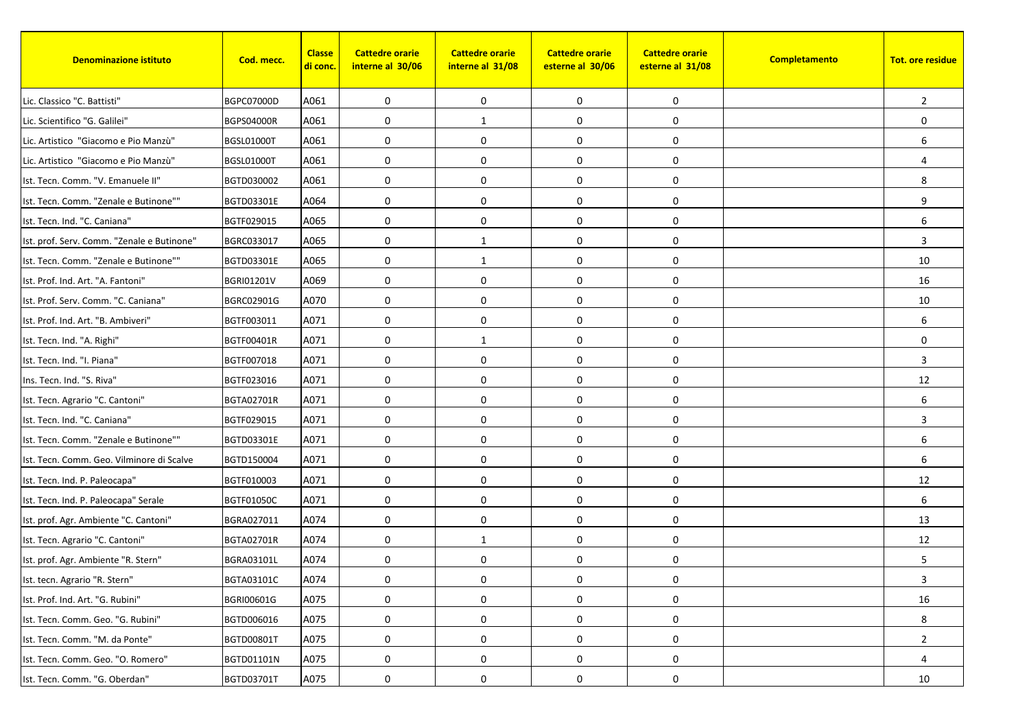| Denominazione istituto | Cod. mecc. | Classe di conc. | Cattedre orarie interne al 30/06 | Cattedre orarie interne al 31/08 | Cattedre orarie esterne al 30/06 | Cattedre orarie esterne al 31/08 | Completamento | Tot. ore residue |
|---|---|---|---|---|---|---|---|---|
| Lic. Classico "C. Battisti" | BGPC07000D | A061 | 0 | 0 | 0 | 0 | | 2 |
| Lic. Scientifico "G. Galilei" | BGPS04000R | A061 | 0 | 1 | 0 | 0 | | 0 |
| Lic. Artistico "Giacomo e Pio Manzù" | BGSL01000T | A061 | 0 | 0 | 0 | 0 | | 6 |
| Lic. Artistico "Giacomo e Pio Manzù" | BGSL01000T | A061 | 0 | 0 | 0 | 0 | | 4 |
| Ist. Tecn. Comm. "V. Emanuele II" | BGTD030002 | A061 | 0 | 0 | 0 | 0 | | 8 |
| Ist. Tecn. Comm. "Zenale e Butinone"" | BGTD03301E | A064 | 0 | 0 | 0 | 0 | | 9 |
| Ist. Tecn. Ind. "C. Caniana" | BGTF029015 | A065 | 0 | 0 | 0 | 0 | | 6 |
| Ist. prof. Serv. Comm. "Zenale e Butinone" | BGRC033017 | A065 | 0 | 1 | 0 | 0 | | 3 |
| Ist. Tecn. Comm. "Zenale e Butinone"" | BGTD03301E | A065 | 0 | 1 | 0 | 0 | | 10 |
| Ist. Prof. Ind. Art. "A. Fantoni" | BGRI01201V | A069 | 0 | 0 | 0 | 0 | | 16 |
| Ist. Prof. Serv. Comm. "C. Caniana" | BGRC02901G | A070 | 0 | 0 | 0 | 0 | | 10 |
| Ist. Prof. Ind. Art. "B. Ambiveri" | BGTF003011 | A071 | 0 | 0 | 0 | 0 | | 6 |
| Ist. Tecn. Ind. "A. Righi" | BGTF00401R | A071 | 0 | 1 | 0 | 0 | | 0 |
| Ist. Tecn. Ind. "I. Piana" | BGTF007018 | A071 | 0 | 0 | 0 | 0 | | 3 |
| Ins. Tecn. Ind. "S. Riva" | BGTF023016 | A071 | 0 | 0 | 0 | 0 | | 12 |
| Ist. Tecn. Agrario "C. Cantoni" | BGTA02701R | A071 | 0 | 0 | 0 | 0 | | 6 |
| Ist. Tecn. Ind. "C. Caniana" | BGTF029015 | A071 | 0 | 0 | 0 | 0 | | 3 |
| Ist. Tecn. Comm. "Zenale e Butinone"" | BGTD03301E | A071 | 0 | 0 | 0 | 0 | | 6 |
| Ist. Tecn. Comm. Geo. Vilminore di Scalve | BGTD150004 | A071 | 0 | 0 | 0 | 0 | | 6 |
| Ist. Tecn. Ind. P. Paleocapa" | BGTF010003 | A071 | 0 | 0 | 0 | 0 | | 12 |
| Ist. Tecn. Ind. P. Paleocapa" Serale | BGTF01050C | A071 | 0 | 0 | 0 | 0 | | 6 |
| Ist. prof. Agr. Ambiente "C. Cantoni" | BGRA027011 | A074 | 0 | 0 | 0 | 0 | | 13 |
| Ist. Tecn. Agrario "C. Cantoni" | BGTA02701R | A074 | 0 | 1 | 0 | 0 | | 12 |
| Ist. prof. Agr. Ambiente "R. Stern" | BGRA03101L | A074 | 0 | 0 | 0 | 0 | | 5 |
| Ist. tecn. Agrario "R. Stern" | BGTA03101C | A074 | 0 | 0 | 0 | 0 | | 3 |
| Ist. Prof. Ind. Art. "G. Rubini" | BGRI00601G | A075 | 0 | 0 | 0 | 0 | | 16 |
| Ist. Tecn. Comm. Geo. "G. Rubini" | BGTD006016 | A075 | 0 | 0 | 0 | 0 | | 8 |
| Ist. Tecn. Comm. "M. da Ponte" | BGTD00801T | A075 | 0 | 0 | 0 | 0 | | 2 |
| Ist. Tecn. Comm. Geo. "O. Romero" | BGTD01101N | A075 | 0 | 0 | 0 | 0 | | 4 |
| Ist. Tecn. Comm. "G. Oberdan" | BGTD03701T | A075 | 0 | 0 | 0 | 0 | | 10 |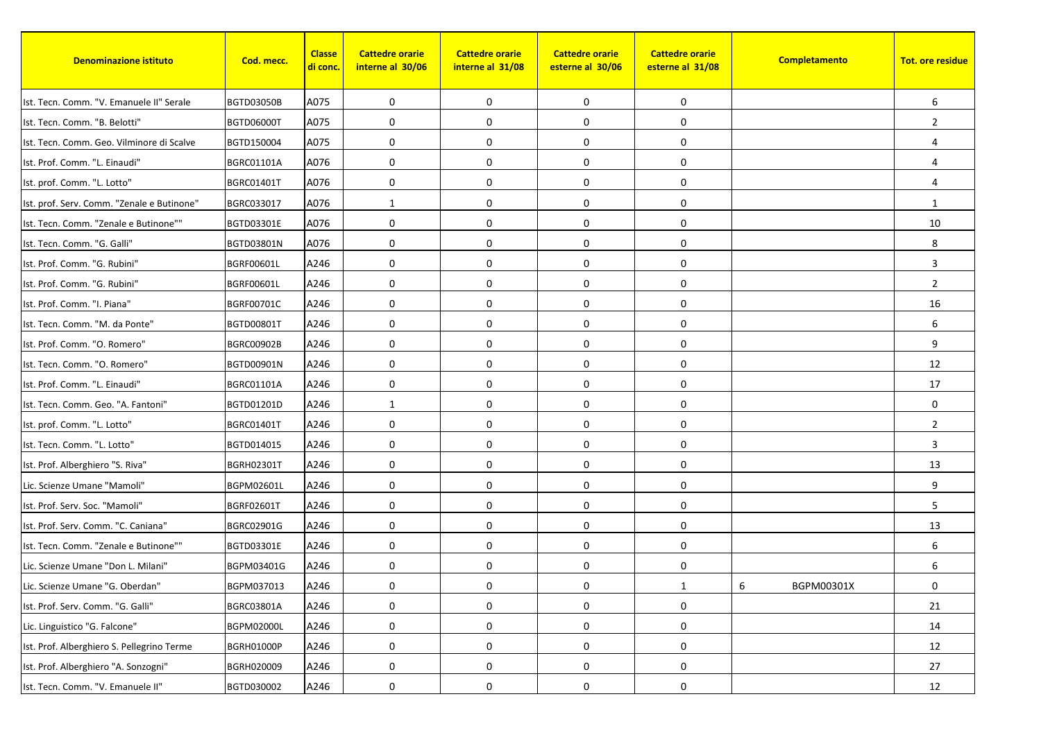| Denominazione istituto | Cod. mecc. | Classe di conc. | Cattedre orarie interne al 30/06 | Cattedre orarie interne al 31/08 | Cattedre orarie esterne al 30/06 | Cattedre orarie esterne al 31/08 | Completamento | Tot. ore residue |
|---|---|---|---|---|---|---|---|---|
| Ist. Tecn. Comm. "V. Emanuele II" Serale | BGTD03050B | A075 | 0 | 0 | 0 | 0 | | 6 |
| Ist. Tecn. Comm. "B. Belotti" | BGTD06000T | A075 | 0 | 0 | 0 | 0 | | 2 |
| Ist. Tecn. Comm. Geo. Vilminore di Scalve | BGTD150004 | A075 | 0 | 0 | 0 | 0 | | 4 |
| Ist. Prof. Comm. "L. Einaudi" | BGRC01101A | A076 | 0 | 0 | 0 | 0 | | 4 |
| Ist. prof. Comm. "L. Lotto" | BGRC01401T | A076 | 0 | 0 | 0 | 0 | | 4 |
| Ist. prof. Serv. Comm. "Zenale e Butinone" | BGRC033017 | A076 | 1 | 0 | 0 | 0 | | 1 |
| Ist. Tecn. Comm. "Zenale e Butinone"" | BGTD03301E | A076 | 0 | 0 | 0 | 0 | | 10 |
| Ist. Tecn. Comm. "G. Galli" | BGTD03801N | A076 | 0 | 0 | 0 | 0 | | 8 |
| Ist. Prof. Comm. "G. Rubini" | BGRF00601L | A246 | 0 | 0 | 0 | 0 | | 3 |
| Ist. Prof. Comm. "G. Rubini" | BGRF00601L | A246 | 0 | 0 | 0 | 0 | | 2 |
| Ist. Prof. Comm. "I. Piana" | BGRF00701C | A246 | 0 | 0 | 0 | 0 | | 16 |
| Ist. Tecn. Comm. "M. da Ponte" | BGTD00801T | A246 | 0 | 0 | 0 | 0 | | 6 |
| Ist. Prof. Comm. "O. Romero" | BGRC00902B | A246 | 0 | 0 | 0 | 0 | | 9 |
| Ist. Tecn. Comm. "O. Romero" | BGTD00901N | A246 | 0 | 0 | 0 | 0 | | 12 |
| Ist. Prof. Comm. "L. Einaudi" | BGRC01101A | A246 | 0 | 0 | 0 | 0 | | 17 |
| Ist. Tecn. Comm. Geo. "A. Fantoni" | BGTD01201D | A246 | 1 | 0 | 0 | 0 | | 0 |
| Ist. prof. Comm. "L. Lotto" | BGRC01401T | A246 | 0 | 0 | 0 | 0 | | 2 |
| Ist. Tecn. Comm. "L. Lotto" | BGTD014015 | A246 | 0 | 0 | 0 | 0 | | 3 |
| Ist. Prof. Alberghiero "S. Riva" | BGRH02301T | A246 | 0 | 0 | 0 | 0 | | 13 |
| Lic. Scienze Umane "Mamoli" | BGPM02601L | A246 | 0 | 0 | 0 | 0 | | 9 |
| Ist. Prof. Serv. Soc. "Mamoli" | BGRF02601T | A246 | 0 | 0 | 0 | 0 | | 5 |
| Ist. Prof. Serv. Comm. "C. Caniana" | BGRC02901G | A246 | 0 | 0 | 0 | 0 | | 13 |
| Ist. Tecn. Comm. "Zenale e Butinone"" | BGTD03301E | A246 | 0 | 0 | 0 | 0 | | 6 |
| Lic. Scienze Umane "Don L. Milani" | BGPM03401G | A246 | 0 | 0 | 0 | 0 | | 6 |
| Lic. Scienze Umane "G. Oberdan" | BGPM037013 | A246 | 0 | 0 | 0 | 1 | 6 BGPM00301X | 0 |
| Ist. Prof. Serv. Comm. "G. Galli" | BGRC03801A | A246 | 0 | 0 | 0 | 0 | | 21 |
| Lic. Linguistico "G. Falcone" | BGPM02000L | A246 | 0 | 0 | 0 | 0 | | 14 |
| Ist. Prof. Alberghiero S. Pellegrino Terme | BGRH01000P | A246 | 0 | 0 | 0 | 0 | | 12 |
| Ist. Prof. Alberghiero "A. Sonzogni" | BGRH020009 | A246 | 0 | 0 | 0 | 0 | | 27 |
| Ist. Tecn. Comm. "V. Emanuele II" | BGTD030002 | A246 | 0 | 0 | 0 | 0 | | 12 |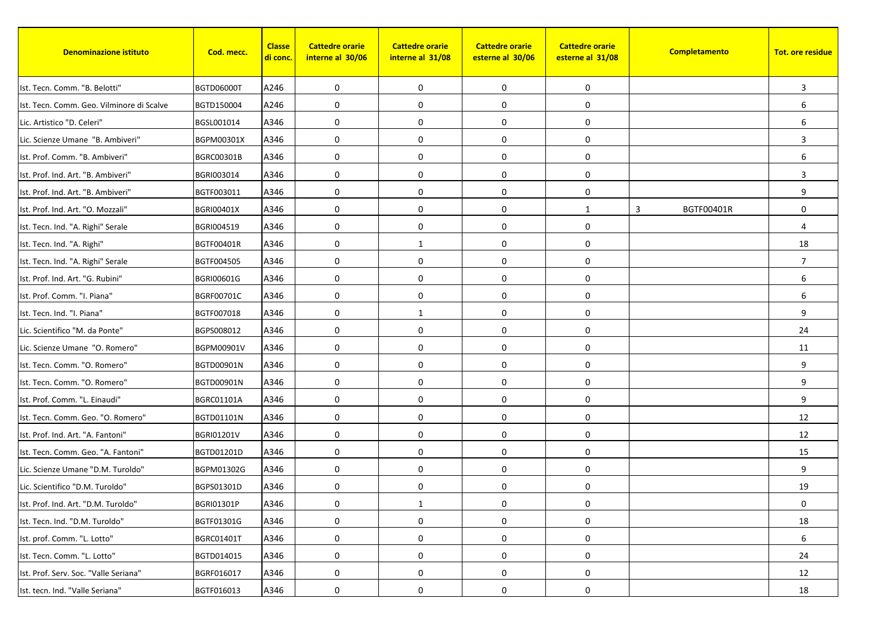| Denominazione istituto | Cod. mecc. | Classe di conc. | Cattedre orarie interne al 30/06 | Cattedre orarie interne al 31/08 | Cattedre orarie esterne al 30/06 | Cattedre orarie esterne al 31/08 | Completamento | Tot. ore residue |
|---|---|---|---|---|---|---|---|---|
| Ist. Tecn. Comm. "B. Belotti" | BGTD06000T | A246 | 0 | 0 | 0 | 0 | | 3 |
| Ist. Tecn. Comm. Geo. Vilminore di Scalve | BGTD150004 | A246 | 0 | 0 | 0 | 0 | | 6 |
| Lic. Artistico "D. Celeri" | BGSL001014 | A346 | 0 | 0 | 0 | 0 | | 6 |
| Lic. Scienze Umane "B. Ambiveri" | BGPM00301X | A346 | 0 | 0 | 0 | 0 | | 3 |
| Ist. Prof. Comm. "B. Ambiveri" | BGRC00301B | A346 | 0 | 0 | 0 | 0 | | 6 |
| Ist. Prof. Ind. Art. "B. Ambiveri" | BGRI003014 | A346 | 0 | 0 | 0 | 0 | | 3 |
| Ist. Prof. Ind. Art. "B. Ambiveri" | BGTF003011 | A346 | 0 | 0 | 0 | 0 | | 9 |
| Ist. Prof. Ind. Art. "O. Mozzali" | BGRI00401X | A346 | 0 | 0 | 0 | 1 | 3 BGTF00401R | 0 |
| Ist. Tecn. Ind. "A. Righi" Serale | BGRI004519 | A346 | 0 | 0 | 0 | 0 | | 4 |
| Ist. Tecn. Ind. "A. Righi" | BGTF00401R | A346 | 0 | 1 | 0 | 0 | | 18 |
| Ist. Tecn. Ind. "A. Righi" Serale | BGTF004505 | A346 | 0 | 0 | 0 | 0 | | 7 |
| Ist. Prof. Ind. Art. "G. Rubini" | BGRI00601G | A346 | 0 | 0 | 0 | 0 | | 6 |
| Ist. Prof. Comm. "I. Piana" | BGRF00701C | A346 | 0 | 0 | 0 | 0 | | 6 |
| Ist. Tecn. Ind. "I. Piana" | BGTF007018 | A346 | 0 | 1 | 0 | 0 | | 9 |
| Lic. Scientifico "M. da Ponte" | BGPS008012 | A346 | 0 | 0 | 0 | 0 | | 24 |
| Lic. Scienze Umane "O. Romero" | BGPM00901V | A346 | 0 | 0 | 0 | 0 | | 11 |
| Ist. Tecn. Comm. "O. Romero" | BGTD00901N | A346 | 0 | 0 | 0 | 0 | | 9 |
| Ist. Tecn. Comm. "O. Romero" | BGTD00901N | A346 | 0 | 0 | 0 | 0 | | 9 |
| Ist. Prof. Comm. "L. Einaudi" | BGRC01101A | A346 | 0 | 0 | 0 | 0 | | 9 |
| Ist. Tecn. Comm. Geo. "O. Romero" | BGTD01101N | A346 | 0 | 0 | 0 | 0 | | 12 |
| Ist. Prof. Ind. Art. "A. Fantoni" | BGRI01201V | A346 | 0 | 0 | 0 | 0 | | 12 |
| Ist. Tecn. Comm. Geo. "A. Fantoni" | BGTD01201D | A346 | 0 | 0 | 0 | 0 | | 15 |
| Lic. Scienze Umane "D.M. Turoldo" | BGPM01302G | A346 | 0 | 0 | 0 | 0 | | 9 |
| Lic. Scientifico "D.M. Turoldo" | BGPS01301D | A346 | 0 | 0 | 0 | 0 | | 19 |
| Ist. Prof. Ind. Art. "D.M. Turoldo" | BGRI01301P | A346 | 0 | 1 | 0 | 0 | | 0 |
| Ist. Tecn. Ind. "D.M. Turoldo" | BGTF01301G | A346 | 0 | 0 | 0 | 0 | | 18 |
| Ist. prof. Comm. "L. Lotto" | BGRC01401T | A346 | 0 | 0 | 0 | 0 | | 6 |
| Ist. Tecn. Comm. "L. Lotto" | BGTD014015 | A346 | 0 | 0 | 0 | 0 | | 24 |
| Ist. Prof. Serv. Soc. "Valle Seriana" | BGRF016017 | A346 | 0 | 0 | 0 | 0 | | 12 |
| Ist. tecn. Ind. "Valle Seriana" | BGTF016013 | A346 | 0 | 0 | 0 | 0 | | 18 |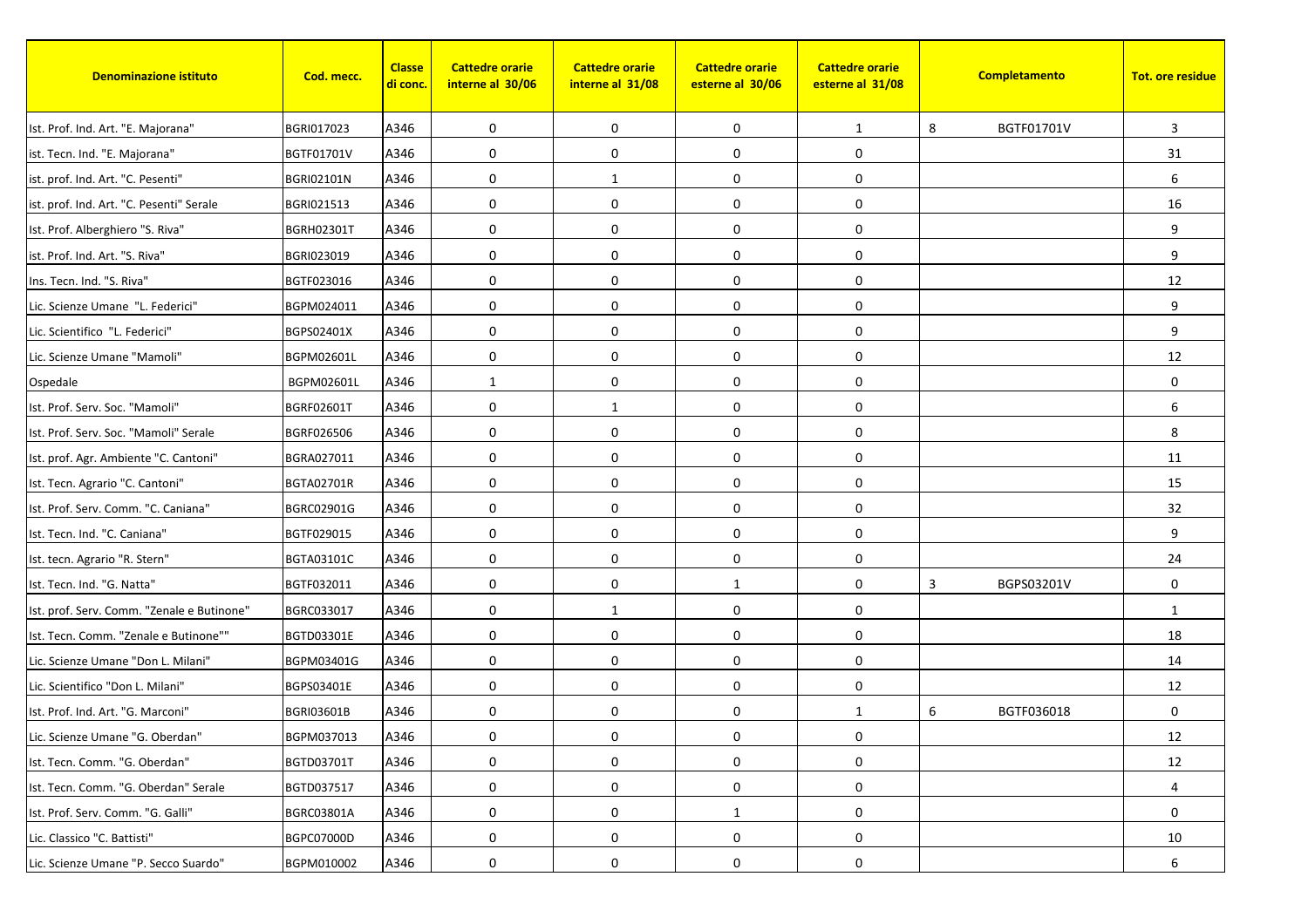| Denominazione istituto | Cod. mecc. | Classe di conc. | Cattedre orarie interne al 30/06 | Cattedre orarie interne al 31/08 | Cattedre orarie esterne al 30/06 | Cattedre orarie esterne al 31/08 | Completamento | | Tot. ore residue |
|---|---|---|---|---|---|---|---|---|---|
| Ist. Prof. Ind. Art. "E. Majorana" | BGRI017023 | A346 | 0 | 0 | 0 | 1 | 8 | BGTF01701V | 3 |
| ist. Tecn. Ind. "E. Majorana" | BGTF01701V | A346 | 0 | 0 | 0 | 0 | | | 31 |
| ist. prof. Ind. Art. "C. Pesenti" | BGRI02101N | A346 | 0 | 1 | 0 | 0 | | | 6 |
| ist. prof. Ind. Art. "C. Pesenti" Serale | BGRI021513 | A346 | 0 | 0 | 0 | 0 | | | 16 |
| Ist. Prof. Alberghiero "S. Riva" | BGRH02301T | A346 | 0 | 0 | 0 | 0 | | | 9 |
| ist. Prof. Ind. Art. "S. Riva" | BGRI023019 | A346 | 0 | 0 | 0 | 0 | | | 9 |
| Ins. Tecn. Ind. "S. Riva" | BGTF023016 | A346 | 0 | 0 | 0 | 0 | | | 12 |
| Lic. Scienze Umane "L. Federici" | BGPM024011 | A346 | 0 | 0 | 0 | 0 | | | 9 |
| Lic. Scientifico "L. Federici" | BGPS02401X | A346 | 0 | 0 | 0 | 0 | | | 9 |
| Lic. Scienze Umane "Mamoli" | BGPM02601L | A346 | 0 | 0 | 0 | 0 | | | 12 |
| Ospedale | BGPM02601L | A346 | 1 | 0 | 0 | 0 | | | 0 |
| Ist. Prof. Serv. Soc. "Mamoli" | BGRF02601T | A346 | 0 | 1 | 0 | 0 | | | 6 |
| Ist. Prof. Serv. Soc. "Mamoli" Serale | BGRF026506 | A346 | 0 | 0 | 0 | 0 | | | 8 |
| Ist. prof. Agr. Ambiente "C. Cantoni" | BGRA027011 | A346 | 0 | 0 | 0 | 0 | | | 11 |
| Ist. Tecn. Agrario "C. Cantoni" | BGTA02701R | A346 | 0 | 0 | 0 | 0 | | | 15 |
| Ist. Prof. Serv. Comm. "C. Caniana" | BGRC02901G | A346 | 0 | 0 | 0 | 0 | | | 32 |
| Ist. Tecn. Ind. "C. Caniana" | BGTF029015 | A346 | 0 | 0 | 0 | 0 | | | 9 |
| Ist. tecn. Agrario "R. Stern" | BGTA03101C | A346 | 0 | 0 | 0 | 0 | | | 24 |
| Ist. Tecn. Ind. "G. Natta" | BGTF032011 | A346 | 0 | 0 | 1 | 0 | 3 | BGPS03201V | 0 |
| Ist. prof. Serv. Comm. "Zenale e Butinone" | BGRC033017 | A346 | 0 | 1 | 0 | 0 | | | 1 |
| Ist. Tecn. Comm. "Zenale e Butinone"" | BGTD03301E | A346 | 0 | 0 | 0 | 0 | | | 18 |
| Lic. Scienze Umane "Don L. Milani" | BGPM03401G | A346 | 0 | 0 | 0 | 0 | | | 14 |
| Lic. Scientifico "Don L. Milani" | BGPS03401E | A346 | 0 | 0 | 0 | 0 | | | 12 |
| Ist. Prof. Ind. Art. "G. Marconi" | BGRI03601B | A346 | 0 | 0 | 0 | 1 | 6 | BGTF036018 | 0 |
| Lic. Scienze Umane "G. Oberdan" | BGPM037013 | A346 | 0 | 0 | 0 | 0 | | | 12 |
| Ist. Tecn. Comm. "G. Oberdan" | BGTD03701T | A346 | 0 | 0 | 0 | 0 | | | 12 |
| Ist. Tecn. Comm. "G. Oberdan" Serale | BGTD037517 | A346 | 0 | 0 | 0 | 0 | | | 4 |
| Ist. Prof. Serv. Comm. "G. Galli" | BGRC03801A | A346 | 0 | 0 | 1 | 0 | | | 0 |
| Lic. Classico "C. Battisti" | BGPC07000D | A346 | 0 | 0 | 0 | 0 | | | 10 |
| Lic. Scienze Umane "P. Secco Suardo" | BGPM010002 | A346 | 0 | 0 | 0 | 0 | | | 6 |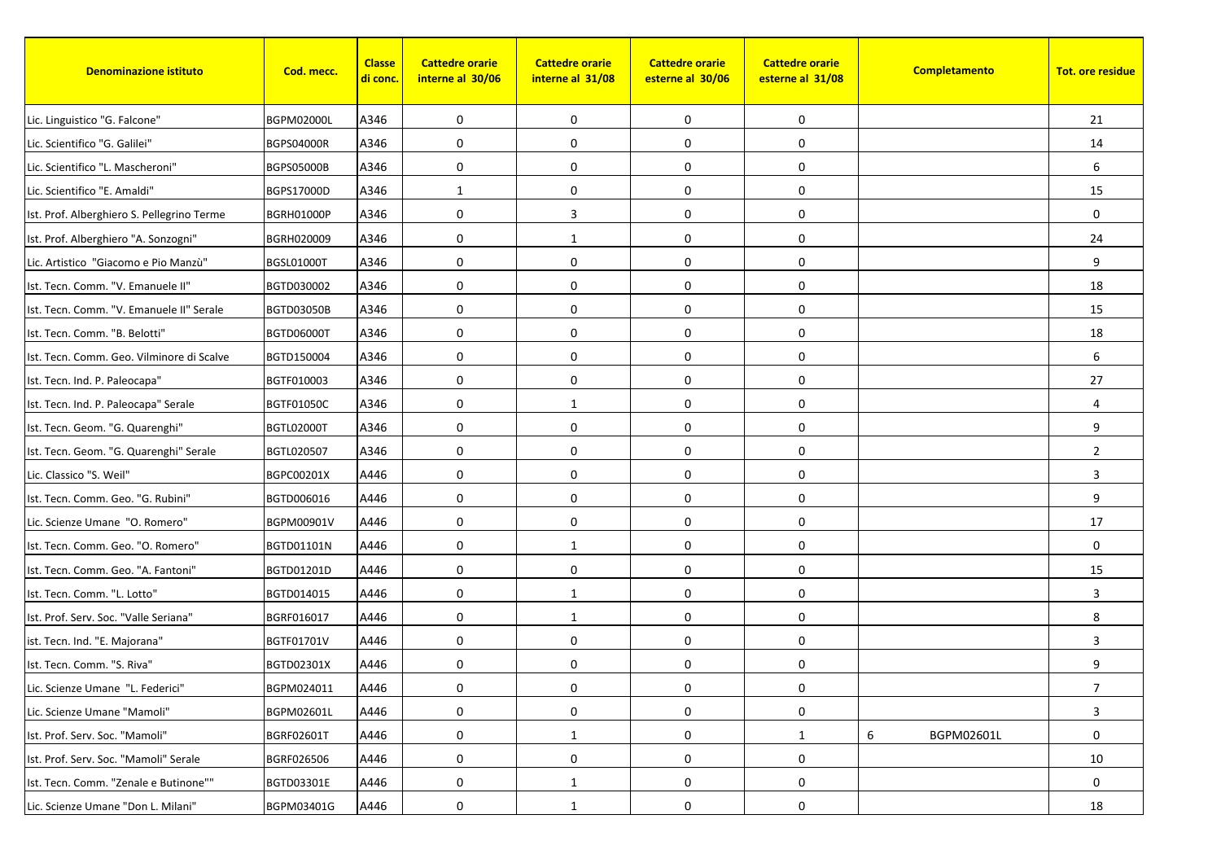| Denominazione istituto | Cod. mecc. | Classe di conc. | Cattedre orarie interne al 30/06 | Cattedre orarie interne al 31/08 | Cattedre orarie esterne al 30/06 | Cattedre orarie esterne al 31/08 | Completamento | Tot. ore residue |
|---|---|---|---|---|---|---|---|---|
| Lic. Linguistico "G. Falcone" | BGPM02000L | A346 | 0 | 0 | 0 | 0 | | 21 |
| Lic. Scientifico "G. Galilei" | BGPS04000R | A346 | 0 | 0 | 0 | 0 | | 14 |
| Lic. Scientifico "L. Mascheroni" | BGPS05000B | A346 | 0 | 0 | 0 | 0 | | 6 |
| Lic. Scientifico "E. Amaldi" | BGPS17000D | A346 | 1 | 0 | 0 | 0 | | 15 |
| Ist. Prof. Alberghiero S. Pellegrino Terme | BGRH01000P | A346 | 0 | 3 | 0 | 0 | | 0 |
| Ist. Prof. Alberghiero "A. Sonzogni" | BGRH020009 | A346 | 0 | 1 | 0 | 0 | | 24 |
| Lic. Artistico "Giacomo e Pio Manzù" | BGSL01000T | A346 | 0 | 0 | 0 | 0 | | 9 |
| Ist. Tecn. Comm. "V. Emanuele II" | BGTD030002 | A346 | 0 | 0 | 0 | 0 | | 18 |
| Ist. Tecn. Comm. "V. Emanuele II" Serale | BGTD03050B | A346 | 0 | 0 | 0 | 0 | | 15 |
| Ist. Tecn. Comm. "B. Belotti" | BGTD06000T | A346 | 0 | 0 | 0 | 0 | | 18 |
| Ist. Tecn. Comm. Geo. Vilminore di Scalve | BGTD150004 | A346 | 0 | 0 | 0 | 0 | | 6 |
| Ist. Tecn. Ind. P. Paleocapa" | BGTF010003 | A346 | 0 | 0 | 0 | 0 | | 27 |
| Ist. Tecn. Ind. P. Paleocapa" Serale | BGTF01050C | A346 | 0 | 1 | 0 | 0 | | 4 |
| Ist. Tecn. Geom. "G. Quarenghi" | BGTL02000T | A346 | 0 | 0 | 0 | 0 | | 9 |
| Ist. Tecn. Geom. "G. Quarenghi" Serale | BGTL020507 | A346 | 0 | 0 | 0 | 0 | | 2 |
| Lic. Classico "S. Weil" | BGPC00201X | A446 | 0 | 0 | 0 | 0 | | 3 |
| Ist. Tecn. Comm. Geo. "G. Rubini" | BGTD006016 | A446 | 0 | 0 | 0 | 0 | | 9 |
| Lic. Scienze Umane "O. Romero" | BGPM00901V | A446 | 0 | 0 | 0 | 0 | | 17 |
| Ist. Tecn. Comm. Geo. "O. Romero" | BGTD01101N | A446 | 0 | 1 | 0 | 0 | | 0 |
| Ist. Tecn. Comm. Geo. "A. Fantoni" | BGTD01201D | A446 | 0 | 0 | 0 | 0 | | 15 |
| Ist. Tecn. Comm. "L. Lotto" | BGTD014015 | A446 | 0 | 1 | 0 | 0 | | 3 |
| Ist. Prof. Serv. Soc. "Valle Seriana" | BGRF016017 | A446 | 0 | 1 | 0 | 0 | | 8 |
| ist. Tecn. Ind. "E. Majorana" | BGTF01701V | A446 | 0 | 0 | 0 | 0 | | 3 |
| Ist. Tecn. Comm. "S. Riva" | BGTD02301X | A446 | 0 | 0 | 0 | 0 | | 9 |
| Lic. Scienze Umane "L. Federici" | BGPM024011 | A446 | 0 | 0 | 0 | 0 | | 7 |
| Lic. Scienze Umane "Mamoli" | BGPM02601L | A446 | 0 | 0 | 0 | 0 | | 3 |
| Ist. Prof. Serv. Soc. "Mamoli" | BGRF02601T | A446 | 0 | 1 | 0 | 1 | 6 BGPM02601L | 0 |
| Ist. Prof. Serv. Soc. "Mamoli" Serale | BGRF026506 | A446 | 0 | 0 | 0 | 0 | | 10 |
| Ist. Tecn. Comm. "Zenale e Butinone"" | BGTD03301E | A446 | 0 | 1 | 0 | 0 | | 0 |
| Lic. Scienze Umane "Don L. Milani" | BGPM03401G | A446 | 0 | 1 | 0 | 0 | | 18 |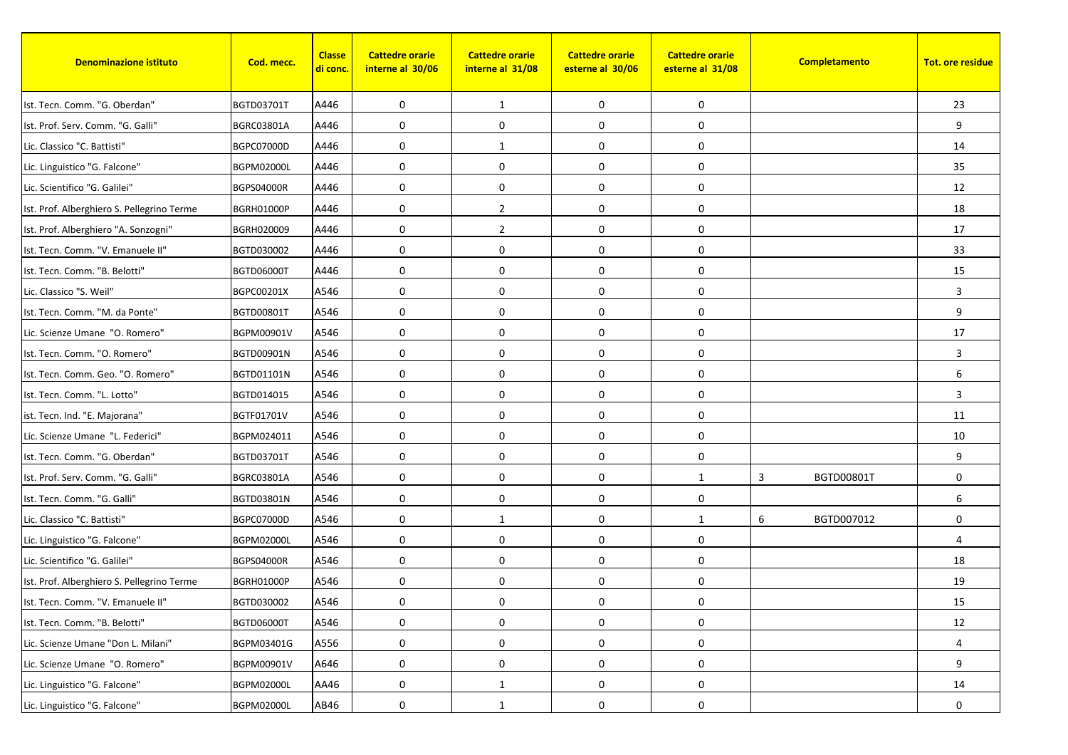| Denominazione istituto | Cod. mecc. | Classe di conc. | Cattedre orarie interne al 30/06 | Cattedre orarie interne al 31/08 | Cattedre orarie esterne al 30/06 | Cattedre orarie esterne al 31/08 | Completamento | Tot. ore residue |
|---|---|---|---|---|---|---|---|---|
| Ist. Tecn. Comm. "G. Oberdan" | BGTD03701T | A446 | 0 | 1 | 0 | 0 | | 23 |
| Ist. Prof. Serv. Comm. "G. Galli" | BGRC03801A | A446 | 0 | 0 | 0 | 0 | | 9 |
| Lic. Classico "C. Battisti" | BGPC07000D | A446 | 0 | 1 | 0 | 0 | | 14 |
| Lic. Linguistico "G. Falcone" | BGPM02000L | A446 | 0 | 0 | 0 | 0 | | 35 |
| Lic. Scientifico "G. Galilei" | BGPS04000R | A446 | 0 | 0 | 0 | 0 | | 12 |
| Ist. Prof. Alberghiero S. Pellegrino Terme | BGRH01000P | A446 | 0 | 2 | 0 | 0 | | 18 |
| Ist. Prof. Alberghiero "A. Sonzogni" | BGRH020009 | A446 | 0 | 2 | 0 | 0 | | 17 |
| Ist. Tecn. Comm. "V. Emanuele II" | BGTD030002 | A446 | 0 | 0 | 0 | 0 | | 33 |
| Ist. Tecn. Comm. "B. Belotti" | BGTD06000T | A446 | 0 | 0 | 0 | 0 | | 15 |
| Lic. Classico "S. Weil" | BGPC00201X | A546 | 0 | 0 | 0 | 0 | | 3 |
| Ist. Tecn. Comm. "M. da Ponte" | BGTD00801T | A546 | 0 | 0 | 0 | 0 | | 9 |
| Lic. Scienze Umane "O. Romero" | BGPM00901V | A546 | 0 | 0 | 0 | 0 | | 17 |
| Ist. Tecn. Comm. "O. Romero" | BGTD00901N | A546 | 0 | 0 | 0 | 0 | | 3 |
| Ist. Tecn. Comm. Geo. "O. Romero" | BGTD01101N | A546 | 0 | 0 | 0 | 0 | | 6 |
| Ist. Tecn. Comm. "L. Lotto" | BGTD014015 | A546 | 0 | 0 | 0 | 0 | | 3 |
| ist. Tecn. Ind. "E. Majorana" | BGTF01701V | A546 | 0 | 0 | 0 | 0 | | 11 |
| Lic. Scienze Umane "L. Federici" | BGPM024011 | A546 | 0 | 0 | 0 | 0 | | 10 |
| Ist. Tecn. Comm. "G. Oberdan" | BGTD03701T | A546 | 0 | 0 | 0 | 0 | | 9 |
| Ist. Prof. Serv. Comm. "G. Galli" | BGRC03801A | A546 | 0 | 0 | 0 | 1 | 3 BGTD00801T | 0 |
| Ist. Tecn. Comm. "G. Galli" | BGTD03801N | A546 | 0 | 0 | 0 | 0 | | 6 |
| Lic. Classico "C. Battisti" | BGPC07000D | A546 | 0 | 1 | 0 | 1 | 6 BGTD007012 | 0 |
| Lic. Linguistico "G. Falcone" | BGPM02000L | A546 | 0 | 0 | 0 | 0 | | 4 |
| Lic. Scientifico "G. Galilei" | BGPS04000R | A546 | 0 | 0 | 0 | 0 | | 18 |
| Ist. Prof. Alberghiero S. Pellegrino Terme | BGRH01000P | A546 | 0 | 0 | 0 | 0 | | 19 |
| Ist. Tecn. Comm. "V. Emanuele II" | BGTD030002 | A546 | 0 | 0 | 0 | 0 | | 15 |
| Ist. Tecn. Comm. "B. Belotti" | BGTD06000T | A546 | 0 | 0 | 0 | 0 | | 12 |
| Lic. Scienze Umane "Don L. Milani" | BGPM03401G | A556 | 0 | 0 | 0 | 0 | | 4 |
| Lic. Scienze Umane "O. Romero" | BGPM00901V | A646 | 0 | 0 | 0 | 0 | | 9 |
| Lic. Linguistico "G. Falcone" | BGPM02000L | AA46 | 0 | 1 | 0 | 0 | | 14 |
| Lic. Linguistico "G. Falcone" | BGPM02000L | AB46 | 0 | 1 | 0 | 0 | | 0 |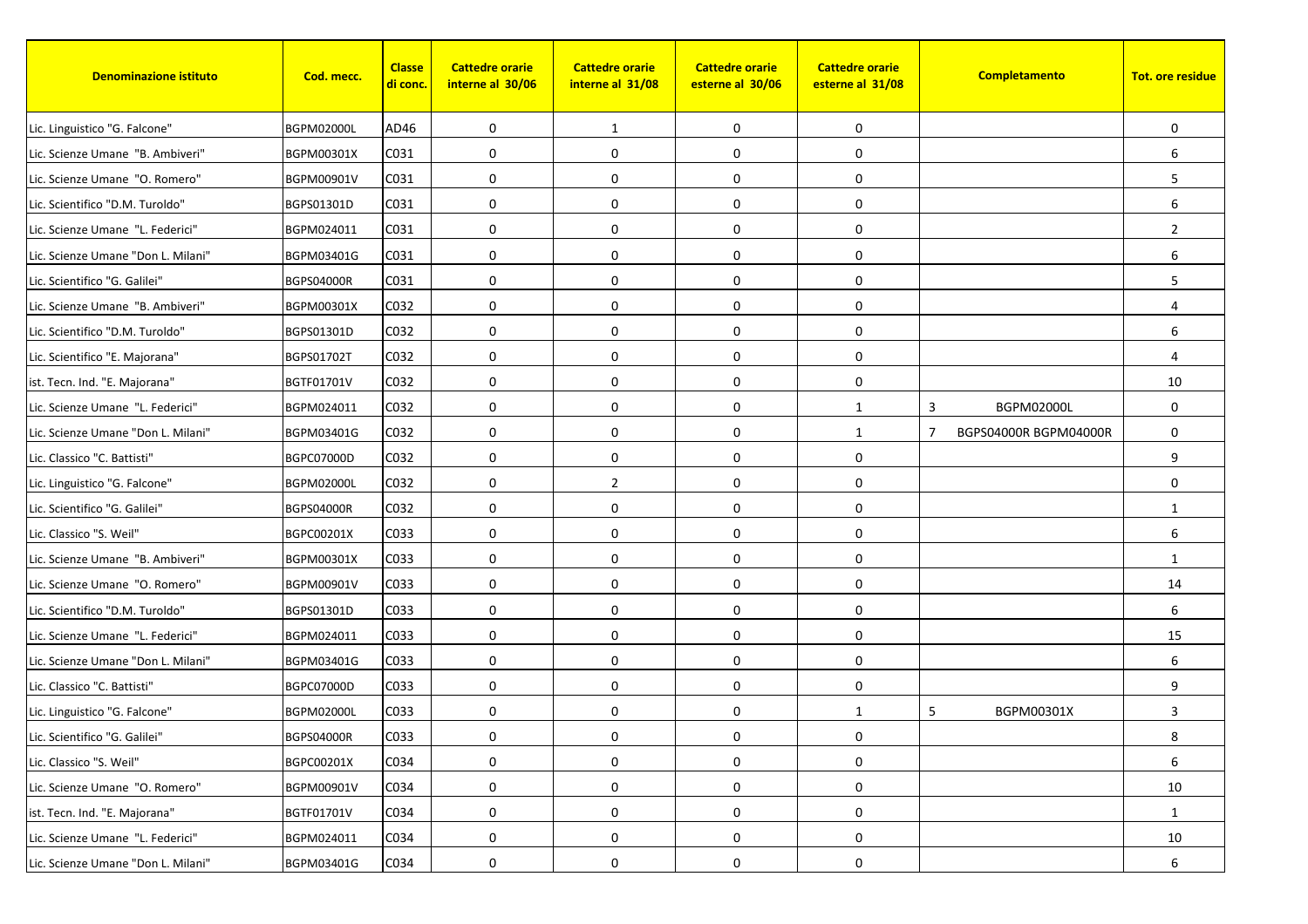| Denominazione istituto | Cod. mecc. | Classe di conc. | Cattedre orarie interne al 30/06 | Cattedre orarie interne al 31/08 | Cattedre orarie esterne al 30/06 | Cattedre orarie esterne al 31/08 | Completamento | Tot. ore residue |
|---|---|---|---|---|---|---|---|---|
| Lic. Linguistico "G. Falcone" | BGPM02000L | AD46 | 0 | 1 | 0 | 0 | | 0 |
| Lic. Scienze Umane "B. Ambiveri" | BGPM00301X | C031 | 0 | 0 | 0 | 0 | | 6 |
| Lic. Scienze Umane "O. Romero" | BGPM00901V | C031 | 0 | 0 | 0 | 0 | | 5 |
| Lic. Scientifico "D.M. Turoldo" | BGPS01301D | C031 | 0 | 0 | 0 | 0 | | 6 |
| Lic. Scienze Umane "L. Federici" | BGPM024011 | C031 | 0 | 0 | 0 | 0 | | 2 |
| Lic. Scienze Umane "Don L. Milani" | BGPM03401G | C031 | 0 | 0 | 0 | 0 | | 6 |
| Lic. Scientifico "G. Galilei" | BGPS04000R | C031 | 0 | 0 | 0 | 0 | | 5 |
| Lic. Scienze Umane "B. Ambiveri" | BGPM00301X | C032 | 0 | 0 | 0 | 0 | | 4 |
| Lic. Scientifico "D.M. Turoldo" | BGPS01301D | C032 | 0 | 0 | 0 | 0 | | 6 |
| Lic. Scientifico "E. Majorana" | BGPS01702T | C032 | 0 | 0 | 0 | 0 | | 4 |
| ist. Tecn. Ind. "E. Majorana" | BGTF01701V | C032 | 0 | 0 | 0 | 0 | | 10 |
| Lic. Scienze Umane "L. Federici" | BGPM024011 | C032 | 0 | 0 | 0 | 1 | 3 BGPM02000L | 0 |
| Lic. Scienze Umane "Don L. Milani" | BGPM03401G | C032 | 0 | 0 | 0 | 1 | 7 BGPS04000R BGPM04000R | 0 |
| Lic. Classico "C. Battisti" | BGPC07000D | C032 | 0 | 0 | 0 | 0 | | 9 |
| Lic. Linguistico "G. Falcone" | BGPM02000L | C032 | 0 | 2 | 0 | 0 | | 0 |
| Lic. Scientifico "G. Galilei" | BGPS04000R | C032 | 0 | 0 | 0 | 0 | | 1 |
| Lic. Classico "S. Weil" | BGPC00201X | C033 | 0 | 0 | 0 | 0 | | 6 |
| Lic. Scienze Umane "B. Ambiveri" | BGPM00301X | C033 | 0 | 0 | 0 | 0 | | 1 |
| Lic. Scienze Umane "O. Romero" | BGPM00901V | C033 | 0 | 0 | 0 | 0 | | 14 |
| Lic. Scientifico "D.M. Turoldo" | BGPS01301D | C033 | 0 | 0 | 0 | 0 | | 6 |
| Lic. Scienze Umane "L. Federici" | BGPM024011 | C033 | 0 | 0 | 0 | 0 | | 15 |
| Lic. Scienze Umane "Don L. Milani" | BGPM03401G | C033 | 0 | 0 | 0 | 0 | | 6 |
| Lic. Classico "C. Battisti" | BGPC07000D | C033 | 0 | 0 | 0 | 0 | | 9 |
| Lic. Linguistico "G. Falcone" | BGPM02000L | C033 | 0 | 0 | 0 | 1 | 5 BGPM00301X | 3 |
| Lic. Scientifico "G. Galilei" | BGPS04000R | C033 | 0 | 0 | 0 | 0 | | 8 |
| Lic. Classico "S. Weil" | BGPC00201X | C034 | 0 | 0 | 0 | 0 | | 6 |
| Lic. Scienze Umane "O. Romero" | BGPM00901V | C034 | 0 | 0 | 0 | 0 | | 10 |
| ist. Tecn. Ind. "E. Majorana" | BGTF01701V | C034 | 0 | 0 | 0 | 0 | | 1 |
| Lic. Scienze Umane "L. Federici" | BGPM024011 | C034 | 0 | 0 | 0 | 0 | | 10 |
| Lic. Scienze Umane "Don L. Milani" | BGPM03401G | C034 | 0 | 0 | 0 | 0 | | 6 |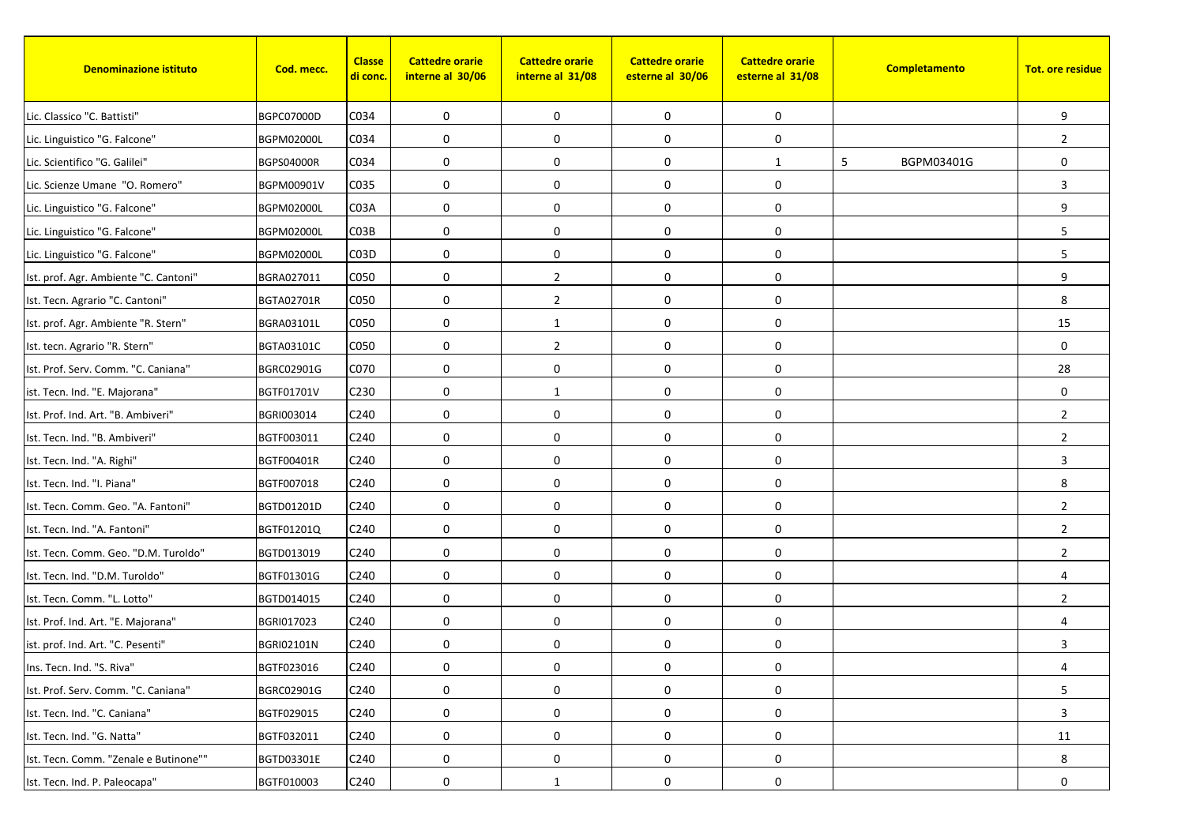| Denominazione istituto | Cod. mecc. | Classe di conc. | Cattedre orarie interne al 30/06 | Cattedre orarie interne al 31/08 | Cattedre orarie esterne al 30/06 | Cattedre orarie esterne al 31/08 | Completamento | Tot. ore residue |
|---|---|---|---|---|---|---|---|---|
| Lic. Classico "C. Battisti" | BGPC07000D | C034 | 0 | 0 | 0 | 0 | | 9 |
| Lic. Linguistico "G. Falcone" | BGPM02000L | C034 | 0 | 0 | 0 | 0 | | 2 |
| Lic. Scientifico "G. Galilei" | BGPS04000R | C034 | 0 | 0 | 0 | 1 | 5 BGPM03401G | 0 |
| Lic. Scienze Umane "O. Romero" | BGPM00901V | C035 | 0 | 0 | 0 | 0 | | 3 |
| Lic. Linguistico "G. Falcone" | BGPM02000L | C03A | 0 | 0 | 0 | 0 | | 9 |
| Lic. Linguistico "G. Falcone" | BGPM02000L | C03B | 0 | 0 | 0 | 0 | | 5 |
| Lic. Linguistico "G. Falcone" | BGPM02000L | C03D | 0 | 0 | 0 | 0 | | 5 |
| Ist. prof. Agr. Ambiente "C. Cantoni" | BGRA027011 | C050 | 0 | 2 | 0 | 0 | | 9 |
| Ist. Tecn. Agrario "C. Cantoni" | BGTA02701R | C050 | 0 | 2 | 0 | 0 | | 8 |
| Ist. prof. Agr. Ambiente "R. Stern" | BGRA03101L | C050 | 0 | 1 | 0 | 0 | | 15 |
| Ist. tecn. Agrario "R. Stern" | BGTA03101C | C050 | 0 | 2 | 0 | 0 | | 0 |
| Ist. Prof. Serv. Comm. "C. Caniana" | BGRC02901G | C070 | 0 | 0 | 0 | 0 | | 28 |
| ist. Tecn. Ind. "E. Majorana" | BGTF01701V | C230 | 0 | 1 | 0 | 0 | | 0 |
| Ist. Prof. Ind. Art. "B. Ambiveri" | BGRI003014 | C240 | 0 | 0 | 0 | 0 | | 2 |
| Ist. Tecn. Ind. "B. Ambiveri" | BGTF003011 | C240 | 0 | 0 | 0 | 0 | | 2 |
| Ist. Tecn. Ind. "A. Righi" | BGTF00401R | C240 | 0 | 0 | 0 | 0 | | 3 |
| Ist. Tecn. Ind. "I. Piana" | BGTF007018 | C240 | 0 | 0 | 0 | 0 | | 8 |
| Ist. Tecn. Comm. Geo. "A. Fantoni" | BGTD01201D | C240 | 0 | 0 | 0 | 0 | | 2 |
| Ist. Tecn. Ind. "A. Fantoni" | BGTF01201Q | C240 | 0 | 0 | 0 | 0 | | 2 |
| Ist. Tecn. Comm. Geo. "D.M. Turoldo" | BGTD013019 | C240 | 0 | 0 | 0 | 0 | | 2 |
| Ist. Tecn. Ind. "D.M. Turoldo" | BGTF01301G | C240 | 0 | 0 | 0 | 0 | | 4 |
| Ist. Tecn. Comm. "L. Lotto" | BGTD014015 | C240 | 0 | 0 | 0 | 0 | | 2 |
| Ist. Prof. Ind. Art. "E. Majorana" | BGRI017023 | C240 | 0 | 0 | 0 | 0 | | 4 |
| ist. prof. Ind. Art. "C. Pesenti" | BGRI02101N | C240 | 0 | 0 | 0 | 0 | | 3 |
| Ins. Tecn. Ind. "S. Riva" | BGTF023016 | C240 | 0 | 0 | 0 | 0 | | 4 |
| Ist. Prof. Serv. Comm. "C. Caniana" | BGRC02901G | C240 | 0 | 0 | 0 | 0 | | 5 |
| Ist. Tecn. Ind. "C. Caniana" | BGTF029015 | C240 | 0 | 0 | 0 | 0 | | 3 |
| Ist. Tecn. Ind. "G. Natta" | BGTF032011 | C240 | 0 | 0 | 0 | 0 | | 11 |
| Ist. Tecn. Comm. "Zenale e Butinone"" | BGTD03301E | C240 | 0 | 0 | 0 | 0 | | 8 |
| Ist. Tecn. Ind. P. Paleocapa" | BGTF010003 | C240 | 0 | 1 | 0 | 0 | | 0 |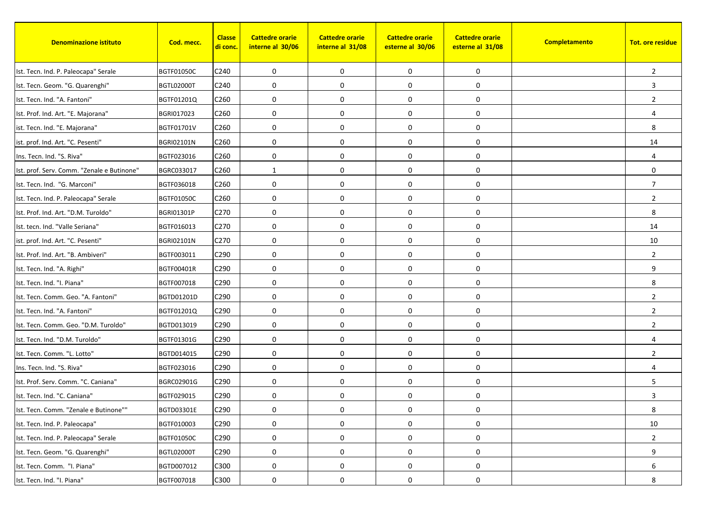| Denominazione istituto | Cod. mecc. | Classe di conc. | Cattedre orarie interne al 30/06 | Cattedre orarie interne al 31/08 | Cattedre orarie esterne al 30/06 | Cattedre orarie esterne al 31/08 | Completamento | Tot. ore residue |
|---|---|---|---|---|---|---|---|---|
| Ist. Tecn. Ind. P. Paleocapa" Serale | BGTF01050C | C240 | 0 | 0 | 0 | 0 | | 2 |
| Ist. Tecn. Geom. "G. Quarenghi" | BGTL02000T | C240 | 0 | 0 | 0 | 0 | | 3 |
| Ist. Tecn. Ind. "A. Fantoni" | BGTF01201Q | C260 | 0 | 0 | 0 | 0 | | 2 |
| Ist. Prof. Ind. Art. "E. Majorana" | BGRI017023 | C260 | 0 | 0 | 0 | 0 | | 4 |
| ist. Tecn. Ind. "E. Majorana" | BGTF01701V | C260 | 0 | 0 | 0 | 0 | | 8 |
| ist. prof. Ind. Art. "C. Pesenti" | BGRI02101N | C260 | 0 | 0 | 0 | 0 | | 14 |
| Ins. Tecn. Ind. "S. Riva" | BGTF023016 | C260 | 0 | 0 | 0 | 0 | | 4 |
| Ist. prof. Serv. Comm. "Zenale e Butinone" | BGRC033017 | C260 | 1 | 0 | 0 | 0 | | 0 |
| Ist. Tecn. Ind. "G. Marconi" | BGTF036018 | C260 | 0 | 0 | 0 | 0 | | 7 |
| Ist. Tecn. Ind. P. Paleocapa" Serale | BGTF01050C | C260 | 0 | 0 | 0 | 0 | | 2 |
| Ist. Prof. Ind. Art. "D.M. Turoldo" | BGRI01301P | C270 | 0 | 0 | 0 | 0 | | 8 |
| Ist. tecn. Ind. "Valle Seriana" | BGTF016013 | C270 | 0 | 0 | 0 | 0 | | 14 |
| ist. prof. Ind. Art. "C. Pesenti" | BGRI02101N | C270 | 0 | 0 | 0 | 0 | | 10 |
| Ist. Prof. Ind. Art. "B. Ambiveri" | BGTF003011 | C290 | 0 | 0 | 0 | 0 | | 2 |
| Ist. Tecn. Ind. "A. Righi" | BGTF00401R | C290 | 0 | 0 | 0 | 0 | | 9 |
| Ist. Tecn. Ind. "I. Piana" | BGTF007018 | C290 | 0 | 0 | 0 | 0 | | 8 |
| Ist. Tecn. Comm. Geo. "A. Fantoni" | BGTD01201D | C290 | 0 | 0 | 0 | 0 | | 2 |
| Ist. Tecn. Ind. "A. Fantoni" | BGTF01201Q | C290 | 0 | 0 | 0 | 0 | | 2 |
| Ist. Tecn. Comm. Geo. "D.M. Turoldo" | BGTD013019 | C290 | 0 | 0 | 0 | 0 | | 2 |
| Ist. Tecn. Ind. "D.M. Turoldo" | BGTF01301G | C290 | 0 | 0 | 0 | 0 | | 4 |
| Ist. Tecn. Comm. "L. Lotto" | BGTD014015 | C290 | 0 | 0 | 0 | 0 | | 2 |
| Ins. Tecn. Ind. "S. Riva" | BGTF023016 | C290 | 0 | 0 | 0 | 0 | | 4 |
| Ist. Prof. Serv. Comm. "C. Caniana" | BGRC02901G | C290 | 0 | 0 | 0 | 0 | | 5 |
| Ist. Tecn. Ind. "C. Caniana" | BGTF029015 | C290 | 0 | 0 | 0 | 0 | | 3 |
| Ist. Tecn. Comm. "Zenale e Butinone"" | BGTD03301E | C290 | 0 | 0 | 0 | 0 | | 8 |
| Ist. Tecn. Ind. P. Paleocapa" | BGTF010003 | C290 | 0 | 0 | 0 | 0 | | 10 |
| Ist. Tecn. Ind. P. Paleocapa" Serale | BGTF01050C | C290 | 0 | 0 | 0 | 0 | | 2 |
| Ist. Tecn. Geom. "G. Quarenghi" | BGTL02000T | C290 | 0 | 0 | 0 | 0 | | 9 |
| Ist. Tecn. Comm. "I. Piana" | BGTD007012 | C300 | 0 | 0 | 0 | 0 | | 6 |
| Ist. Tecn. Ind. "I. Piana" | BGTF007018 | C300 | 0 | 0 | 0 | 0 | | 8 |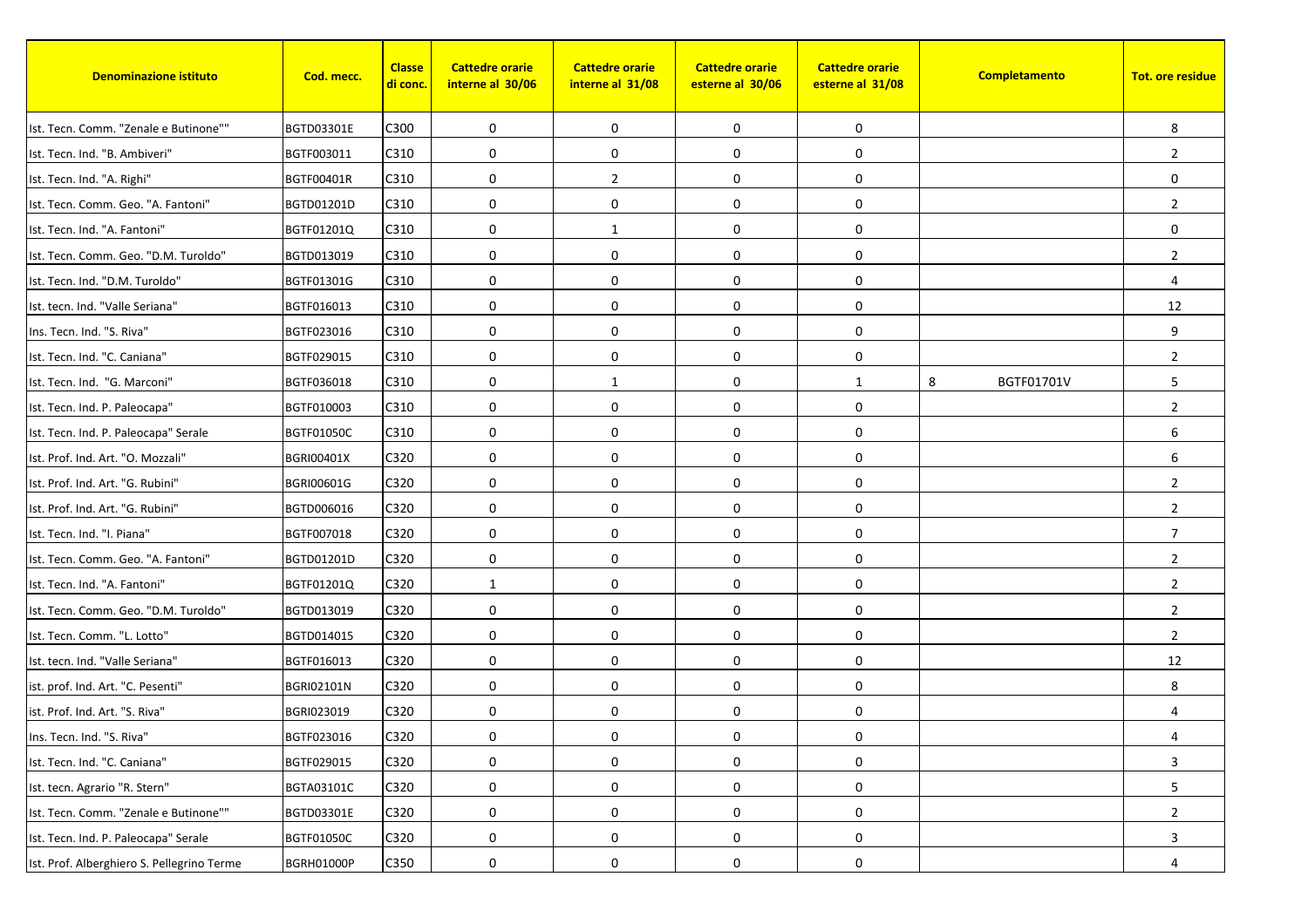| Denominazione istituto | Cod. mecc. | Classe di conc. | Cattedre orarie interne al 30/06 | Cattedre orarie interne al 31/08 | Cattedre orarie esterne al 30/06 | Cattedre orarie esterne al 31/08 | Completamento | Tot. ore residue |
|---|---|---|---|---|---|---|---|---|
| Ist. Tecn. Comm. "Zenale e Butinone"" | BGTD03301E | C300 | 0 | 0 | 0 | 0 | | 8 |
| Ist. Tecn. Ind. "B. Ambiveri" | BGTF003011 | C310 | 0 | 0 | 0 | 0 | | 2 |
| Ist. Tecn. Ind. "A. Righi" | BGTF00401R | C310 | 0 | 2 | 0 | 0 | | 0 |
| Ist. Tecn. Comm. Geo. "A. Fantoni" | BGTD01201D | C310 | 0 | 0 | 0 | 0 | | 2 |
| Ist. Tecn. Ind. "A. Fantoni" | BGTF01201Q | C310 | 0 | 1 | 0 | 0 | | 0 |
| Ist. Tecn. Comm. Geo. "D.M. Turoldo" | BGTD013019 | C310 | 0 | 0 | 0 | 0 | | 2 |
| Ist. Tecn. Ind. "D.M. Turoldo" | BGTF01301G | C310 | 0 | 0 | 0 | 0 | | 4 |
| Ist. tecn. Ind. "Valle Seriana" | BGTF016013 | C310 | 0 | 0 | 0 | 0 | | 12 |
| Ins. Tecn. Ind. "S. Riva" | BGTF023016 | C310 | 0 | 0 | 0 | 0 | | 9 |
| Ist. Tecn. Ind. "C. Caniana" | BGTF029015 | C310 | 0 | 0 | 0 | 0 | | 2 |
| Ist. Tecn. Ind. "G. Marconi" | BGTF036018 | C310 | 0 | 1 | 0 | 1 | 8 BGTF01701V | 5 |
| Ist. Tecn. Ind. P. Paleocapa" | BGTF010003 | C310 | 0 | 0 | 0 | 0 | | 2 |
| Ist. Tecn. Ind. P. Paleocapa" Serale | BGTF01050C | C310 | 0 | 0 | 0 | 0 | | 6 |
| Ist. Prof. Ind. Art. "O. Mozzali" | BGRI00401X | C320 | 0 | 0 | 0 | 0 | | 6 |
| Ist. Prof. Ind. Art. "G. Rubini" | BGRI00601G | C320 | 0 | 0 | 0 | 0 | | 2 |
| Ist. Prof. Ind. Art. "G. Rubini" | BGTD006016 | C320 | 0 | 0 | 0 | 0 | | 2 |
| Ist. Tecn. Ind. "I. Piana" | BGTF007018 | C320 | 0 | 0 | 0 | 0 | | 7 |
| Ist. Tecn. Comm. Geo. "A. Fantoni" | BGTD01201D | C320 | 0 | 0 | 0 | 0 | | 2 |
| Ist. Tecn. Ind. "A. Fantoni" | BGTF01201Q | C320 | 1 | 0 | 0 | 0 | | 2 |
| Ist. Tecn. Comm. Geo. "D.M. Turoldo" | BGTD013019 | C320 | 0 | 0 | 0 | 0 | | 2 |
| Ist. Tecn. Comm. "L. Lotto" | BGTD014015 | C320 | 0 | 0 | 0 | 0 | | 2 |
| Ist. tecn. Ind. "Valle Seriana" | BGTF016013 | C320 | 0 | 0 | 0 | 0 | | 12 |
| ist. prof. Ind. Art. "C. Pesenti" | BGRI02101N | C320 | 0 | 0 | 0 | 0 | | 8 |
| ist. Prof. Ind. Art. "S. Riva" | BGRI023019 | C320 | 0 | 0 | 0 | 0 | | 4 |
| Ins. Tecn. Ind. "S. Riva" | BGTF023016 | C320 | 0 | 0 | 0 | 0 | | 4 |
| Ist. Tecn. Ind. "C. Caniana" | BGTF029015 | C320 | 0 | 0 | 0 | 0 | | 3 |
| Ist. tecn. Agrario "R. Stern" | BGTA03101C | C320 | 0 | 0 | 0 | 0 | | 5 |
| Ist. Tecn. Comm. "Zenale e Butinone"" | BGTD03301E | C320 | 0 | 0 | 0 | 0 | | 2 |
| Ist. Tecn. Ind. P. Paleocapa" Serale | BGTF01050C | C320 | 0 | 0 | 0 | 0 | | 3 |
| Ist. Prof. Alberghiero S. Pellegrino Terme | BGRH01000P | C350 | 0 | 0 | 0 | 0 | | 4 |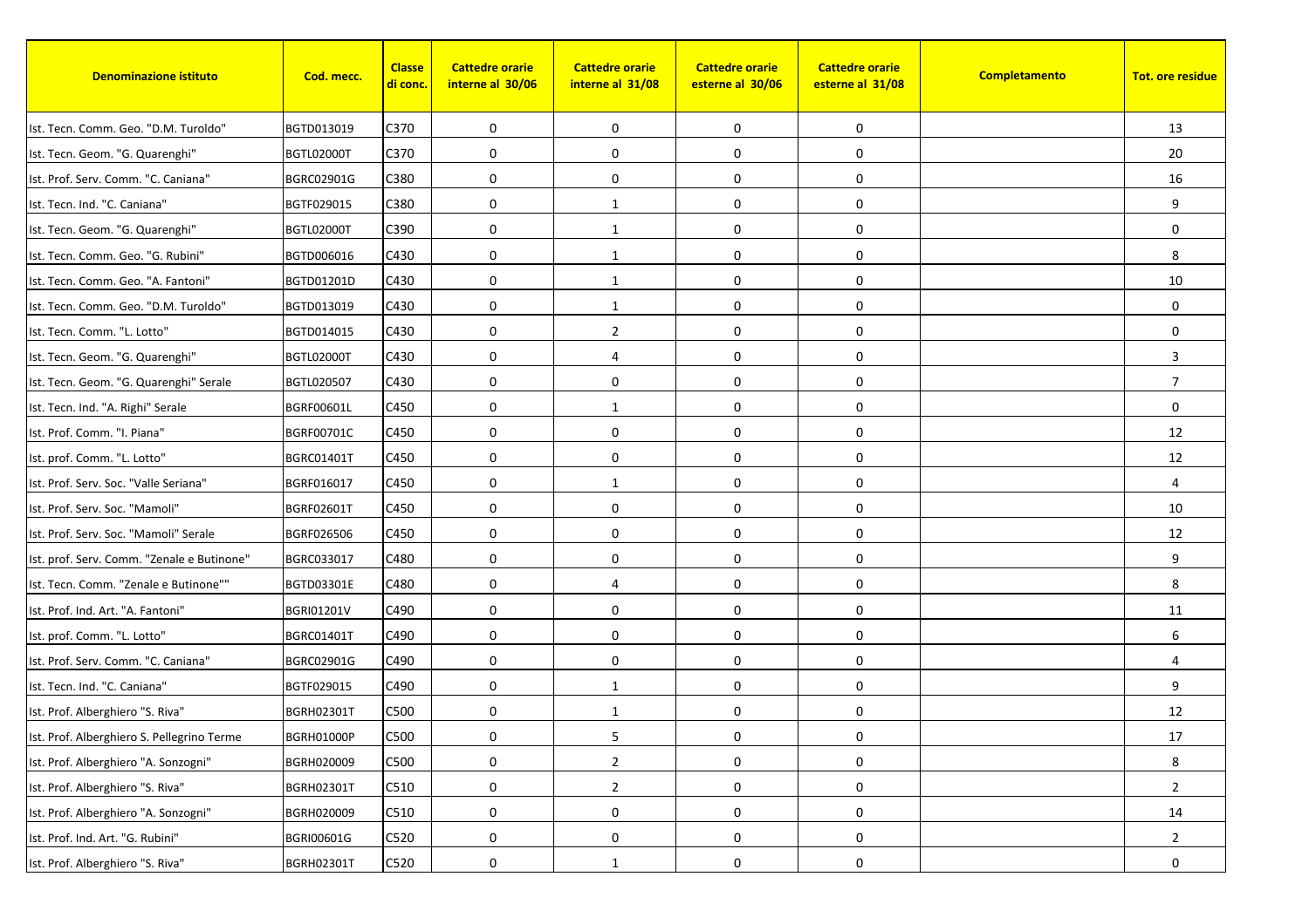| Denominazione istituto | Cod. mecc. | Classe di conc. | Cattedre orarie interne al 30/06 | Cattedre orarie interne al 31/08 | Cattedre orarie esterne al 30/06 | Cattedre orarie esterne al 31/08 | Completamento | Tot. ore residue |
|---|---|---|---|---|---|---|---|---|
| Ist. Tecn. Comm. Geo. "D.M. Turoldo" | BGTD013019 | C370 | 0 | 0 | 0 | 0 | | 13 |
| Ist. Tecn. Geom. "G. Quarenghi" | BGTL02000T | C370 | 0 | 0 | 0 | 0 | | 20 |
| Ist. Prof. Serv. Comm. "C. Caniana" | BGRC02901G | C380 | 0 | 0 | 0 | 0 | | 16 |
| Ist. Tecn. Ind. "C. Caniana" | BGTF029015 | C380 | 0 | 1 | 0 | 0 | | 9 |
| Ist. Tecn. Geom. "G. Quarenghi" | BGTL02000T | C390 | 0 | 1 | 0 | 0 | | 0 |
| Ist. Tecn. Comm. Geo. "G. Rubini" | BGTD006016 | C430 | 0 | 1 | 0 | 0 | | 8 |
| Ist. Tecn. Comm. Geo. "A. Fantoni" | BGTD01201D | C430 | 0 | 1 | 0 | 0 | | 10 |
| Ist. Tecn. Comm. Geo. "D.M. Turoldo" | BGTD013019 | C430 | 0 | 1 | 0 | 0 | | 0 |
| Ist. Tecn. Comm. "L. Lotto" | BGTD014015 | C430 | 0 | 2 | 0 | 0 | | 0 |
| Ist. Tecn. Geom. "G. Quarenghi" | BGTL02000T | C430 | 0 | 4 | 0 | 0 | | 3 |
| Ist. Tecn. Geom. "G. Quarenghi" Serale | BGTL020507 | C430 | 0 | 0 | 0 | 0 | | 7 |
| Ist. Tecn. Ind. "A. Righi" Serale | BGRF00601L | C450 | 0 | 1 | 0 | 0 | | 0 |
| Ist. Prof. Comm. "I. Piana" | BGRF00701C | C450 | 0 | 0 | 0 | 0 | | 12 |
| Ist. prof. Comm. "L. Lotto" | BGRC01401T | C450 | 0 | 0 | 0 | 0 | | 12 |
| Ist. Prof. Serv. Soc. "Valle Seriana" | BGRF016017 | C450 | 0 | 1 | 0 | 0 | | 4 |
| Ist. Prof. Serv. Soc. "Mamoli" | BGRF02601T | C450 | 0 | 0 | 0 | 0 | | 10 |
| Ist. Prof. Serv. Soc. "Mamoli" Serale | BGRF026506 | C450 | 0 | 0 | 0 | 0 | | 12 |
| Ist. prof. Serv. Comm. "Zenale e Butinone" | BGRC033017 | C480 | 0 | 0 | 0 | 0 | | 9 |
| Ist. Tecn. Comm. "Zenale e Butinone"" | BGTD03301E | C480 | 0 | 4 | 0 | 0 | | 8 |
| Ist. Prof. Ind. Art. "A. Fantoni" | BGRI01201V | C490 | 0 | 0 | 0 | 0 | | 11 |
| Ist. prof. Comm. "L. Lotto" | BGRC01401T | C490 | 0 | 0 | 0 | 0 | | 6 |
| Ist. Prof. Serv. Comm. "C. Caniana" | BGRC02901G | C490 | 0 | 0 | 0 | 0 | | 4 |
| Ist. Tecn. Ind. "C. Caniana" | BGTF029015 | C490 | 0 | 1 | 0 | 0 | | 9 |
| Ist. Prof. Alberghiero "S. Riva" | BGRH02301T | C500 | 0 | 1 | 0 | 0 | | 12 |
| Ist. Prof. Alberghiero S. Pellegrino Terme | BGRH01000P | C500 | 0 | 5 | 0 | 0 | | 17 |
| Ist. Prof. Alberghiero "A. Sonzogni" | BGRH020009 | C500 | 0 | 2 | 0 | 0 | | 8 |
| Ist. Prof. Alberghiero "S. Riva" | BGRH02301T | C510 | 0 | 2 | 0 | 0 | | 2 |
| Ist. Prof. Alberghiero "A. Sonzogni" | BGRH020009 | C510 | 0 | 0 | 0 | 0 | | 14 |
| Ist. Prof. Ind. Art. "G. Rubini" | BGRI00601G | C520 | 0 | 0 | 0 | 0 | | 2 |
| Ist. Prof. Alberghiero "S. Riva" | BGRH02301T | C520 | 0 | 1 | 0 | 0 | | 0 |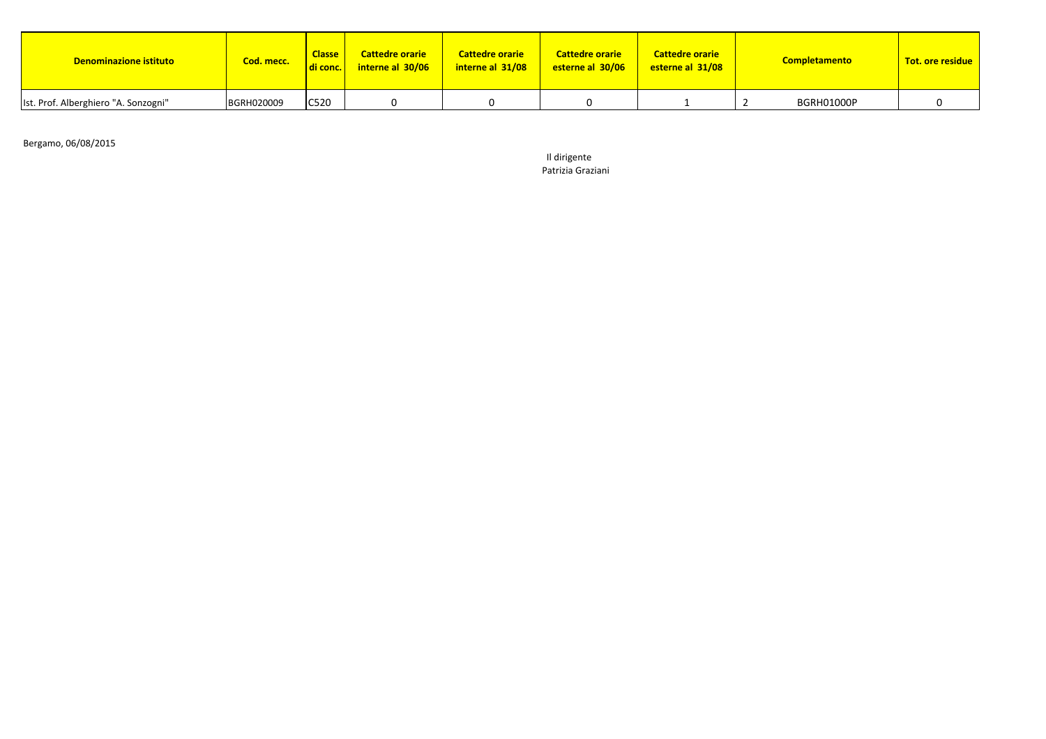| Denominazione istituto | Cod. mecc. | Classe di conc. | Cattedre orarie interne al 30/06 | Cattedre orarie interne al 31/08 | Cattedre orarie esterne al 30/06 | Cattedre orarie esterne al 31/08 | Completamento | | Tot. ore residue |
|---|---|---|---|---|---|---|---|---|---|
| Ist. Prof. Alberghiero "A. Sonzogni" | BGRH020009 | C520 | 0 | 0 | 0 | 1 | 2 | BGRH01000P | 0 |

Bergamo, 06/08/2015

Il dirigente
Patrizia Graziani